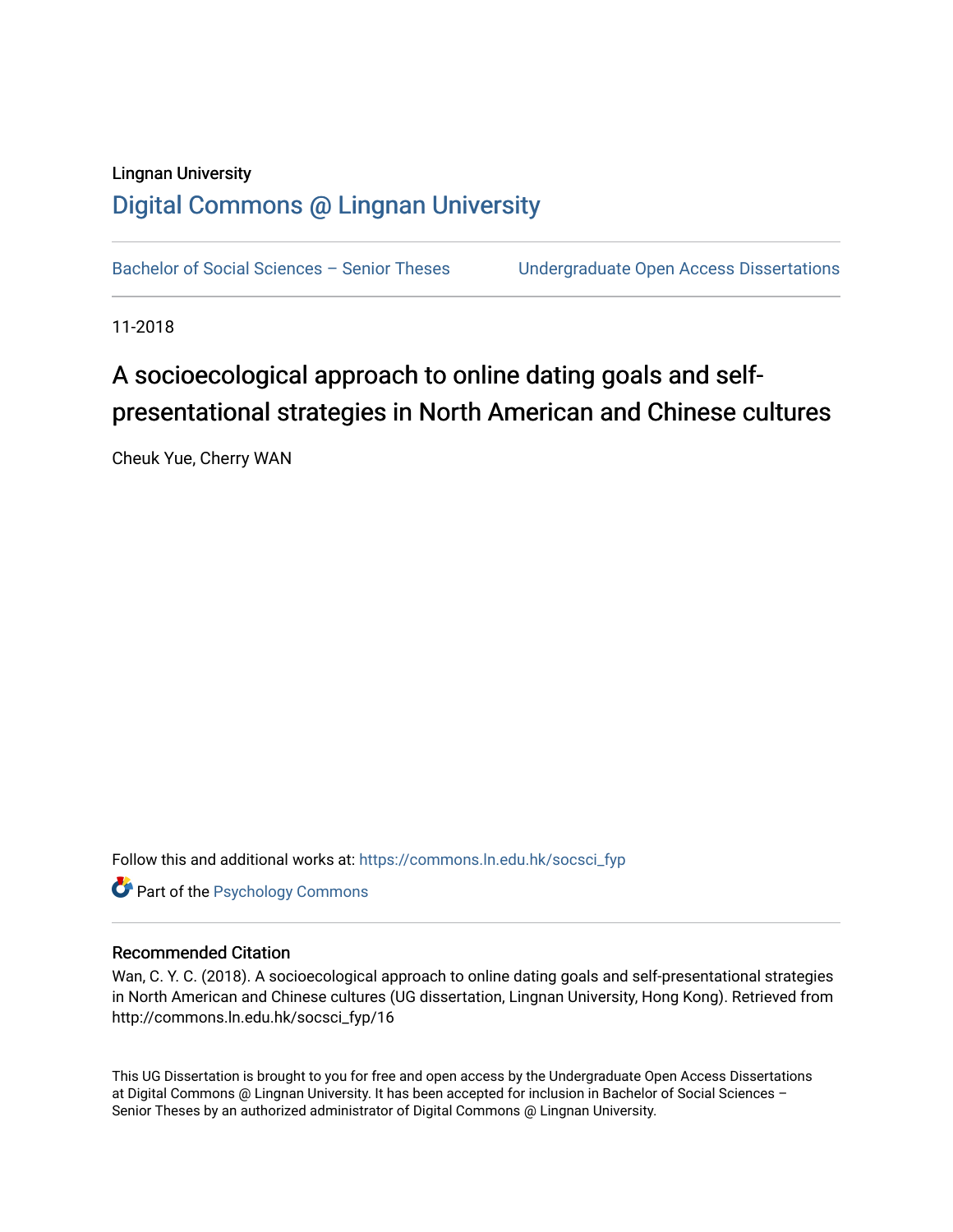Lingnan University

# Digital Commons @ Lingnan University

Bachelor of Social Sciences – Senior Theses | Undergraduate Open Access Dissertations

11-2018

# A socioecological approach to online dating goals and self-presentational strategies in North American and Chinese cultures

Cheuk Yue, Cherry WAN

Follow this and additional works at: https://commons.ln.edu.hk/socsci_fyp

Part of the Psychology Commons

## Recommended Citation

Wan, C. Y. C. (2018). A socioecological approach to online dating goals and self-presentational strategies in North American and Chinese cultures (UG dissertation, Lingnan University, Hong Kong). Retrieved from http://commons.ln.edu.hk/socsci_fyp/16

This UG Dissertation is brought to you for free and open access by the Undergraduate Open Access Dissertations at Digital Commons @ Lingnan University. It has been accepted for inclusion in Bachelor of Social Sciences – Senior Theses by an authorized administrator of Digital Commons @ Lingnan University.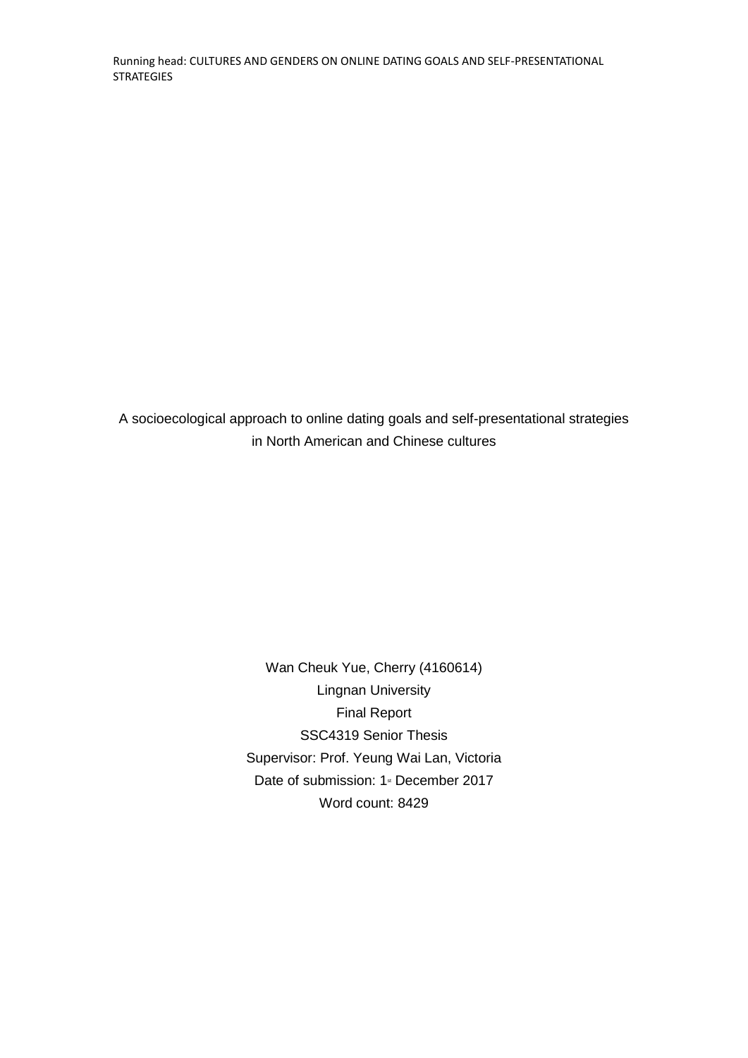A socioecological approach to online dating goals and self-presentational strategies in North American and Chinese cultures

Wan Cheuk Yue, Cherry (4160614)

Lingnan University

Final Report

SSC4319 Senior Thesis

Supervisor: Prof. Yeung Wai Lan, Victoria

Date of submission: 1st December 2017

Word count: 8429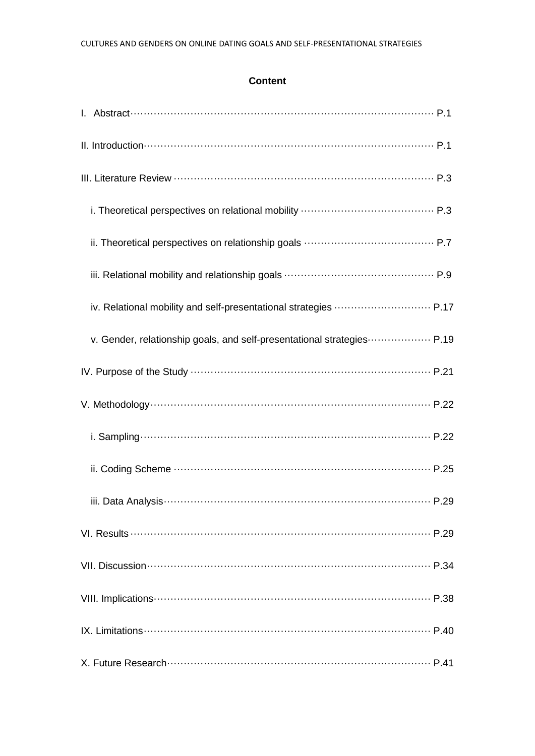**Content**

I. Abstract ........................................................................................ P.1

II. Introduction ................................................................................... P.1

III. Literature Review ......................................................................... P.3

i. Theoretical perspectives on relational mobility ..................................... P.3

ii. Theoretical perspectives on relationship goals ..................................... P.7

iii. Relational mobility and relationship goals ........................................... P.9

iv. Relational mobility and self-presentational strategies ........................... P.17

v. Gender, relationship goals, and self-presentational strategies ................. P.19

IV. Purpose of the Study ..................................................................... P.21

V. Methodology ................................................................................. P.22

i. Sampling ...................................................................................... P.22

ii. Coding Scheme ............................................................................ P.25

iii. Data Analysis ............................................................................... P.29

VI. Results ........................................................................................ P.29

VII. Discussion .................................................................................. P.34

VIII. Implications ................................................................................ P.38

IX. Limitations ................................................................................... P.40

X. Future Research ............................................................................. P.41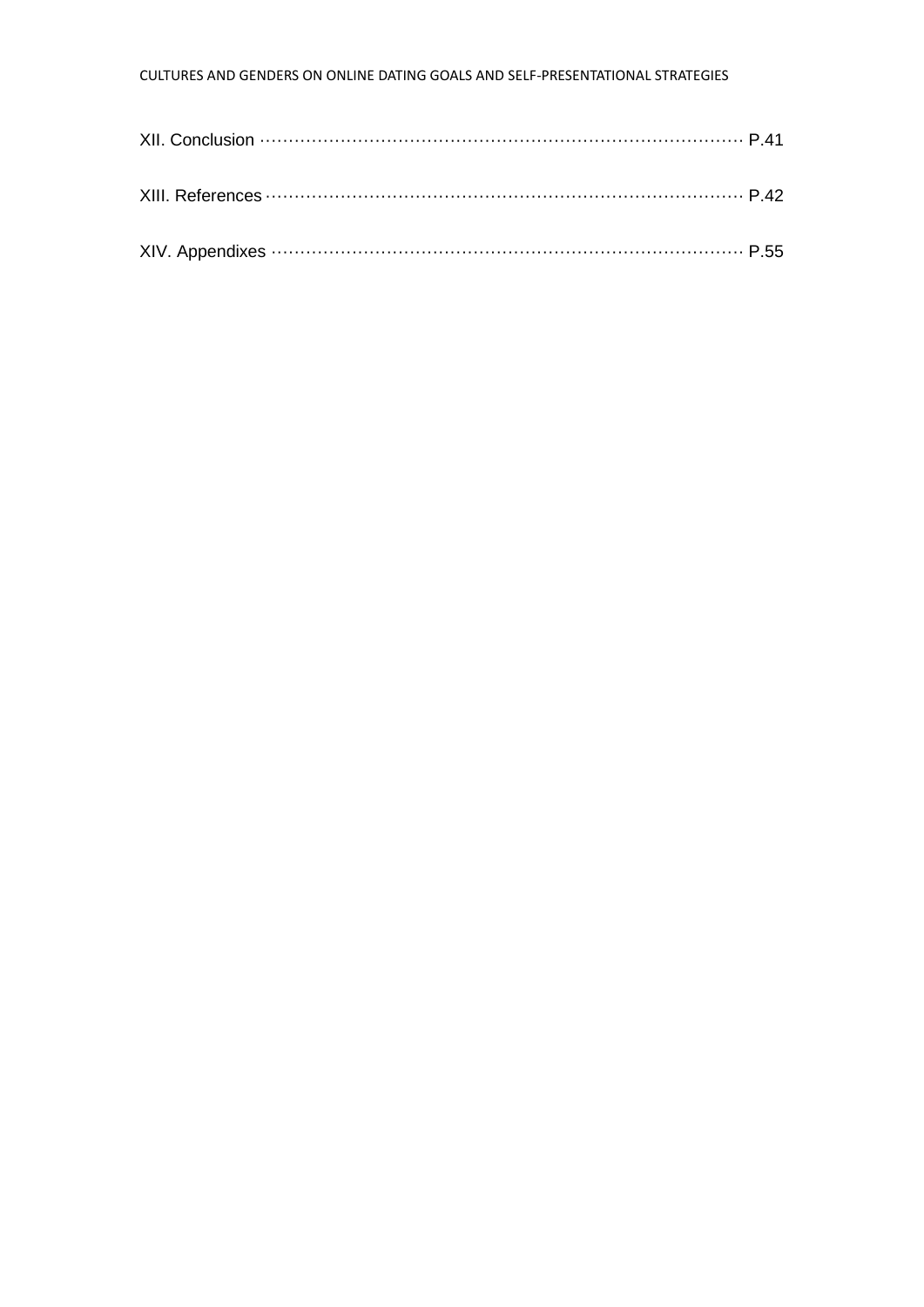XII. Conclusion ··························································· P.41

XIII. References ··························································· P.42

XIV. Appendixes ··························································· P.55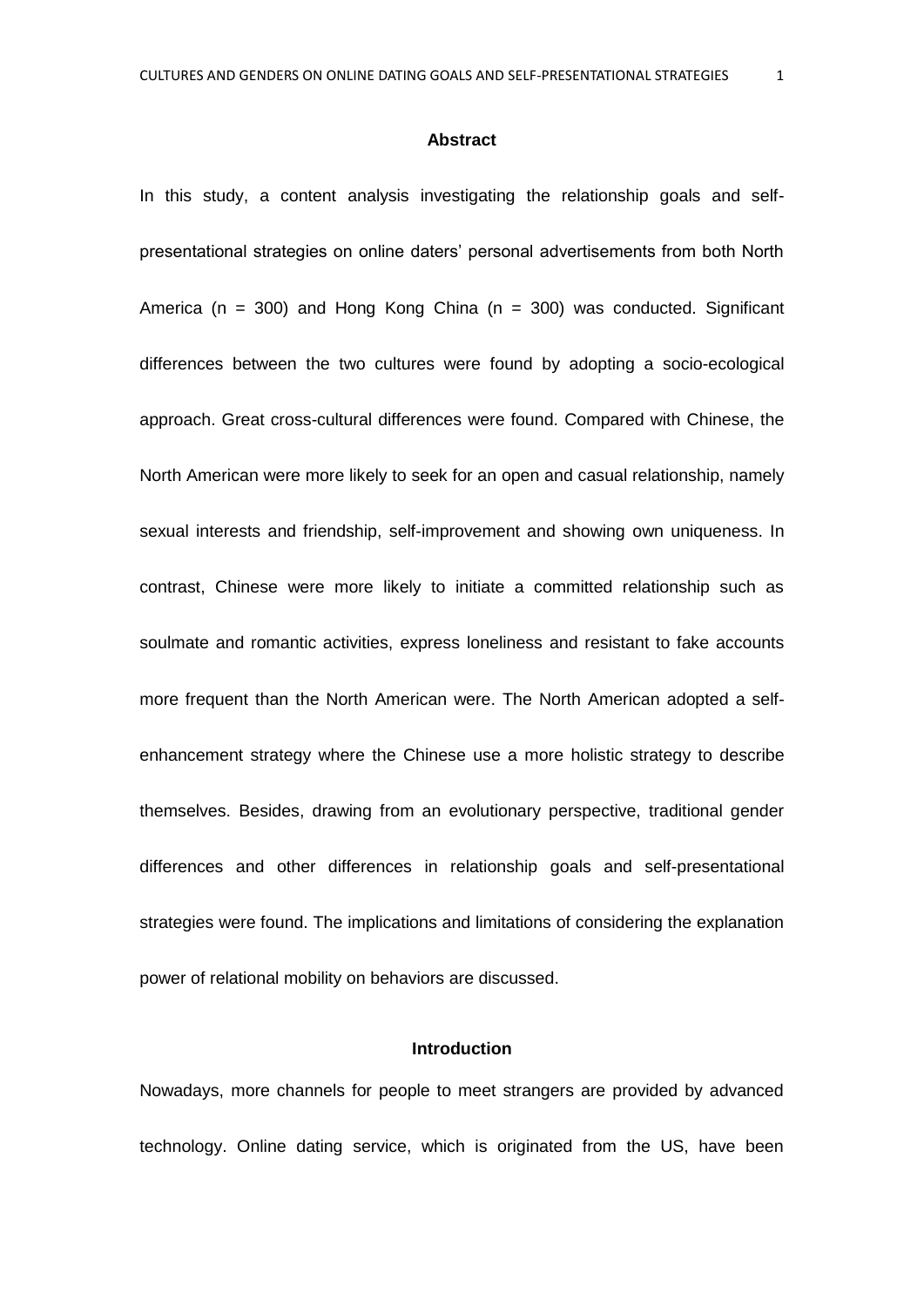## Abstract

In this study, a content analysis investigating the relationship goals and self-presentational strategies on online daters' personal advertisements from both North America (n = 300) and Hong Kong China (n = 300) was conducted. Significant differences between the two cultures were found by adopting a socio-ecological approach. Great cross-cultural differences were found. Compared with Chinese, the North American were more likely to seek for an open and casual relationship, namely sexual interests and friendship, self-improvement and showing own uniqueness. In contrast, Chinese were more likely to initiate a committed relationship such as soulmate and romantic activities, express loneliness and resistant to fake accounts more frequent than the North American were. The North American adopted a self-enhancement strategy where the Chinese use a more holistic strategy to describe themselves. Besides, drawing from an evolutionary perspective, traditional gender differences and other differences in relationship goals and self-presentational strategies were found. The implications and limitations of considering the explanation power of relational mobility on behaviors are discussed.

## Introduction

Nowadays, more channels for people to meet strangers are provided by advanced technology. Online dating service, which is originated from the US, have been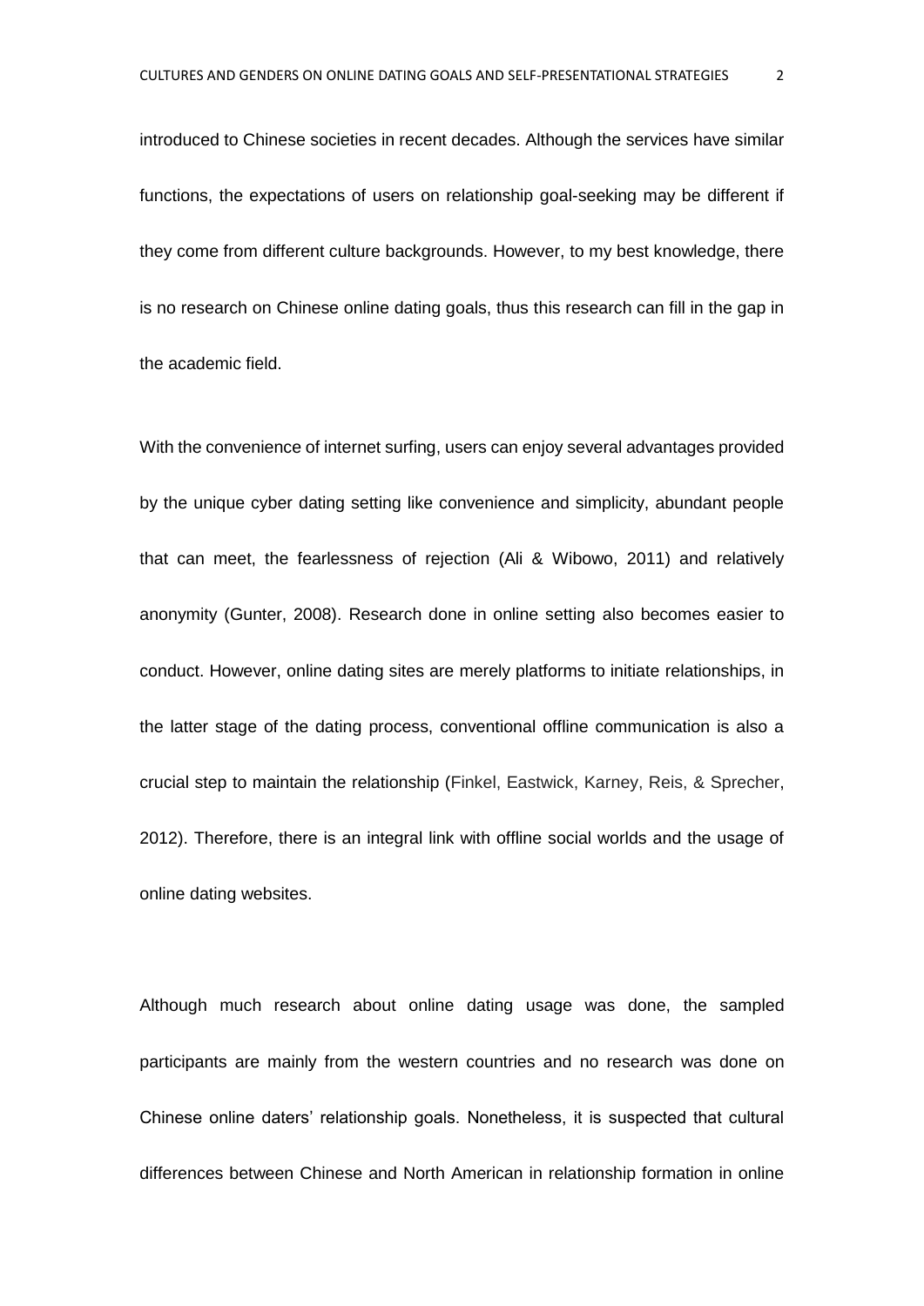introduced to Chinese societies in recent decades. Although the services have similar functions, the expectations of users on relationship goal-seeking may be different if they come from different culture backgrounds. However, to my best knowledge, there is no research on Chinese online dating goals, thus this research can fill in the gap in the academic field.

With the convenience of internet surfing, users can enjoy several advantages provided by the unique cyber dating setting like convenience and simplicity, abundant people that can meet, the fearlessness of rejection (Ali & Wibowo, 2011) and relatively anonymity (Gunter, 2008). Research done in online setting also becomes easier to conduct. However, online dating sites are merely platforms to initiate relationships, in the latter stage of the dating process, conventional offline communication is also a crucial step to maintain the relationship (Finkel, Eastwick, Karney, Reis, & Sprecher, 2012). Therefore, there is an integral link with offline social worlds and the usage of online dating websites.

Although much research about online dating usage was done, the sampled participants are mainly from the western countries and no research was done on Chinese online daters' relationship goals. Nonetheless, it is suspected that cultural differences between Chinese and North American in relationship formation in online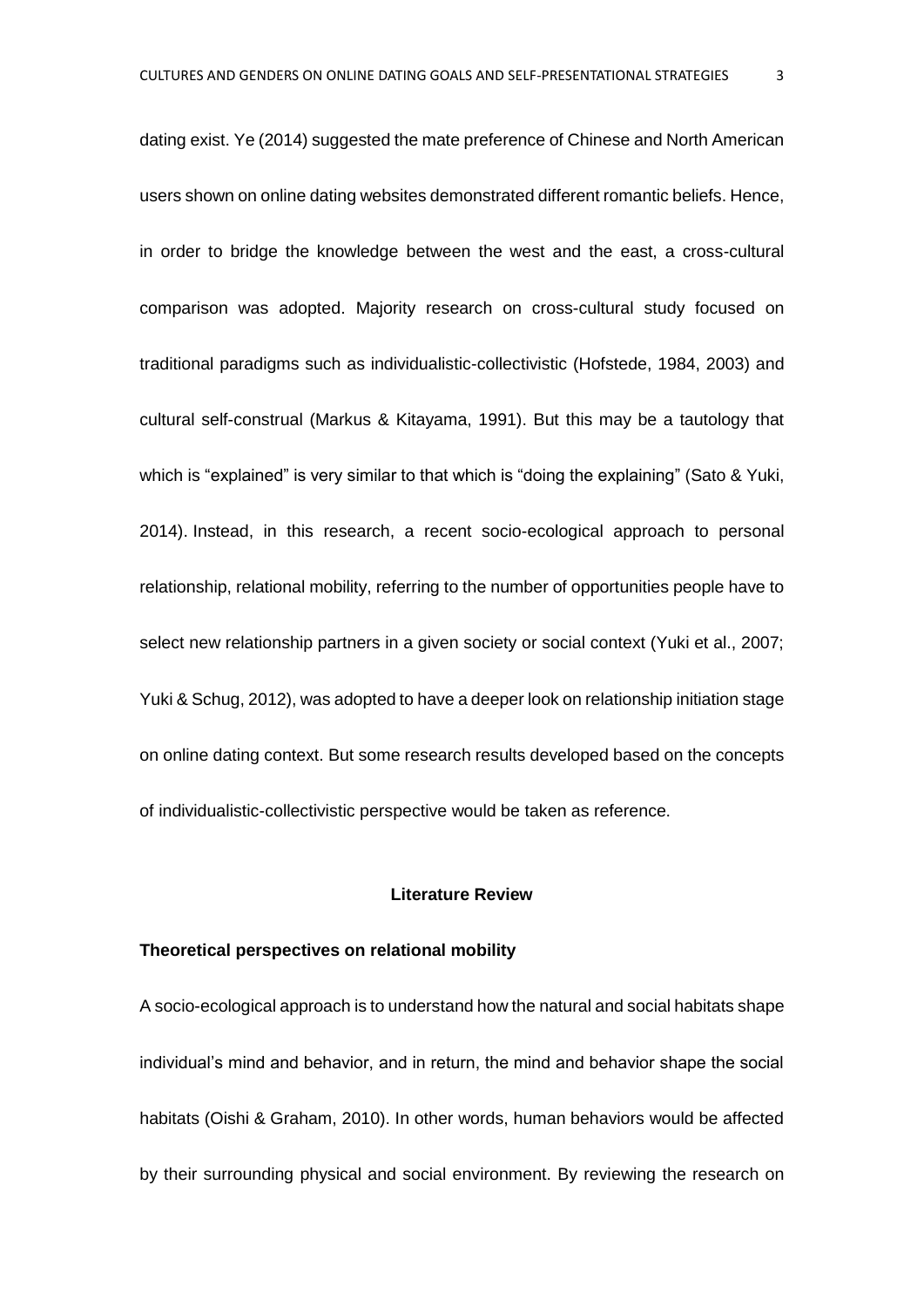dating exist. Ye (2014) suggested the mate preference of Chinese and North American users shown on online dating websites demonstrated different romantic beliefs. Hence, in order to bridge the knowledge between the west and the east, a cross-cultural comparison was adopted. Majority research on cross-cultural study focused on traditional paradigms such as individualistic-collectivistic (Hofstede, 1984, 2003) and cultural self-construal (Markus & Kitayama, 1991). But this may be a tautology that which is "explained" is very similar to that which is "doing the explaining" (Sato & Yuki, 2014). Instead, in this research, a recent socio-ecological approach to personal relationship, relational mobility, referring to the number of opportunities people have to select new relationship partners in a given society or social context (Yuki et al., 2007; Yuki & Schug, 2012), was adopted to have a deeper look on relationship initiation stage on online dating context. But some research results developed based on the concepts of individualistic-collectivistic perspective would be taken as reference.

## Literature Review

### Theoretical perspectives on relational mobility

A socio-ecological approach is to understand how the natural and social habitats shape individual's mind and behavior, and in return, the mind and behavior shape the social habitats (Oishi & Graham, 2010). In other words, human behaviors would be affected by their surrounding physical and social environment. By reviewing the research on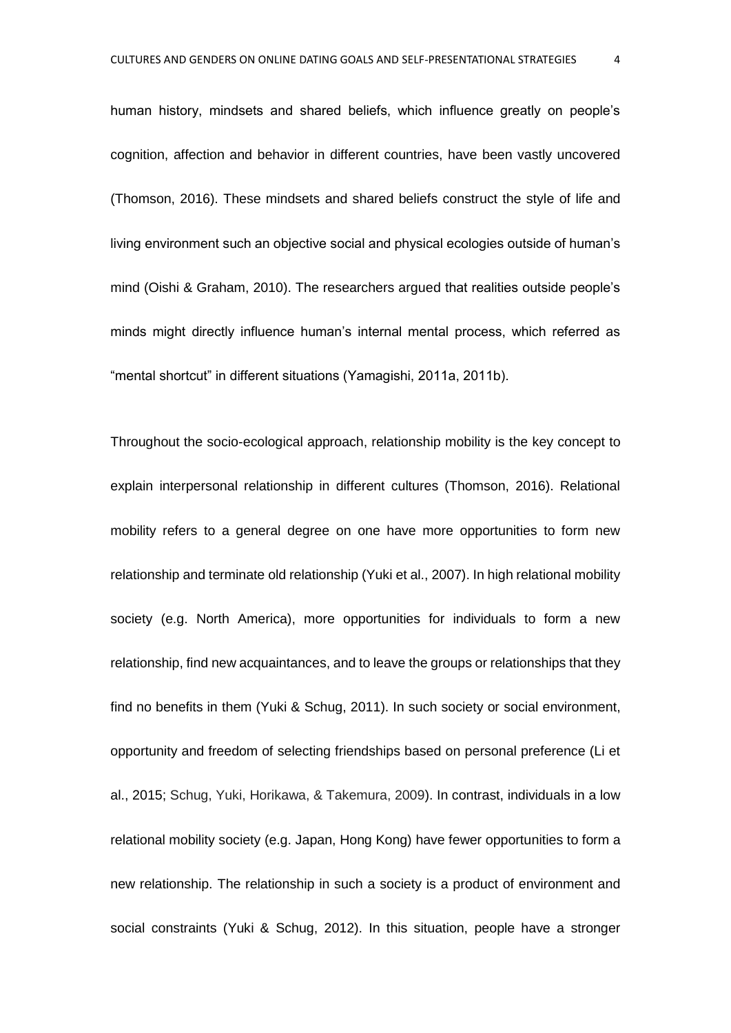human history, mindsets and shared beliefs, which influence greatly on people's cognition, affection and behavior in different countries, have been vastly uncovered (Thomson, 2016). These mindsets and shared beliefs construct the style of life and living environment such an objective social and physical ecologies outside of human's mind (Oishi & Graham, 2010). The researchers argued that realities outside people's minds might directly influence human's internal mental process, which referred as "mental shortcut" in different situations (Yamagishi, 2011a, 2011b).

Throughout the socio-ecological approach, relationship mobility is the key concept to explain interpersonal relationship in different cultures (Thomson, 2016). Relational mobility refers to a general degree on one have more opportunities to form new relationship and terminate old relationship (Yuki et al., 2007). In high relational mobility society (e.g. North America), more opportunities for individuals to form a new relationship, find new acquaintances, and to leave the groups or relationships that they find no benefits in them (Yuki & Schug, 2011). In such society or social environment, opportunity and freedom of selecting friendships based on personal preference (Li et al., 2015; Schug, Yuki, Horikawa, & Takemura, 2009). In contrast, individuals in a low relational mobility society (e.g. Japan, Hong Kong) have fewer opportunities to form a new relationship. The relationship in such a society is a product of environment and social constraints (Yuki & Schug, 2012). In this situation, people have a stronger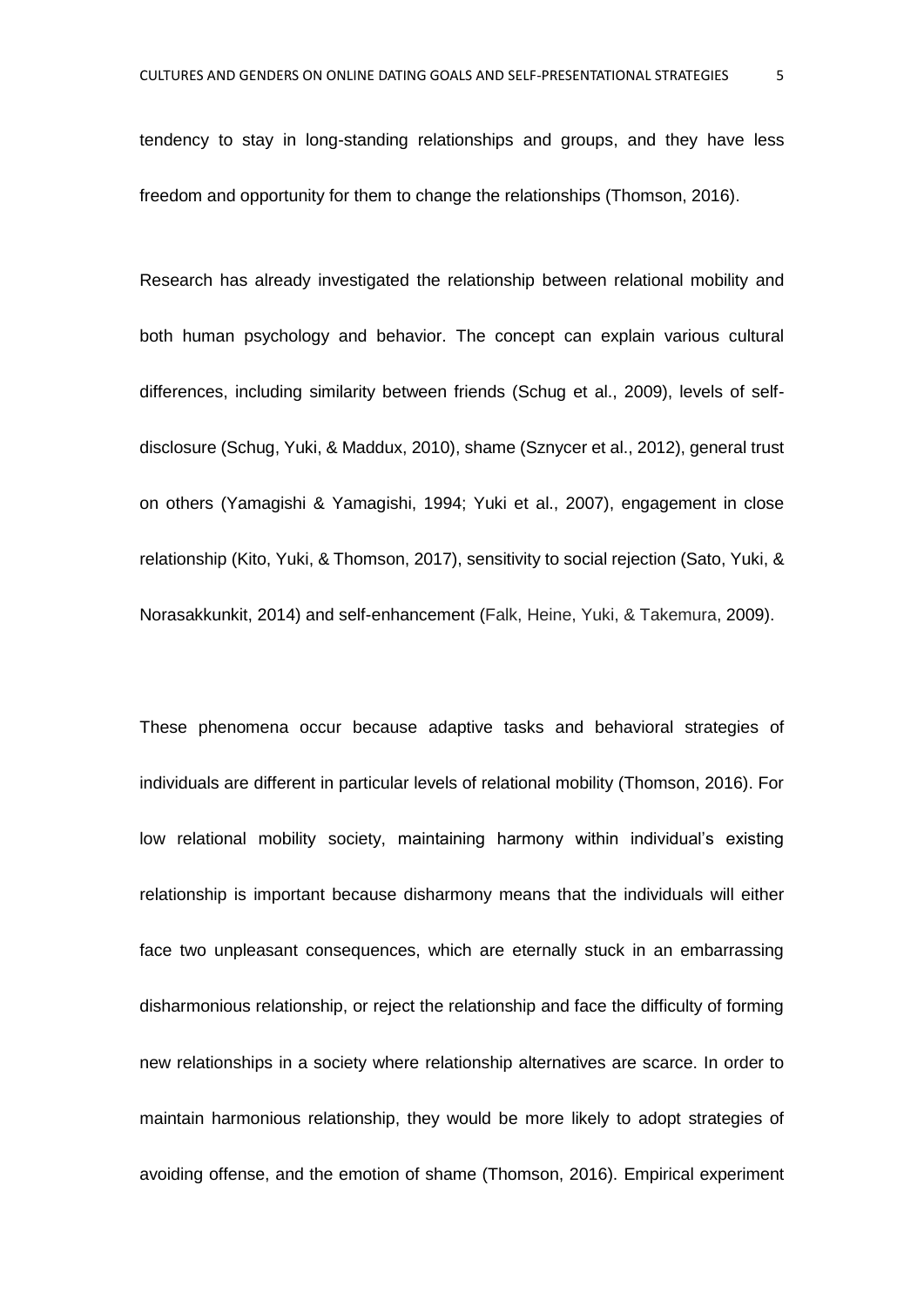tendency to stay in long-standing relationships and groups, and they have less freedom and opportunity for them to change the relationships (Thomson, 2016).

Research has already investigated the relationship between relational mobility and both human psychology and behavior. The concept can explain various cultural differences, including similarity between friends (Schug et al., 2009), levels of self-disclosure (Schug, Yuki, & Maddux, 2010), shame (Sznycer et al., 2012), general trust on others (Yamagishi & Yamagishi, 1994; Yuki et al., 2007), engagement in close relationship (Kito, Yuki, & Thomson, 2017), sensitivity to social rejection (Sato, Yuki, & Norasakkunkit, 2014) and self-enhancement (Falk, Heine, Yuki, & Takemura, 2009).

These phenomena occur because adaptive tasks and behavioral strategies of individuals are different in particular levels of relational mobility (Thomson, 2016). For low relational mobility society, maintaining harmony within individual's existing relationship is important because disharmony means that the individuals will either face two unpleasant consequences, which are eternally stuck in an embarrassing disharmonious relationship, or reject the relationship and face the difficulty of forming new relationships in a society where relationship alternatives are scarce. In order to maintain harmonious relationship, they would be more likely to adopt strategies of avoiding offense, and the emotion of shame (Thomson, 2016). Empirical experiment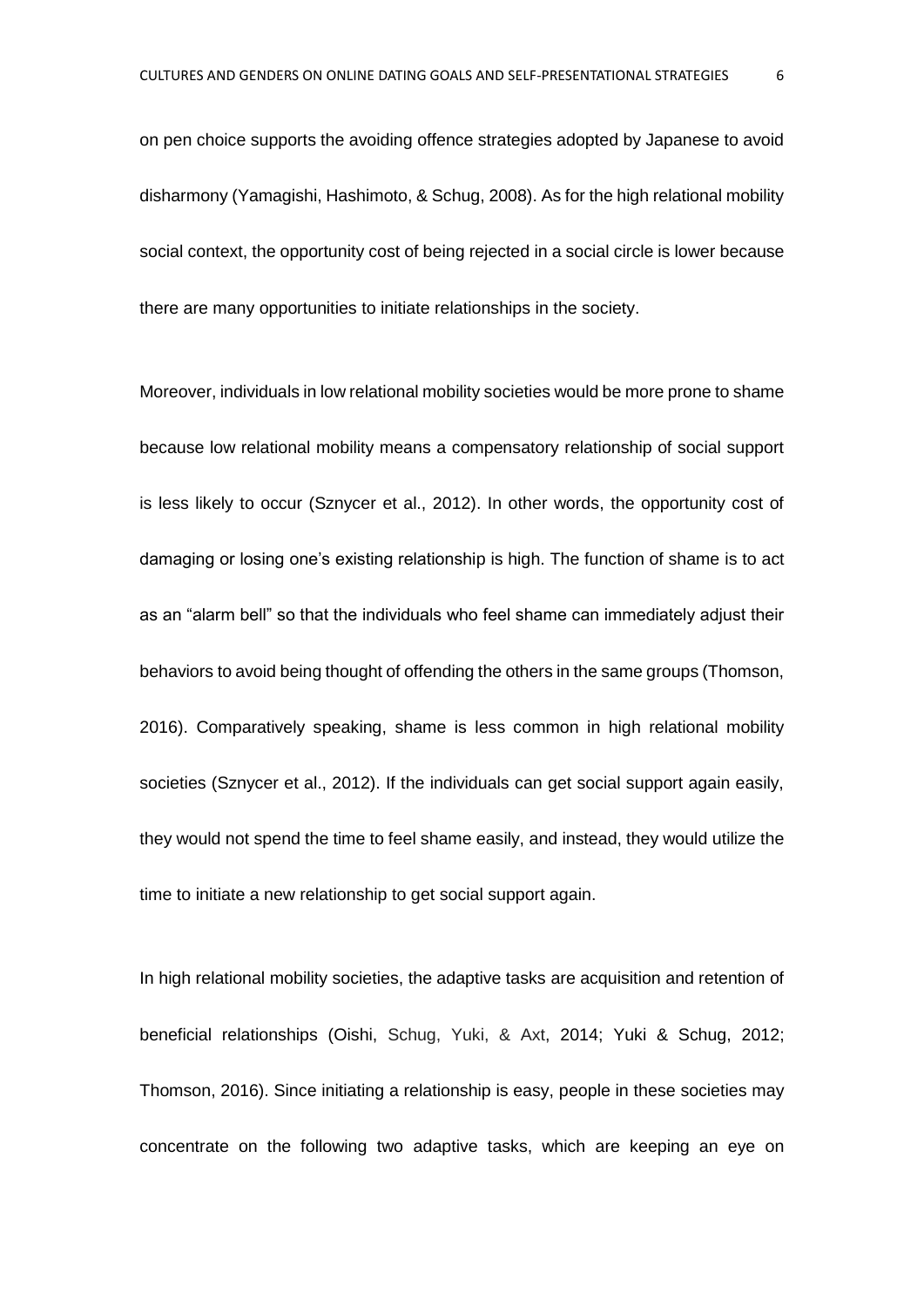on pen choice supports the avoiding offence strategies adopted by Japanese to avoid disharmony (Yamagishi, Hashimoto, & Schug, 2008). As for the high relational mobility social context, the opportunity cost of being rejected in a social circle is lower because there are many opportunities to initiate relationships in the society.

Moreover, individuals in low relational mobility societies would be more prone to shame because low relational mobility means a compensatory relationship of social support is less likely to occur (Sznycer et al., 2012). In other words, the opportunity cost of damaging or losing one's existing relationship is high. The function of shame is to act as an "alarm bell" so that the individuals who feel shame can immediately adjust their behaviors to avoid being thought of offending the others in the same groups (Thomson, 2016). Comparatively speaking, shame is less common in high relational mobility societies (Sznycer et al., 2012). If the individuals can get social support again easily, they would not spend the time to feel shame easily, and instead, they would utilize the time to initiate a new relationship to get social support again.

In high relational mobility societies, the adaptive tasks are acquisition and retention of beneficial relationships (Oishi, Schug, Yuki, & Axt, 2014; Yuki & Schug, 2012; Thomson, 2016). Since initiating a relationship is easy, people in these societies may concentrate on the following two adaptive tasks, which are keeping an eye on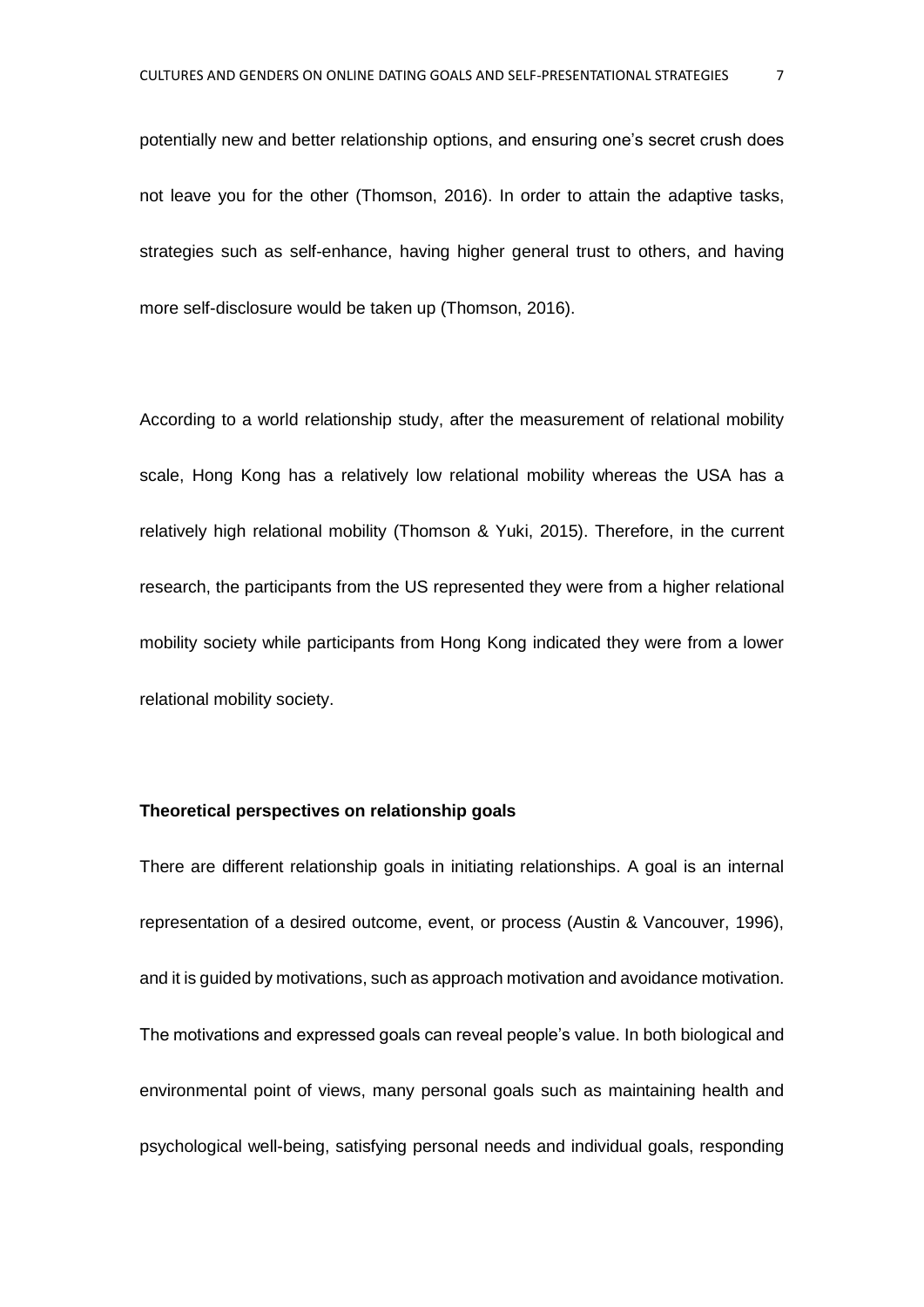potentially new and better relationship options, and ensuring one's secret crush does not leave you for the other (Thomson, 2016). In order to attain the adaptive tasks, strategies such as self-enhance, having higher general trust to others, and having more self-disclosure would be taken up (Thomson, 2016).

According to a world relationship study, after the measurement of relational mobility scale, Hong Kong has a relatively low relational mobility whereas the USA has a relatively high relational mobility (Thomson & Yuki, 2015). Therefore, in the current research, the participants from the US represented they were from a higher relational mobility society while participants from Hong Kong indicated they were from a lower relational mobility society.

**Theoretical perspectives on relationship goals**

There are different relationship goals in initiating relationships. A goal is an internal representation of a desired outcome, event, or process (Austin & Vancouver, 1996), and it is guided by motivations, such as approach motivation and avoidance motivation. The motivations and expressed goals can reveal people's value. In both biological and environmental point of views, many personal goals such as maintaining health and psychological well-being, satisfying personal needs and individual goals, responding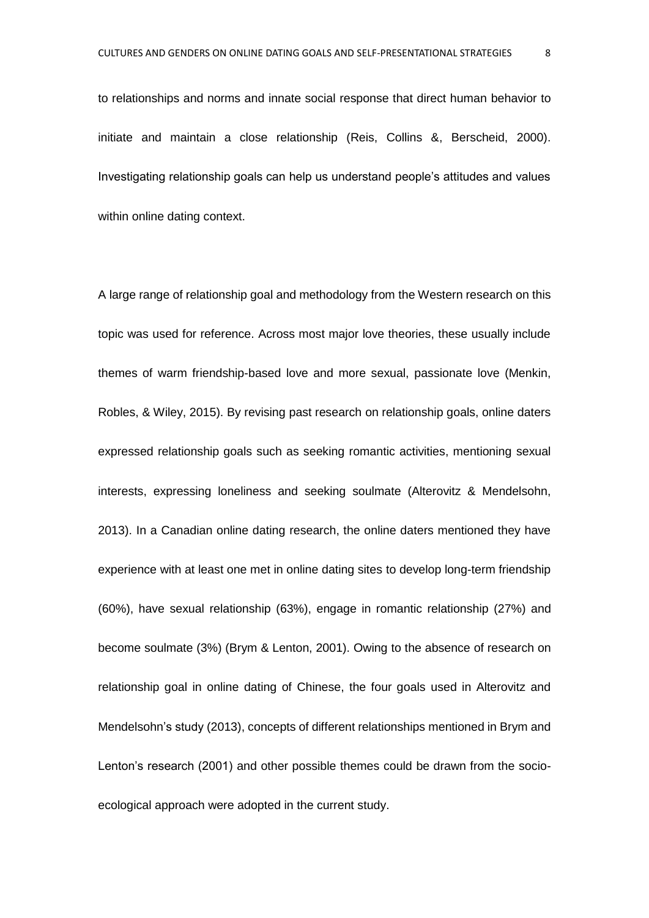to relationships and norms and innate social response that direct human behavior to initiate and maintain a close relationship (Reis, Collins &, Berscheid, 2000). Investigating relationship goals can help us understand people's attitudes and values within online dating context.

A large range of relationship goal and methodology from the Western research on this topic was used for reference. Across most major love theories, these usually include themes of warm friendship-based love and more sexual, passionate love (Menkin, Robles, & Wiley, 2015). By revising past research on relationship goals, online daters expressed relationship goals such as seeking romantic activities, mentioning sexual interests, expressing loneliness and seeking soulmate (Alterovitz & Mendelsohn, 2013). In a Canadian online dating research, the online daters mentioned they have experience with at least one met in online dating sites to develop long-term friendship (60%), have sexual relationship (63%), engage in romantic relationship (27%) and become soulmate (3%) (Brym & Lenton, 2001). Owing to the absence of research on relationship goal in online dating of Chinese, the four goals used in Alterovitz and Mendelsohn's study (2013), concepts of different relationships mentioned in Brym and Lenton's research (2001) and other possible themes could be drawn from the socio-ecological approach were adopted in the current study.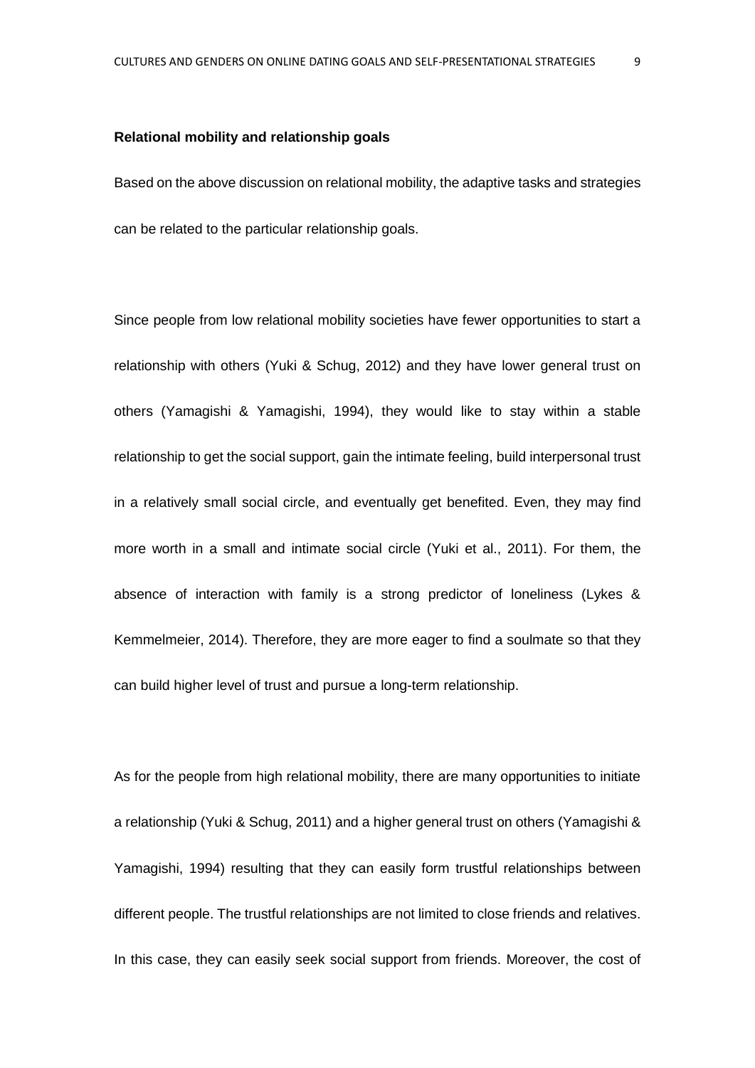**Relational mobility and relationship goals**

Based on the above discussion on relational mobility, the adaptive tasks and strategies can be related to the particular relationship goals.

Since people from low relational mobility societies have fewer opportunities to start a relationship with others (Yuki & Schug, 2012) and they have lower general trust on others (Yamagishi & Yamagishi, 1994), they would like to stay within a stable relationship to get the social support, gain the intimate feeling, build interpersonal trust in a relatively small social circle, and eventually get benefited. Even, they may find more worth in a small and intimate social circle (Yuki et al., 2011). For them, the absence of interaction with family is a strong predictor of loneliness (Lykes & Kemmelmeier, 2014). Therefore, they are more eager to find a soulmate so that they can build higher level of trust and pursue a long-term relationship.

As for the people from high relational mobility, there are many opportunities to initiate a relationship (Yuki & Schug, 2011) and a higher general trust on others (Yamagishi & Yamagishi, 1994) resulting that they can easily form trustful relationships between different people. The trustful relationships are not limited to close friends and relatives. In this case, they can easily seek social support from friends. Moreover, the cost of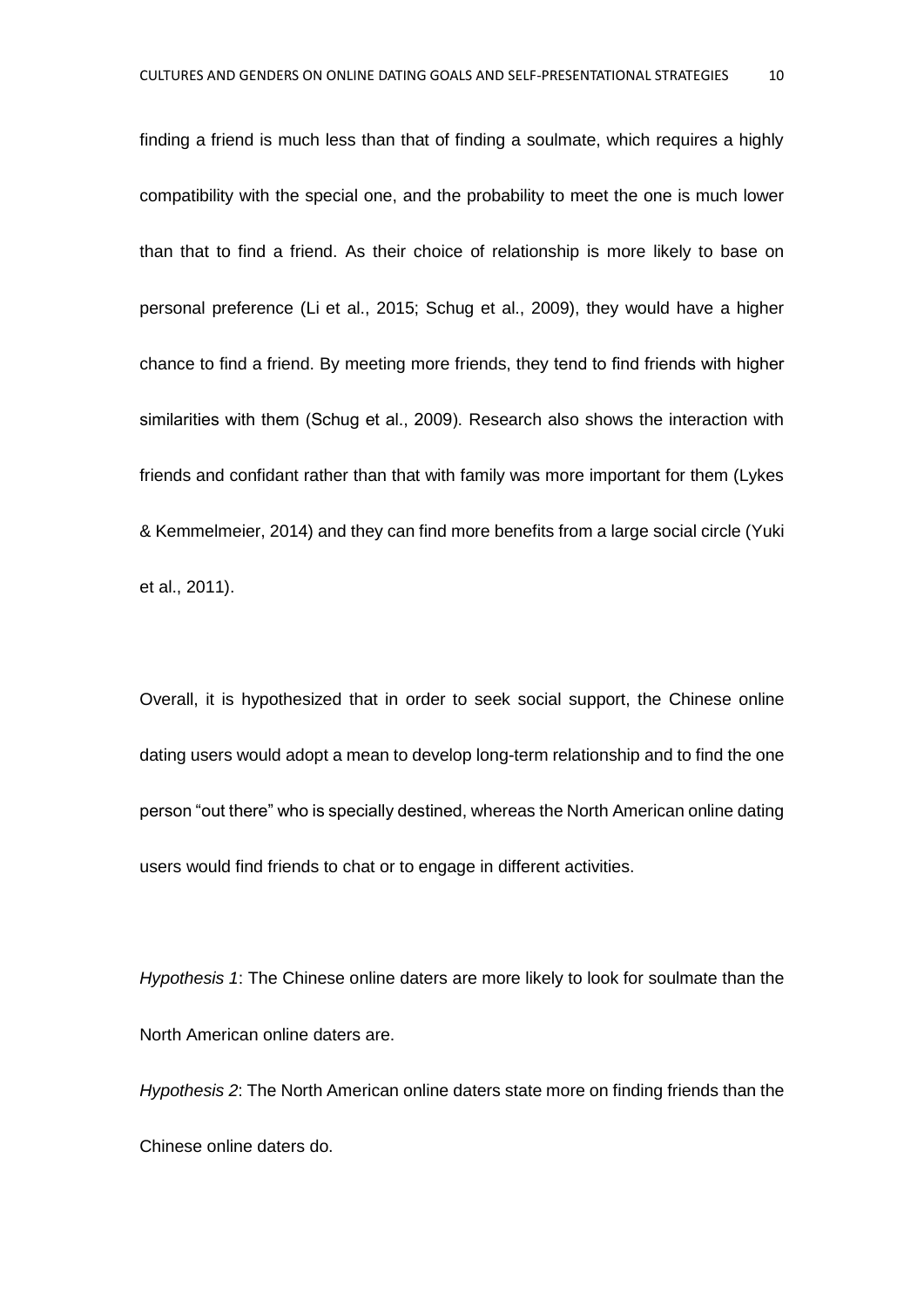finding a friend is much less than that of finding a soulmate, which requires a highly compatibility with the special one, and the probability to meet the one is much lower than that to find a friend. As their choice of relationship is more likely to base on personal preference (Li et al., 2015; Schug et al., 2009), they would have a higher chance to find a friend. By meeting more friends, they tend to find friends with higher similarities with them (Schug et al., 2009). Research also shows the interaction with friends and confidant rather than that with family was more important for them (Lykes & Kemmelmeier, 2014) and they can find more benefits from a large social circle (Yuki et al., 2011).

Overall, it is hypothesized that in order to seek social support, the Chinese online dating users would adopt a mean to develop long-term relationship and to find the one person "out there" who is specially destined, whereas the North American online dating users would find friends to chat or to engage in different activities.

*Hypothesis 1*: The Chinese online daters are more likely to look for soulmate than the North American online daters are.

*Hypothesis 2*: The North American online daters state more on finding friends than the Chinese online daters do.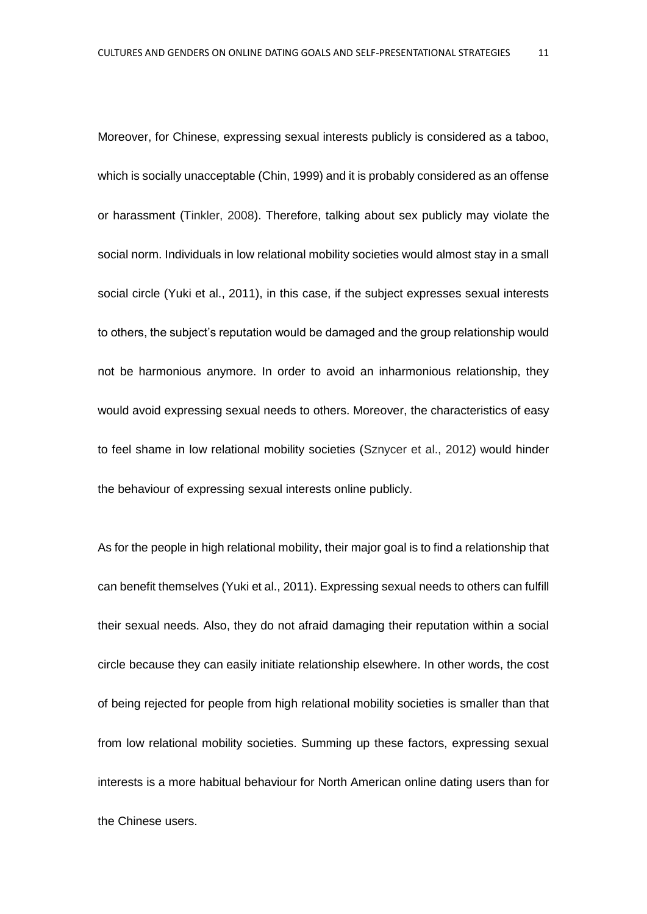Moreover, for Chinese, expressing sexual interests publicly is considered as a taboo, which is socially unacceptable (Chin, 1999) and it is probably considered as an offense or harassment (Tinkler, 2008). Therefore, talking about sex publicly may violate the social norm. Individuals in low relational mobility societies would almost stay in a small social circle (Yuki et al., 2011), in this case, if the subject expresses sexual interests to others, the subject's reputation would be damaged and the group relationship would not be harmonious anymore. In order to avoid an inharmonious relationship, they would avoid expressing sexual needs to others. Moreover, the characteristics of easy to feel shame in low relational mobility societies (Sznycer et al., 2012) would hinder the behaviour of expressing sexual interests online publicly.

As for the people in high relational mobility, their major goal is to find a relationship that can benefit themselves (Yuki et al., 2011). Expressing sexual needs to others can fulfill their sexual needs. Also, they do not afraid damaging their reputation within a social circle because they can easily initiate relationship elsewhere. In other words, the cost of being rejected for people from high relational mobility societies is smaller than that from low relational mobility societies. Summing up these factors, expressing sexual interests is a more habitual behaviour for North American online dating users than for the Chinese users.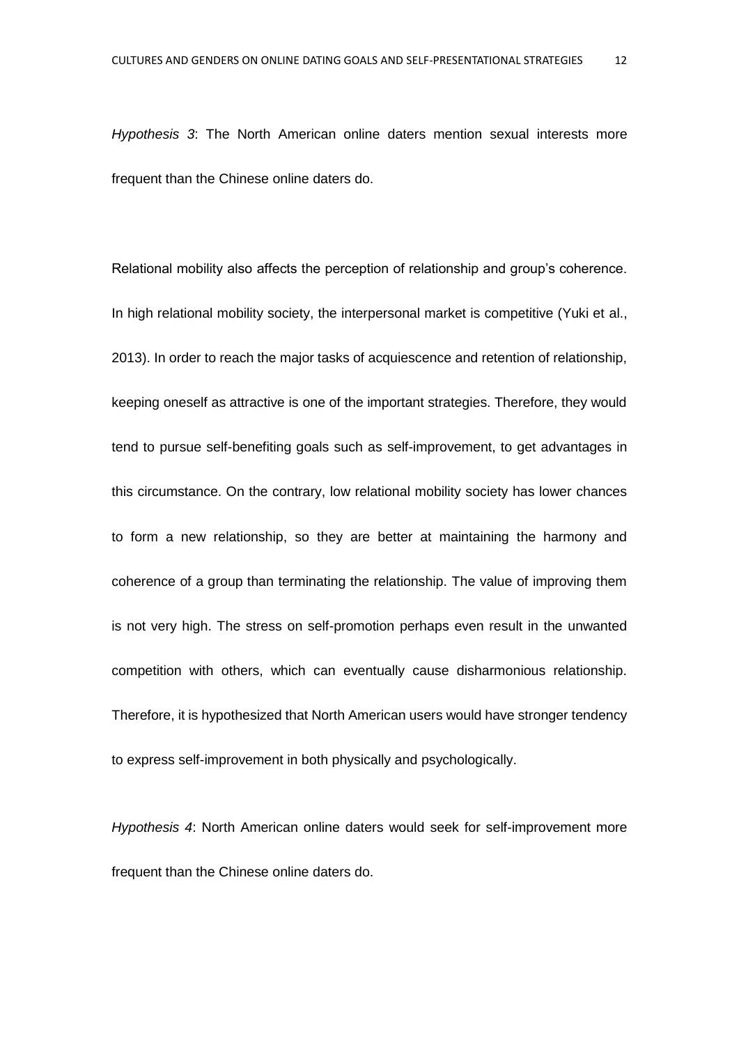*Hypothesis 3*: The North American online daters mention sexual interests more frequent than the Chinese online daters do.

Relational mobility also affects the perception of relationship and group's coherence. In high relational mobility society, the interpersonal market is competitive (Yuki et al., 2013). In order to reach the major tasks of acquiescence and retention of relationship, keeping oneself as attractive is one of the important strategies. Therefore, they would tend to pursue self-benefiting goals such as self-improvement, to get advantages in this circumstance. On the contrary, low relational mobility society has lower chances to form a new relationship, so they are better at maintaining the harmony and coherence of a group than terminating the relationship. The value of improving them is not very high. The stress on self-promotion perhaps even result in the unwanted competition with others, which can eventually cause disharmonious relationship. Therefore, it is hypothesized that North American users would have stronger tendency to express self-improvement in both physically and psychologically.

*Hypothesis 4*: North American online daters would seek for self-improvement more frequent than the Chinese online daters do.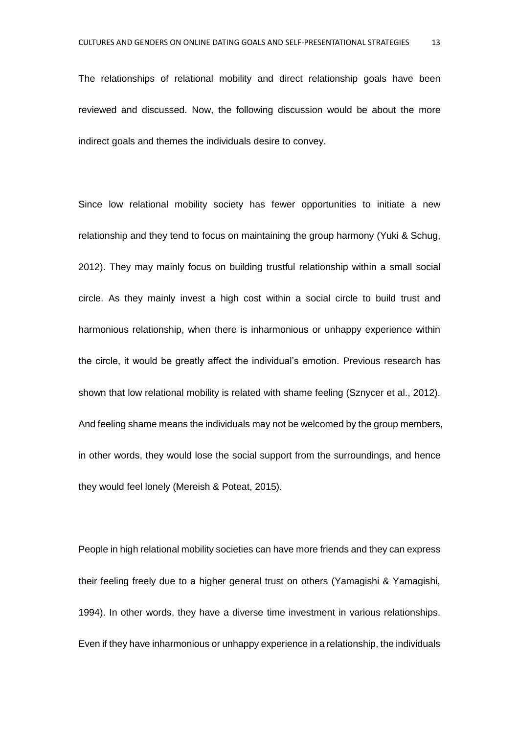The relationships of relational mobility and direct relationship goals have been reviewed and discussed. Now, the following discussion would be about the more indirect goals and themes the individuals desire to convey.

Since low relational mobility society has fewer opportunities to initiate a new relationship and they tend to focus on maintaining the group harmony (Yuki & Schug, 2012). They may mainly focus on building trustful relationship within a small social circle. As they mainly invest a high cost within a social circle to build trust and harmonious relationship, when there is inharmonious or unhappy experience within the circle, it would be greatly affect the individual's emotion. Previous research has shown that low relational mobility is related with shame feeling (Sznycer et al., 2012). And feeling shame means the individuals may not be welcomed by the group members, in other words, they would lose the social support from the surroundings, and hence they would feel lonely (Mereish & Poteat, 2015).

People in high relational mobility societies can have more friends and they can express their feeling freely due to a higher general trust on others (Yamagishi & Yamagishi, 1994). In other words, they have a diverse time investment in various relationships. Even if they have inharmonious or unhappy experience in a relationship, the individuals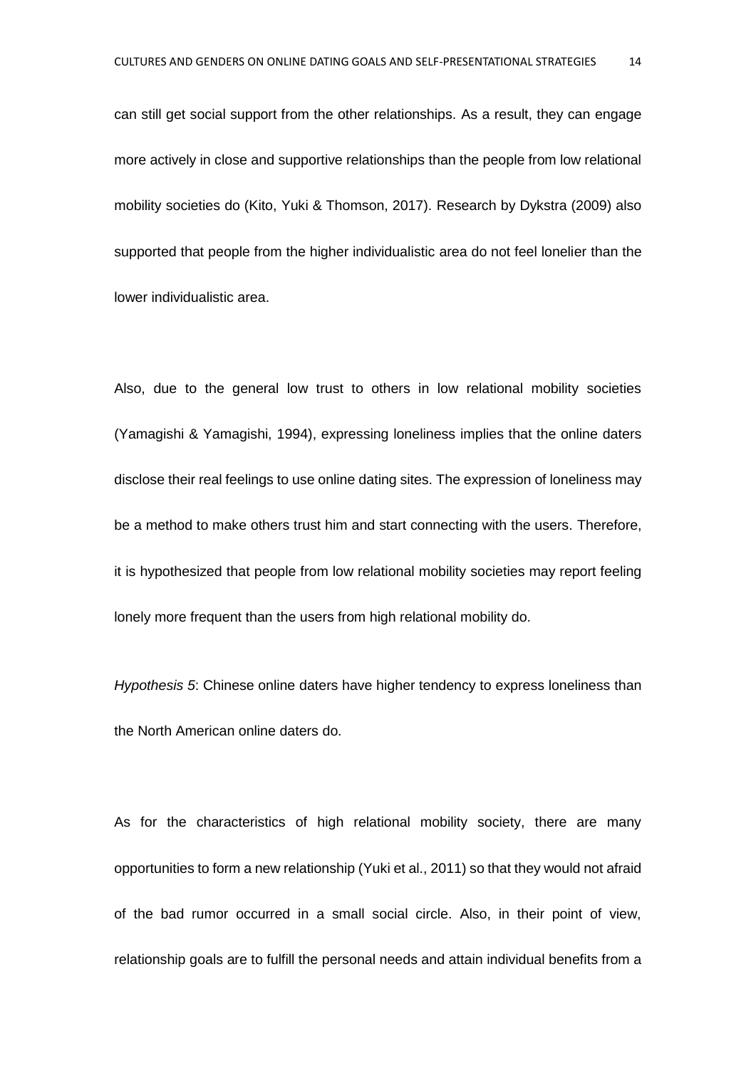can still get social support from the other relationships. As a result, they can engage more actively in close and supportive relationships than the people from low relational mobility societies do (Kito, Yuki & Thomson, 2017). Research by Dykstra (2009) also supported that people from the higher individualistic area do not feel lonelier than the lower individualistic area.

Also, due to the general low trust to others in low relational mobility societies (Yamagishi & Yamagishi, 1994), expressing loneliness implies that the online daters disclose their real feelings to use online dating sites. The expression of loneliness may be a method to make others trust him and start connecting with the users. Therefore, it is hypothesized that people from low relational mobility societies may report feeling lonely more frequent than the users from high relational mobility do.

*Hypothesis 5*: Chinese online daters have higher tendency to express loneliness than the North American online daters do.

As for the characteristics of high relational mobility society, there are many opportunities to form a new relationship (Yuki et al., 2011) so that they would not afraid of the bad rumor occurred in a small social circle. Also, in their point of view, relationship goals are to fulfill the personal needs and attain individual benefits from a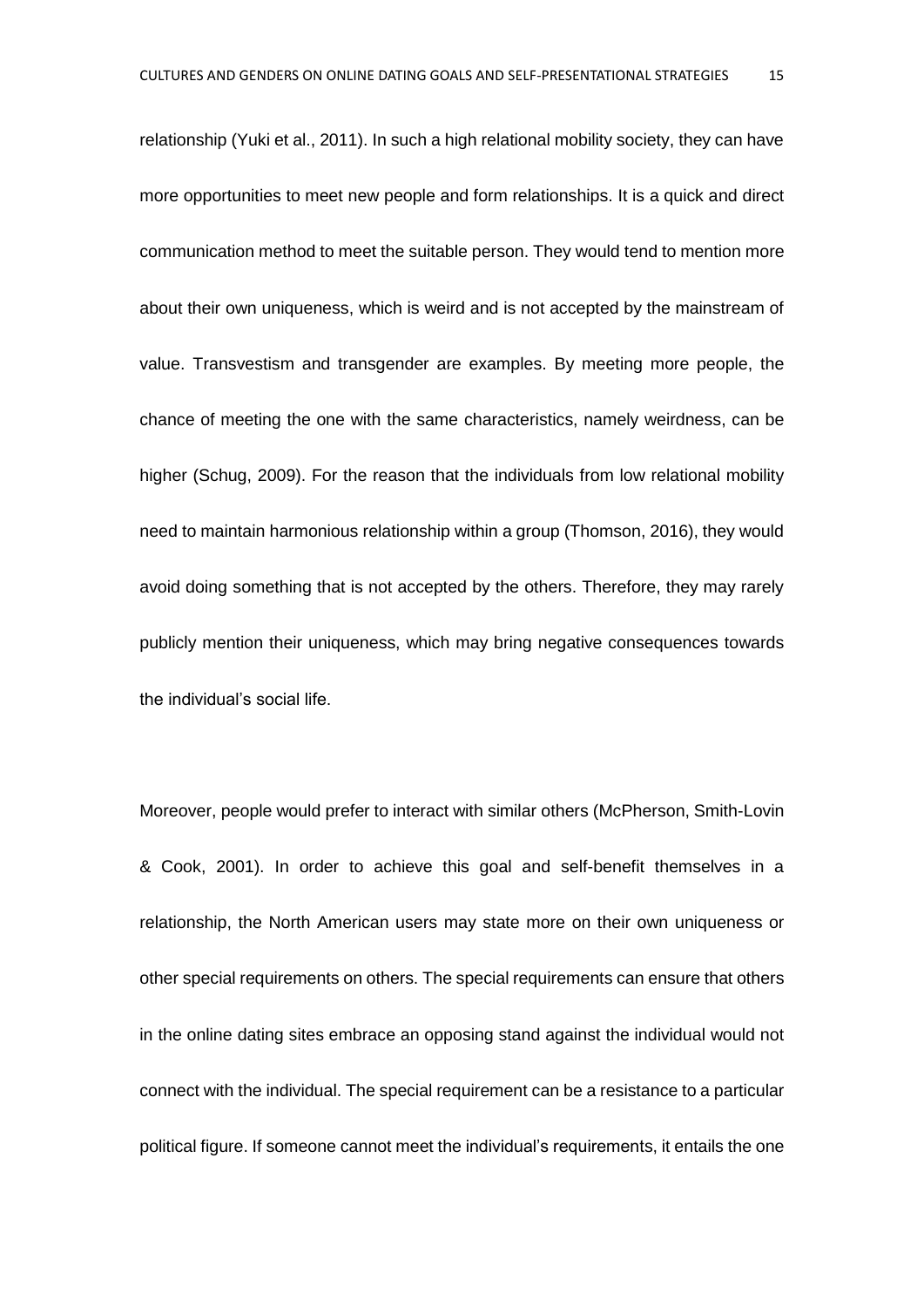relationship (Yuki et al., 2011). In such a high relational mobility society, they can have more opportunities to meet new people and form relationships. It is a quick and direct communication method to meet the suitable person. They would tend to mention more about their own uniqueness, which is weird and is not accepted by the mainstream of value. Transvestism and transgender are examples. By meeting more people, the chance of meeting the one with the same characteristics, namely weirdness, can be higher (Schug, 2009). For the reason that the individuals from low relational mobility need to maintain harmonious relationship within a group (Thomson, 2016), they would avoid doing something that is not accepted by the others. Therefore, they may rarely publicly mention their uniqueness, which may bring negative consequences towards the individual's social life.

Moreover, people would prefer to interact with similar others (McPherson, Smith-Lovin & Cook, 2001). In order to achieve this goal and self-benefit themselves in a relationship, the North American users may state more on their own uniqueness or other special requirements on others. The special requirements can ensure that others in the online dating sites embrace an opposing stand against the individual would not connect with the individual. The special requirement can be a resistance to a particular political figure. If someone cannot meet the individual's requirements, it entails the one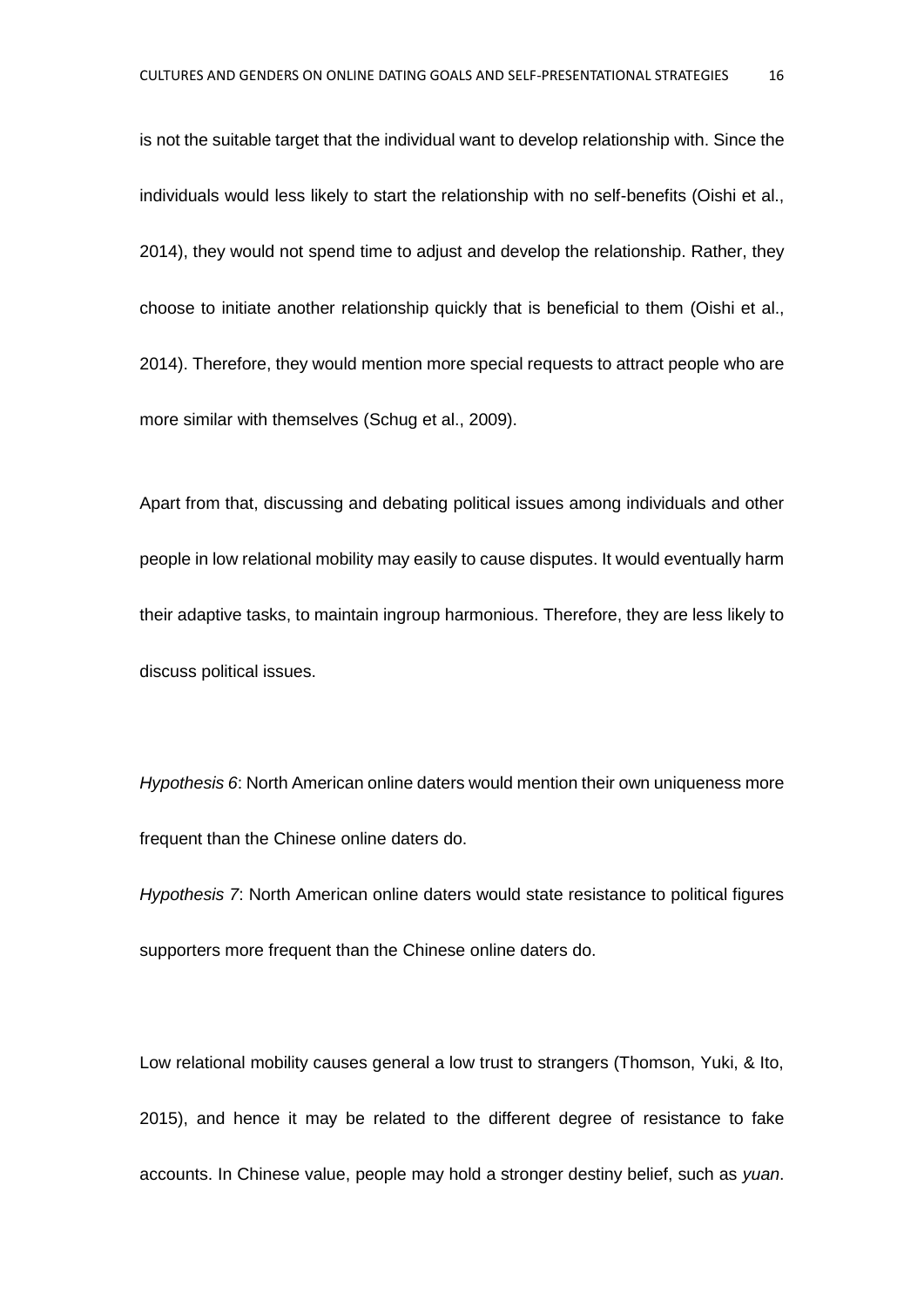is not the suitable target that the individual want to develop relationship with. Since the individuals would less likely to start the relationship with no self-benefits (Oishi et al., 2014), they would not spend time to adjust and develop the relationship. Rather, they choose to initiate another relationship quickly that is beneficial to them (Oishi et al., 2014). Therefore, they would mention more special requests to attract people who are more similar with themselves (Schug et al., 2009).

Apart from that, discussing and debating political issues among individuals and other people in low relational mobility may easily to cause disputes. It would eventually harm their adaptive tasks, to maintain ingroup harmonious. Therefore, they are less likely to discuss political issues.

*Hypothesis 6*: North American online daters would mention their own uniqueness more frequent than the Chinese online daters do.

*Hypothesis 7*: North American online daters would state resistance to political figures supporters more frequent than the Chinese online daters do.

Low relational mobility causes general a low trust to strangers (Thomson, Yuki, & Ito, 2015), and hence it may be related to the different degree of resistance to fake accounts. In Chinese value, people may hold a stronger destiny belief, such as *yuan*.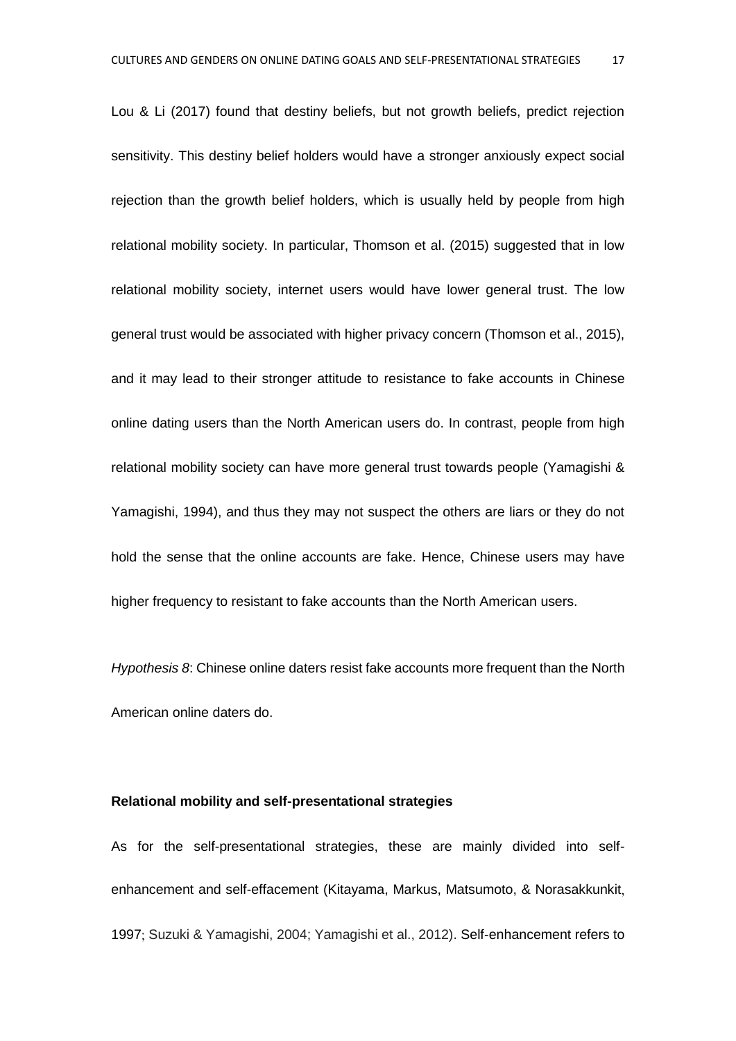Lou & Li (2017) found that destiny beliefs, but not growth beliefs, predict rejection sensitivity. This destiny belief holders would have a stronger anxiously expect social rejection than the growth belief holders, which is usually held by people from high relational mobility society. In particular, Thomson et al. (2015) suggested that in low relational mobility society, internet users would have lower general trust. The low general trust would be associated with higher privacy concern (Thomson et al., 2015), and it may lead to their stronger attitude to resistance to fake accounts in Chinese online dating users than the North American users do. In contrast, people from high relational mobility society can have more general trust towards people (Yamagishi & Yamagishi, 1994), and thus they may not suspect the others are liars or they do not hold the sense that the online accounts are fake. Hence, Chinese users may have higher frequency to resistant to fake accounts than the North American users.

*Hypothesis 8*: Chinese online daters resist fake accounts more frequent than the North American online daters do.

**Relational mobility and self-presentational strategies**

As for the self-presentational strategies, these are mainly divided into self-enhancement and self-effacement (Kitayama, Markus, Matsumoto, & Norasakkunkit, 1997; Suzuki & Yamagishi, 2004; Yamagishi et al., 2012). Self-enhancement refers to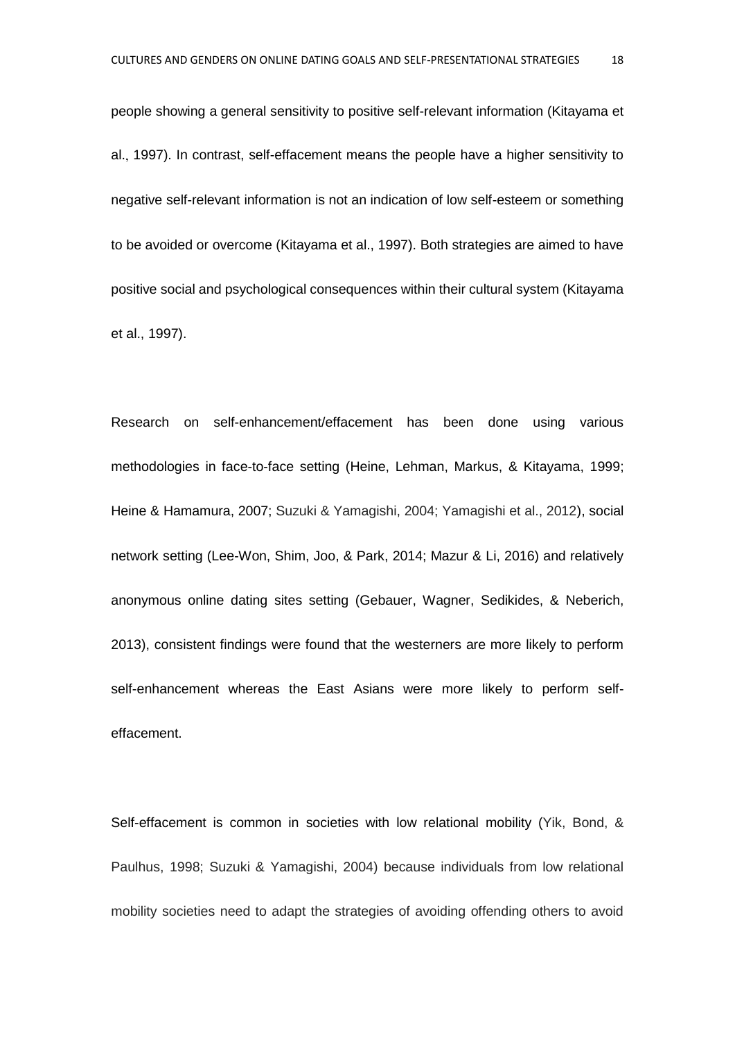people showing a general sensitivity to positive self-relevant information (Kitayama et al., 1997). In contrast, self-effacement means the people have a higher sensitivity to negative self-relevant information is not an indication of low self-esteem or something to be avoided or overcome (Kitayama et al., 1997). Both strategies are aimed to have positive social and psychological consequences within their cultural system (Kitayama et al., 1997).

Research on self-enhancement/effacement has been done using various methodologies in face-to-face setting (Heine, Lehman, Markus, & Kitayama, 1999; Heine & Hamamura, 2007; Suzuki & Yamagishi, 2004; Yamagishi et al., 2012), social network setting (Lee-Won, Shim, Joo, & Park, 2014; Mazur & Li, 2016) and relatively anonymous online dating sites setting (Gebauer, Wagner, Sedikides, & Neberich, 2013), consistent findings were found that the westerners are more likely to perform self-enhancement whereas the East Asians were more likely to perform self-effacement.

Self-effacement is common in societies with low relational mobility (Yik, Bond, & Paulhus, 1998; Suzuki & Yamagishi, 2004) because individuals from low relational mobility societies need to adapt the strategies of avoiding offending others to avoid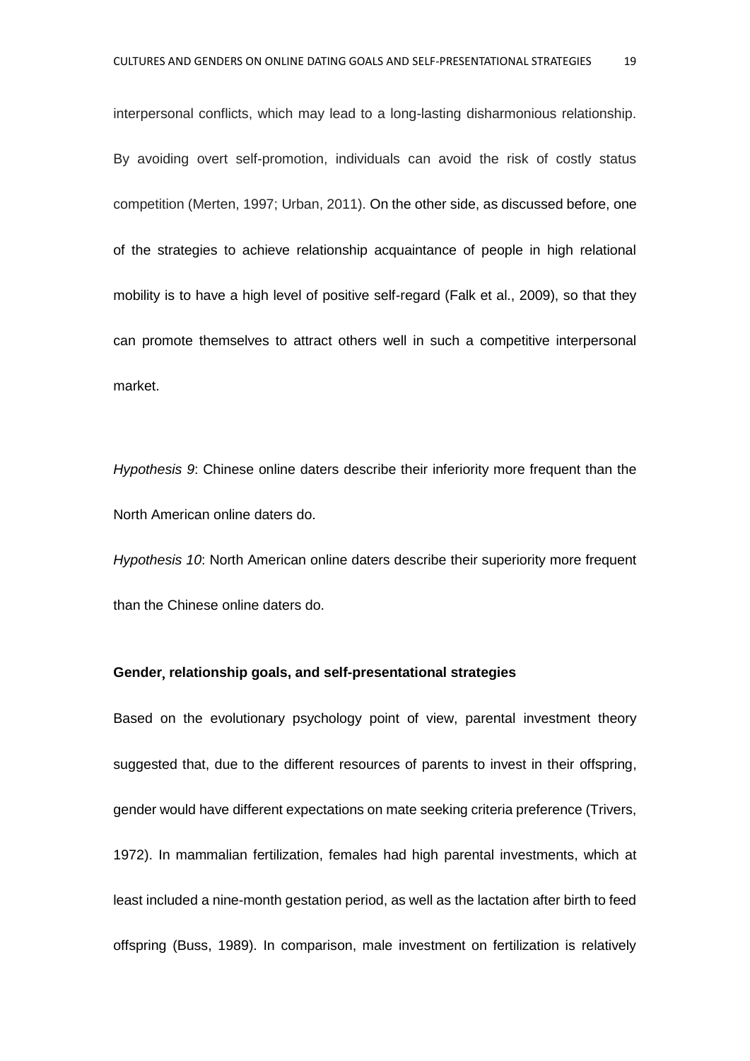interpersonal conflicts, which may lead to a long-lasting disharmonious relationship. By avoiding overt self-promotion, individuals can avoid the risk of costly status competition (Merten, 1997; Urban, 2011). On the other side, as discussed before, one of the strategies to achieve relationship acquaintance of people in high relational mobility is to have a high level of positive self-regard (Falk et al., 2009), so that they can promote themselves to attract others well in such a competitive interpersonal market.

*Hypothesis 9*: Chinese online daters describe their inferiority more frequent than the North American online daters do.

*Hypothesis 10*: North American online daters describe their superiority more frequent than the Chinese online daters do.

**Gender, relationship goals, and self-presentational strategies**

Based on the evolutionary psychology point of view, parental investment theory suggested that, due to the different resources of parents to invest in their offspring, gender would have different expectations on mate seeking criteria preference (Trivers, 1972). In mammalian fertilization, females had high parental investments, which at least included a nine-month gestation period, as well as the lactation after birth to feed offspring (Buss, 1989). In comparison, male investment on fertilization is relatively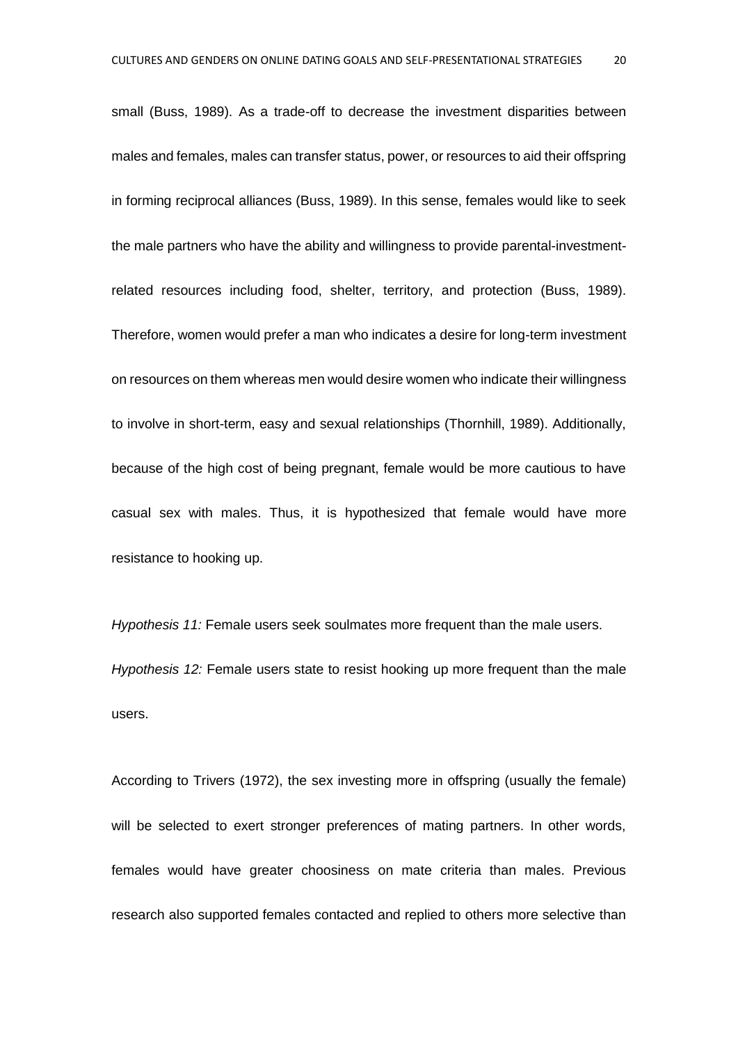small (Buss, 1989). As a trade-off to decrease the investment disparities between males and females, males can transfer status, power, or resources to aid their offspring in forming reciprocal alliances (Buss, 1989). In this sense, females would like to seek the male partners who have the ability and willingness to provide parental-investment-related resources including food, shelter, territory, and protection (Buss, 1989). Therefore, women would prefer a man who indicates a desire for long-term investment on resources on them whereas men would desire women who indicate their willingness to involve in short-term, easy and sexual relationships (Thornhill, 1989). Additionally, because of the high cost of being pregnant, female would be more cautious to have casual sex with males. Thus, it is hypothesized that female would have more resistance to hooking up.

*Hypothesis 11:* Female users seek soulmates more frequent than the male users.

*Hypothesis 12:* Female users state to resist hooking up more frequent than the male users.

According to Trivers (1972), the sex investing more in offspring (usually the female) will be selected to exert stronger preferences of mating partners. In other words, females would have greater choosiness on mate criteria than males. Previous research also supported females contacted and replied to others more selective than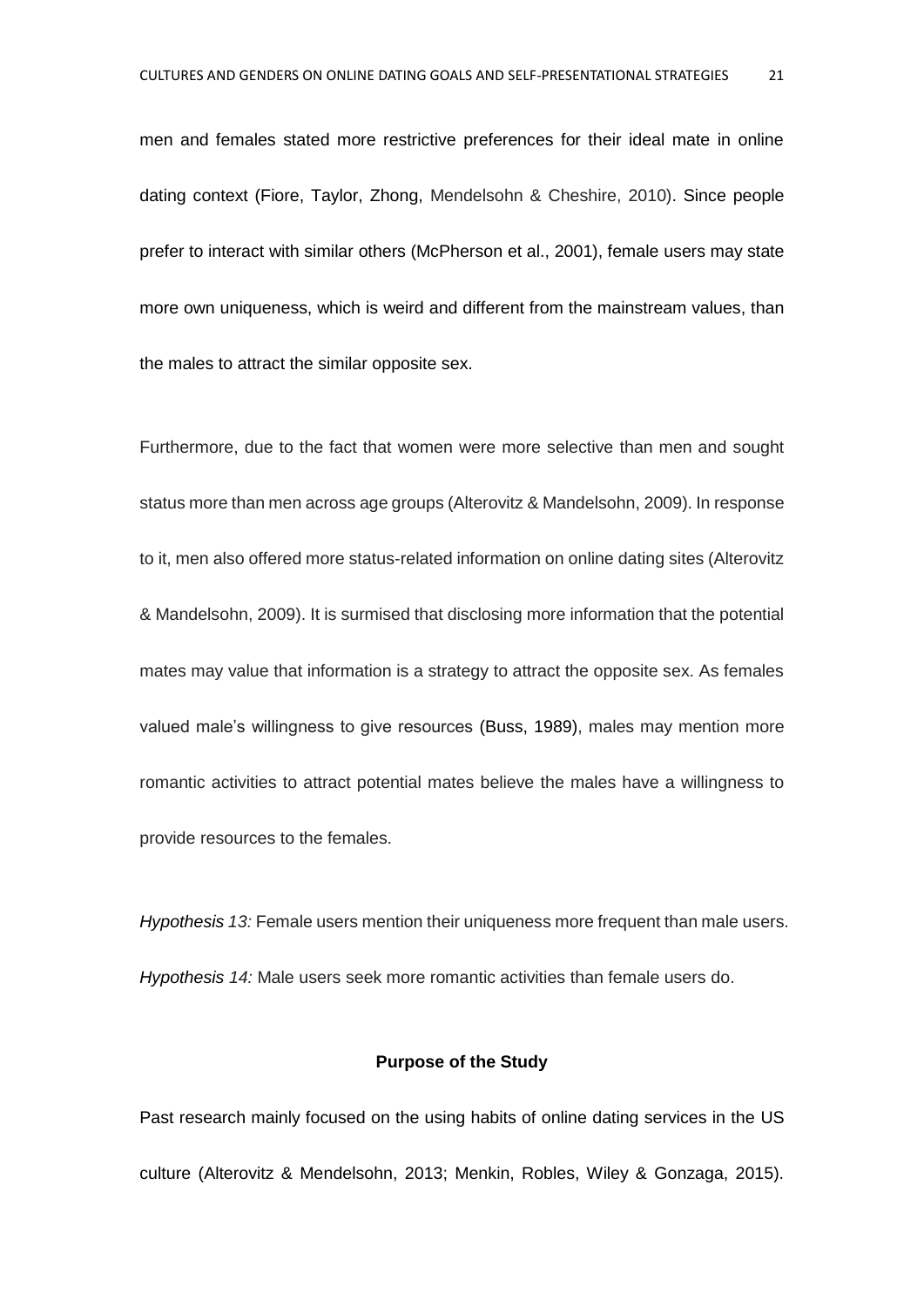men and females stated more restrictive preferences for their ideal mate in online dating context (Fiore, Taylor, Zhong, Mendelsohn & Cheshire, 2010). Since people prefer to interact with similar others (McPherson et al., 2001), female users may state more own uniqueness, which is weird and different from the mainstream values, than the males to attract the similar opposite sex.

Furthermore, due to the fact that women were more selective than men and sought status more than men across age groups (Alterovitz & Mandelsohn, 2009). In response to it, men also offered more status-related information on online dating sites (Alterovitz & Mandelsohn, 2009). It is surmised that disclosing more information that the potential mates may value that information is a strategy to attract the opposite sex. As females valued male's willingness to give resources (Buss, 1989), males may mention more romantic activities to attract potential mates believe the males have a willingness to provide resources to the females.

*Hypothesis 13:* Female users mention their uniqueness more frequent than male users.

*Hypothesis 14:* Male users seek more romantic activities than female users do.

## Purpose of the Study

Past research mainly focused on the using habits of online dating services in the US culture (Alterovitz & Mendelsohn, 2013; Menkin, Robles, Wiley & Gonzaga, 2015).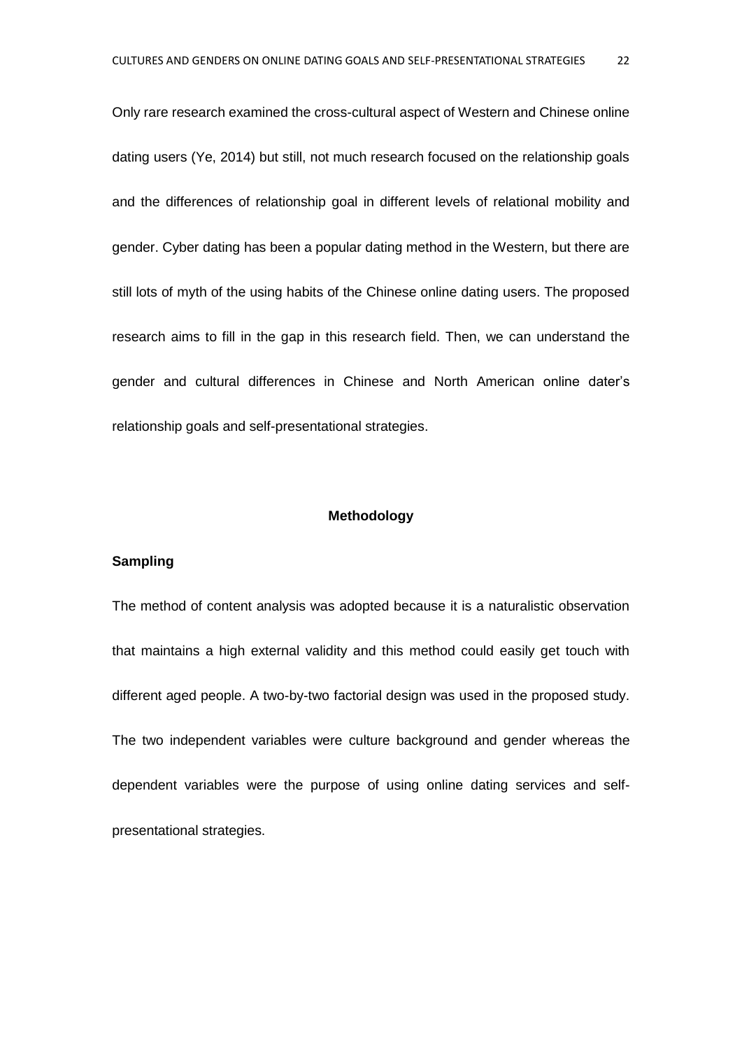Only rare research examined the cross-cultural aspect of Western and Chinese online dating users (Ye, 2014) but still, not much research focused on the relationship goals and the differences of relationship goal in different levels of relational mobility and gender. Cyber dating has been a popular dating method in the Western, but there are still lots of myth of the using habits of the Chinese online dating users. The proposed research aims to fill in the gap in this research field. Then, we can understand the gender and cultural differences in Chinese and North American online dater's relationship goals and self-presentational strategies.

## Methodology

### Sampling

The method of content analysis was adopted because it is a naturalistic observation that maintains a high external validity and this method could easily get touch with different aged people. A two-by-two factorial design was used in the proposed study. The two independent variables were culture background and gender whereas the dependent variables were the purpose of using online dating services and self-presentational strategies.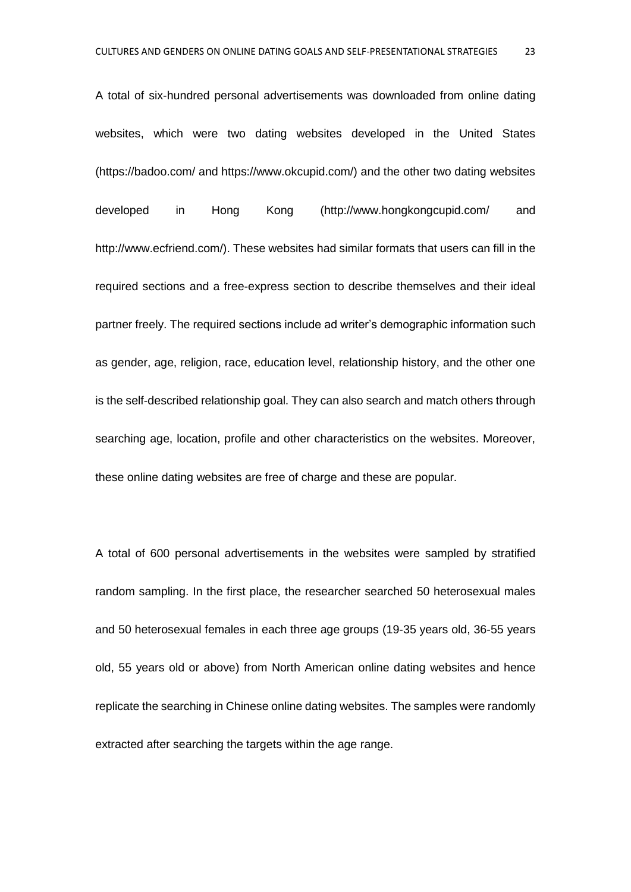A total of six-hundred personal advertisements was downloaded from online dating websites, which were two dating websites developed in the United States (https://badoo.com/ and https://www.okcupid.com/) and the other two dating websites developed in Hong Kong (http://www.hongkongcupid.com/ and http://www.ecfriend.com/). These websites had similar formats that users can fill in the required sections and a free-express section to describe themselves and their ideal partner freely. The required sections include ad writer's demographic information such as gender, age, religion, race, education level, relationship history, and the other one is the self-described relationship goal. They can also search and match others through searching age, location, profile and other characteristics on the websites. Moreover, these online dating websites are free of charge and these are popular.

A total of 600 personal advertisements in the websites were sampled by stratified random sampling. In the first place, the researcher searched 50 heterosexual males and 50 heterosexual females in each three age groups (19-35 years old, 36-55 years old, 55 years old or above) from North American online dating websites and hence replicate the searching in Chinese online dating websites. The samples were randomly extracted after searching the targets within the age range.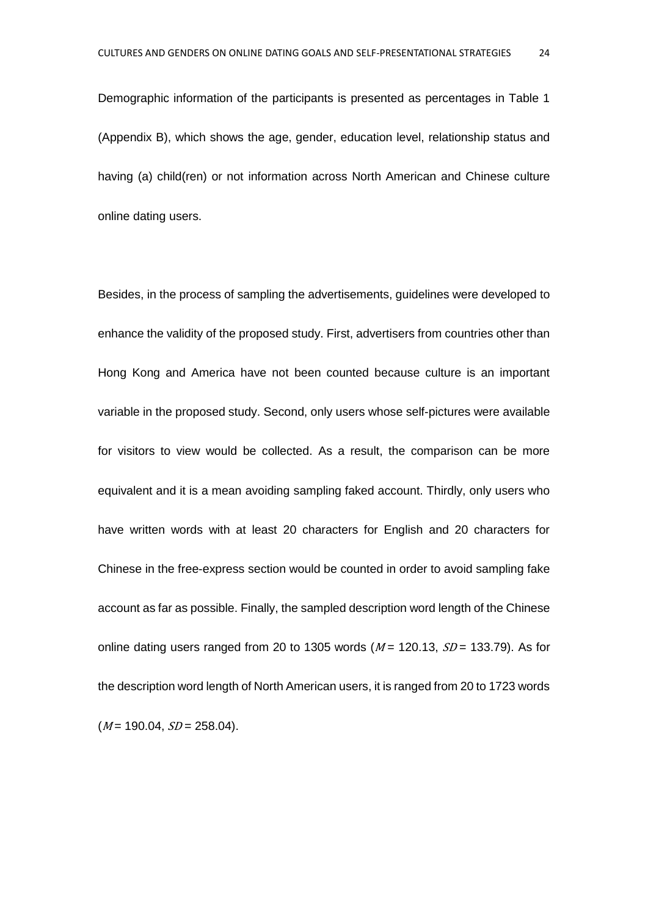Demographic information of the participants is presented as percentages in Table 1 (Appendix B), which shows the age, gender, education level, relationship status and having (a) child(ren) or not information across North American and Chinese culture online dating users.

Besides, in the process of sampling the advertisements, guidelines were developed to enhance the validity of the proposed study. First, advertisers from countries other than Hong Kong and America have not been counted because culture is an important variable in the proposed study. Second, only users whose self-pictures were available for visitors to view would be collected. As a result, the comparison can be more equivalent and it is a mean avoiding sampling faked account. Thirdly, only users who have written words with at least 20 characters for English and 20 characters for Chinese in the free-express section would be counted in order to avoid sampling fake account as far as possible. Finally, the sampled description word length of the Chinese online dating users ranged from 20 to 1305 words ($M$ = 120.13, $SD$ = 133.79). As for the description word length of North American users, it is ranged from 20 to 1723 words ($M$ = 190.04, $SD$ = 258.04).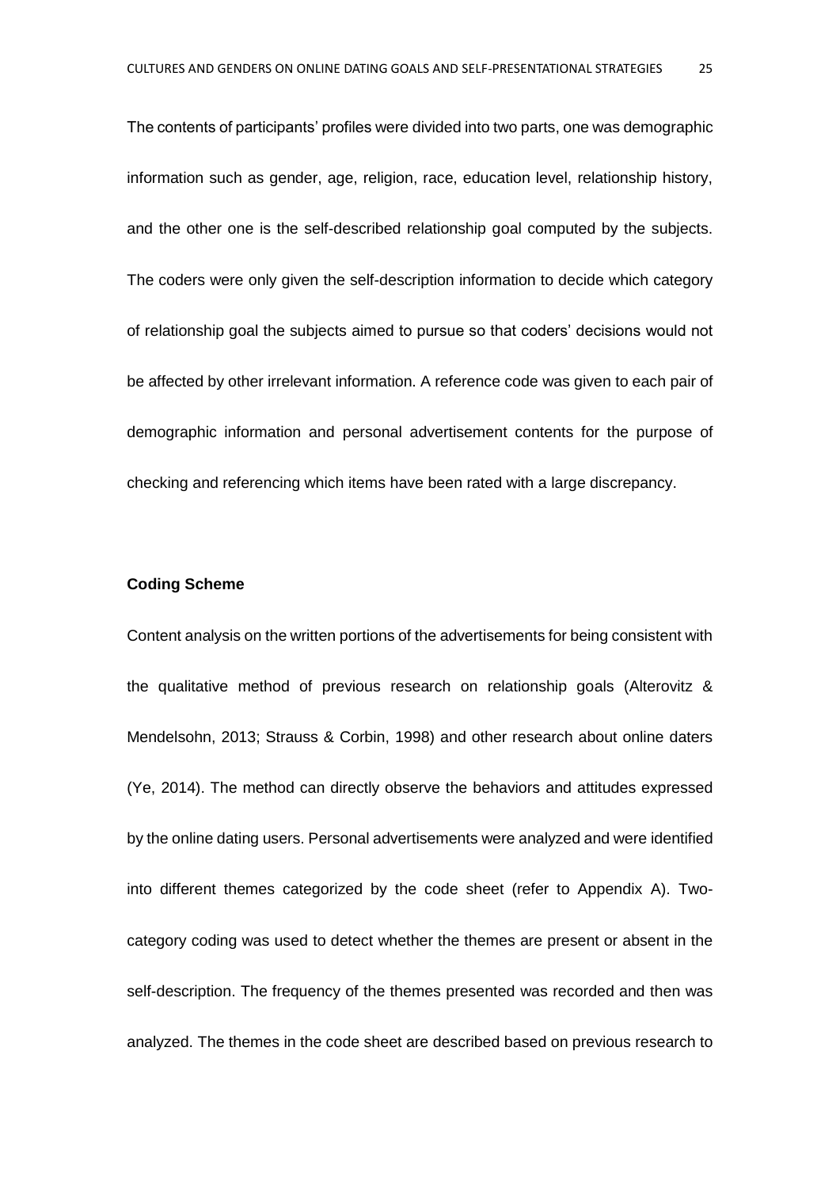The contents of participants' profiles were divided into two parts, one was demographic information such as gender, age, religion, race, education level, relationship history, and the other one is the self-described relationship goal computed by the subjects. The coders were only given the self-description information to decide which category of relationship goal the subjects aimed to pursue so that coders' decisions would not be affected by other irrelevant information. A reference code was given to each pair of demographic information and personal advertisement contents for the purpose of checking and referencing which items have been rated with a large discrepancy.

**Coding Scheme**

Content analysis on the written portions of the advertisements for being consistent with the qualitative method of previous research on relationship goals (Alterovitz & Mendelsohn, 2013; Strauss & Corbin, 1998) and other research about online daters (Ye, 2014). The method can directly observe the behaviors and attitudes expressed by the online dating users. Personal advertisements were analyzed and were identified into different themes categorized by the code sheet (refer to Appendix A). Two-category coding was used to detect whether the themes are present or absent in the self-description. The frequency of the themes presented was recorded and then was analyzed. The themes in the code sheet are described based on previous research to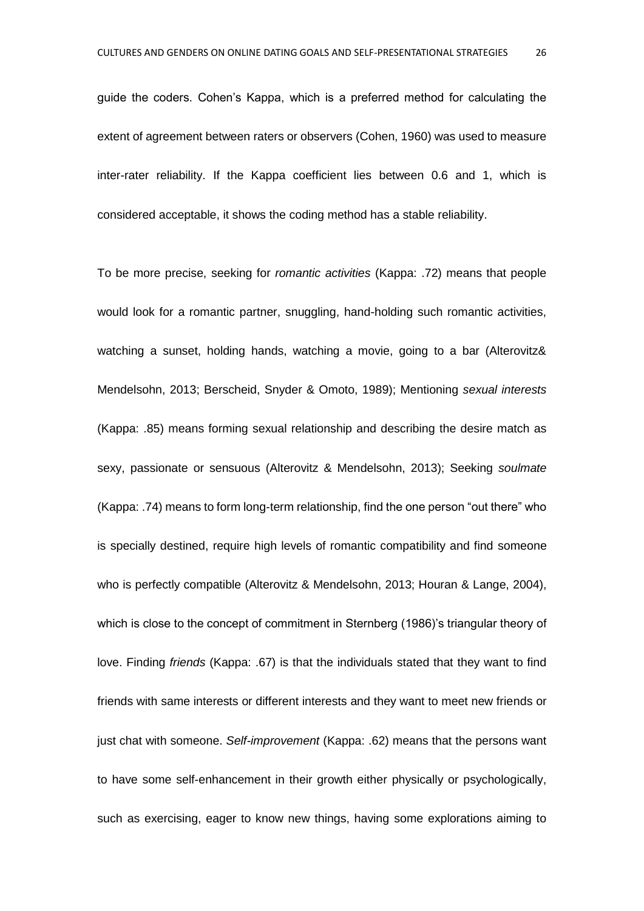guide the coders. Cohen's Kappa, which is a preferred method for calculating the extent of agreement between raters or observers (Cohen, 1960) was used to measure inter-rater reliability. If the Kappa coefficient lies between 0.6 and 1, which is considered acceptable, it shows the coding method has a stable reliability.

To be more precise, seeking for *romantic activities* (Kappa: .72) means that people would look for a romantic partner, snuggling, hand-holding such romantic activities, watching a sunset, holding hands, watching a movie, going to a bar (Alterovitz& Mendelsohn, 2013; Berscheid, Snyder & Omoto, 1989); Mentioning *sexual interests* (Kappa: .85) means forming sexual relationship and describing the desire match as sexy, passionate or sensuous (Alterovitz & Mendelsohn, 2013); Seeking *soulmate* (Kappa: .74) means to form long-term relationship, find the one person "out there" who is specially destined, require high levels of romantic compatibility and find someone who is perfectly compatible (Alterovitz & Mendelsohn, 2013; Houran & Lange, 2004), which is close to the concept of commitment in Sternberg (1986)'s triangular theory of love. Finding *friends* (Kappa: .67) is that the individuals stated that they want to find friends with same interests or different interests and they want to meet new friends or just chat with someone. *Self-improvement* (Kappa: .62) means that the persons want to have some self-enhancement in their growth either physically or psychologically, such as exercising, eager to know new things, having some explorations aiming to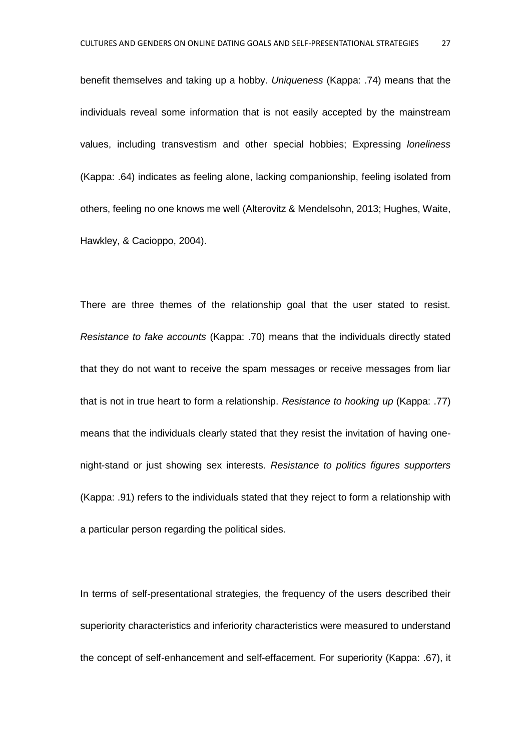benefit themselves and taking up a hobby. *Uniqueness* (Kappa: .74) means that the individuals reveal some information that is not easily accepted by the mainstream values, including transvestism and other special hobbies; Expressing *loneliness* (Kappa: .64) indicates as feeling alone, lacking companionship, feeling isolated from others, feeling no one knows me well (Alterovitz & Mendelsohn, 2013; Hughes, Waite, Hawkley, & Cacioppo, 2004).

There are three themes of the relationship goal that the user stated to resist. *Resistance to fake accounts* (Kappa: .70) means that the individuals directly stated that they do not want to receive the spam messages or receive messages from liar that is not in true heart to form a relationship. *Resistance to hooking up* (Kappa: .77) means that the individuals clearly stated that they resist the invitation of having one-night-stand or just showing sex interests. *Resistance to politics figures supporters* (Kappa: .91) refers to the individuals stated that they reject to form a relationship with a particular person regarding the political sides.

In terms of self-presentational strategies, the frequency of the users described their superiority characteristics and inferiority characteristics were measured to understand the concept of self-enhancement and self-effacement. For superiority (Kappa: .67), it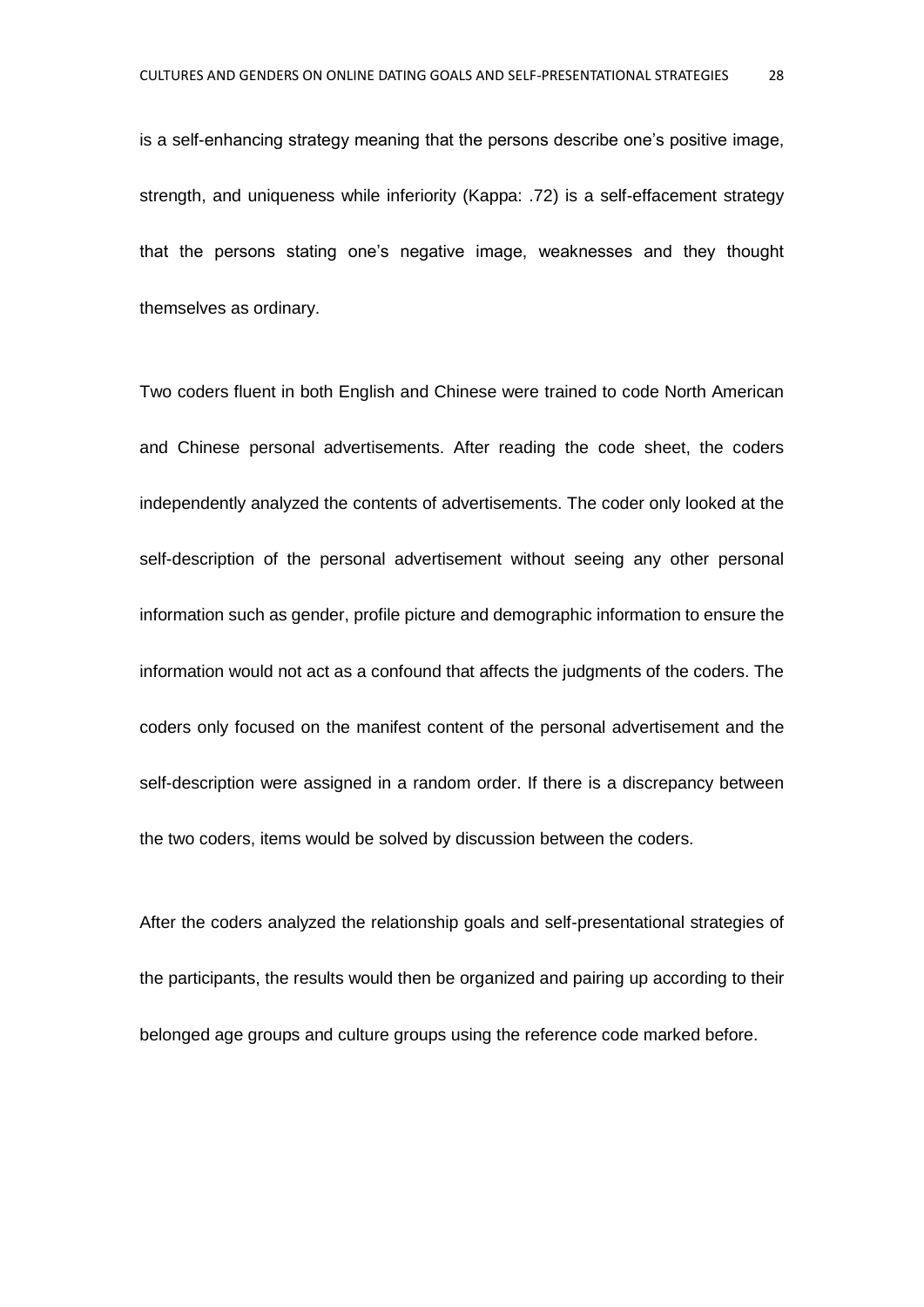is a self-enhancing strategy meaning that the persons describe one's positive image, strength, and uniqueness while inferiority (Kappa: .72) is a self-effacement strategy that the persons stating one's negative image, weaknesses and they thought themselves as ordinary.

Two coders fluent in both English and Chinese were trained to code North American and Chinese personal advertisements. After reading the code sheet, the coders independently analyzed the contents of advertisements. The coder only looked at the self-description of the personal advertisement without seeing any other personal information such as gender, profile picture and demographic information to ensure the information would not act as a confound that affects the judgments of the coders. The coders only focused on the manifest content of the personal advertisement and the self-description were assigned in a random order. If there is a discrepancy between the two coders, items would be solved by discussion between the coders.

After the coders analyzed the relationship goals and self-presentational strategies of the participants, the results would then be organized and pairing up according to their belonged age groups and culture groups using the reference code marked before.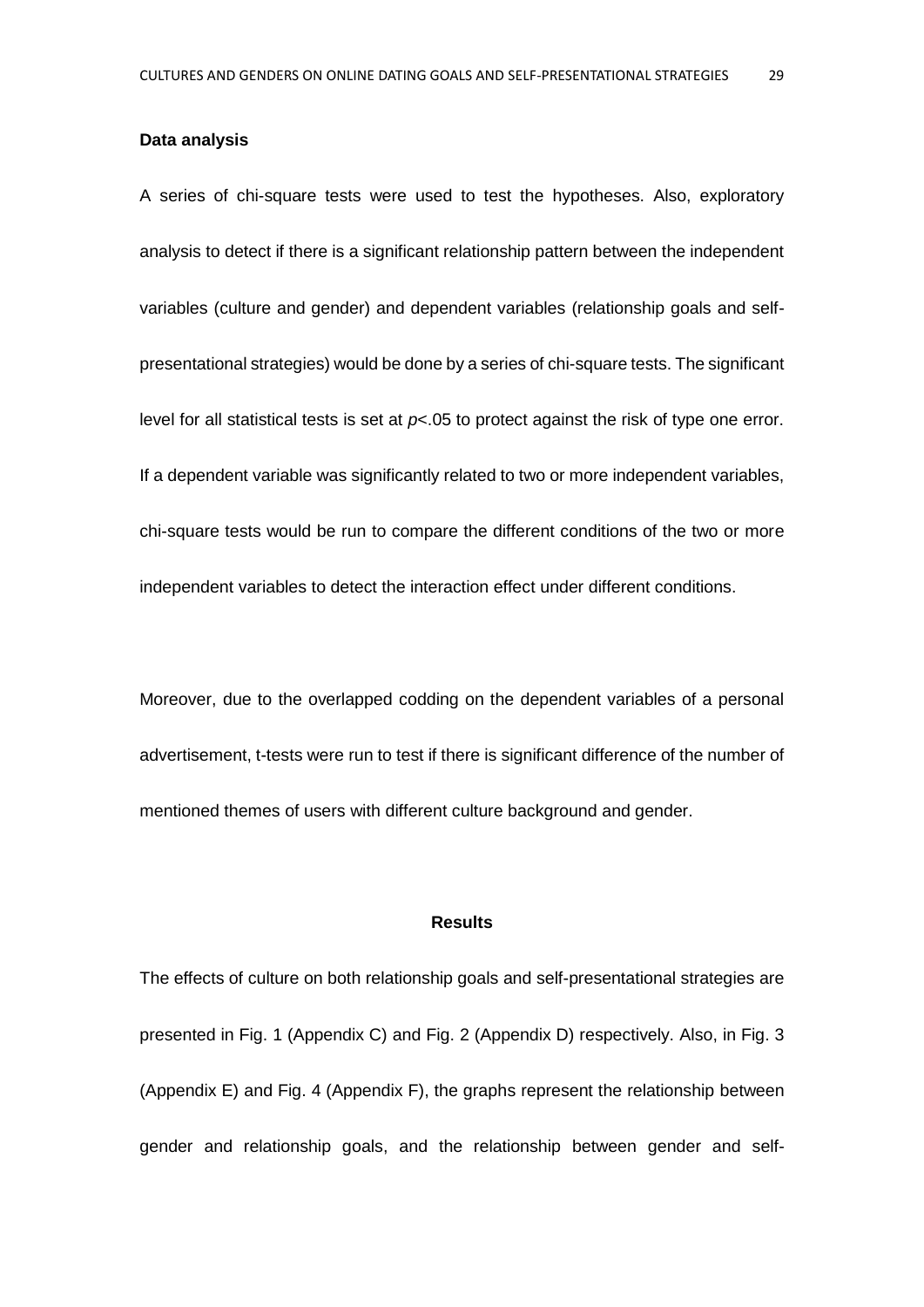**Data analysis**

A series of chi-square tests were used to test the hypotheses. Also, exploratory analysis to detect if there is a significant relationship pattern between the independent variables (culture and gender) and dependent variables (relationship goals and self-presentational strategies) would be done by a series of chi-square tests. The significant level for all statistical tests is set at $p$<.05 to protect against the risk of type one error. If a dependent variable was significantly related to two or more independent variables, chi-square tests would be run to compare the different conditions of the two or more independent variables to detect the interaction effect under different conditions.

Moreover, due to the overlapped codding on the dependent variables of a personal advertisement, t-tests were run to test if there is significant difference of the number of mentioned themes of users with different culture background and gender.

## Results

The effects of culture on both relationship goals and self-presentational strategies are presented in Fig. 1 (Appendix C) and Fig. 2 (Appendix D) respectively. Also, in Fig. 3 (Appendix E) and Fig. 4 (Appendix F), the graphs represent the relationship between gender and relationship goals, and the relationship between gender and self-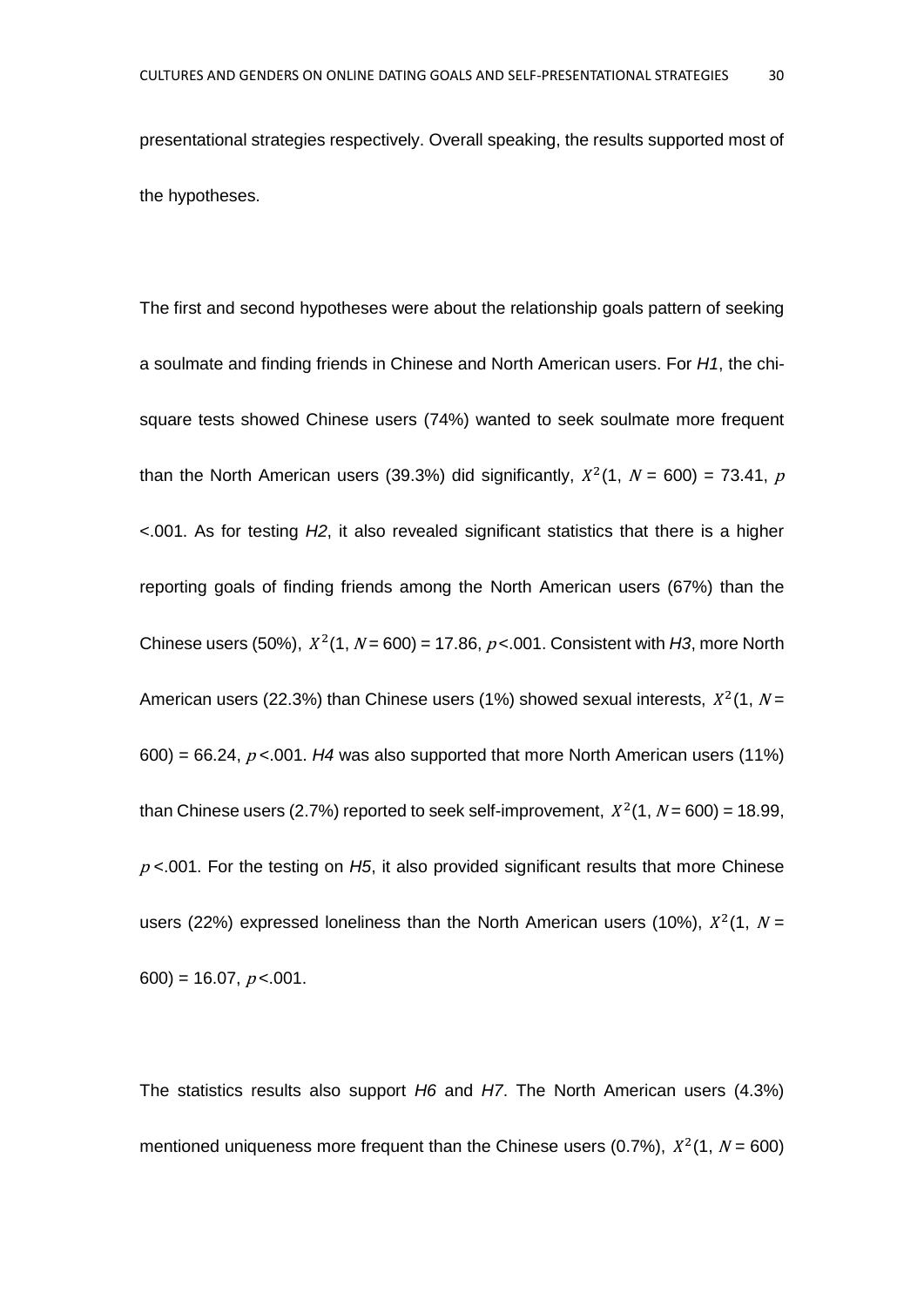presentational strategies respectively. Overall speaking, the results supported most of the hypotheses.

The first and second hypotheses were about the relationship goals pattern of seeking a soulmate and finding friends in Chinese and North American users. For *H1*, the chi-square tests showed Chinese users (74%) wanted to seek soulmate more frequent than the North American users (39.3%) did significantly, $X^2$(1, $N$ = 600) = 73.41, $p$ <.001. As for testing *H2*, it also revealed significant statistics that there is a higher reporting goals of finding friends among the North American users (67%) than the Chinese users (50%), $X^2$(1, $N$ = 600) = 17.86, $p$ <.001. Consistent with *H3*, more North American users (22.3%) than Chinese users (1%) showed sexual interests, $X^2$(1, $N$ = 600) = 66.24, $p$ <.001. *H4* was also supported that more North American users (11%) than Chinese users (2.7%) reported to seek self-improvement, $X^2$(1, $N$ = 600) = 18.99, $p$ <.001. For the testing on *H5*, it also provided significant results that more Chinese users (22%) expressed loneliness than the North American users (10%), $X^2$(1, $N$ = 600) = 16.07, $p$ <.001.

The statistics results also support *H6* and *H7*. The North American users (4.3%) mentioned uniqueness more frequent than the Chinese users (0.7%), $X^2$(1, $N$ = 600)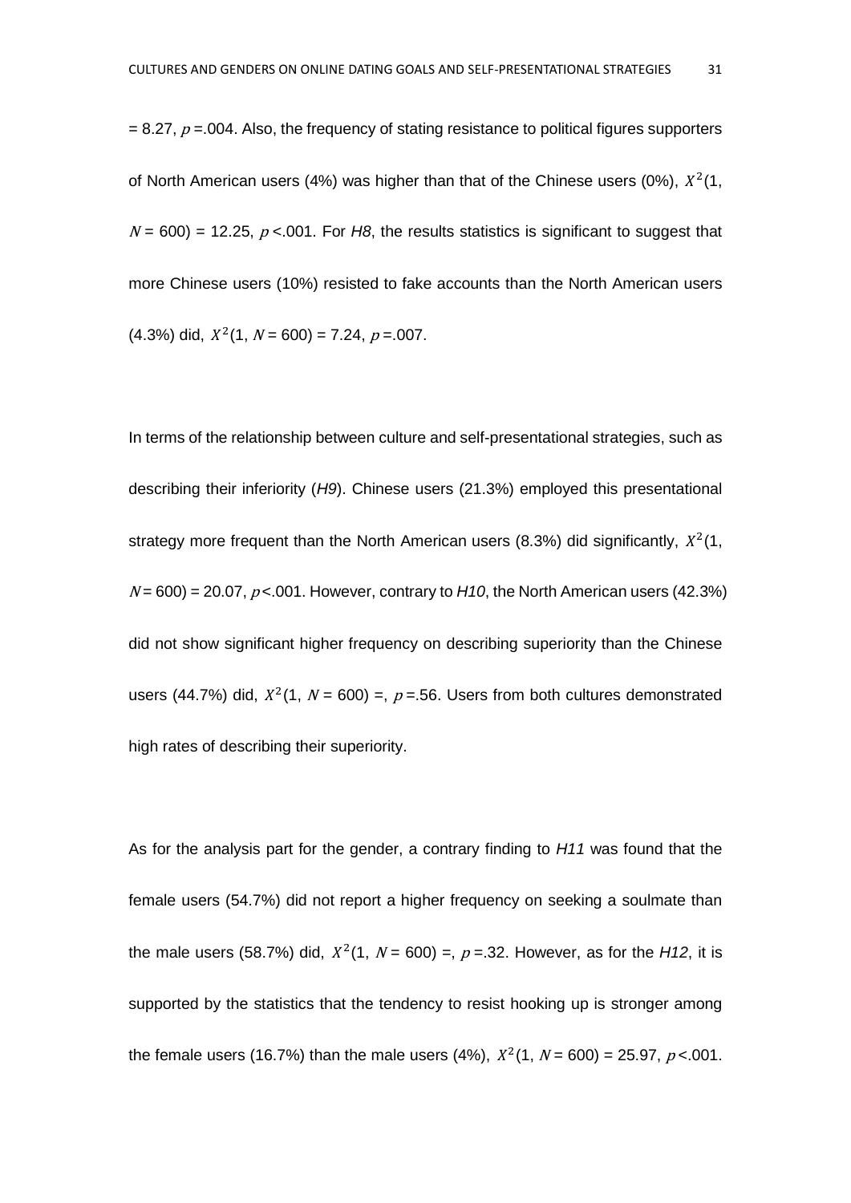= 8.27, $p$ =.004. Also, the frequency of stating resistance to political figures supporters of North American users (4%) was higher than that of the Chinese users (0%), $X^2$(1, $N$ = 600) = 12.25, $p$ <.001. For *H8*, the results statistics is significant to suggest that more Chinese users (10%) resisted to fake accounts than the North American users (4.3%) did, $X^2$(1, $N$ = 600) = 7.24, $p$ =.007.

In terms of the relationship between culture and self-presentational strategies, such as describing their inferiority (*H9*). Chinese users (21.3%) employed this presentational strategy more frequent than the North American users (8.3%) did significantly, $X^2$(1, $N$ = 600) = 20.07, $p$ <.001. However, contrary to *H10*, the North American users (42.3%) did not show significant higher frequency on describing superiority than the Chinese users (44.7%) did, $X^2$(1, $N$ = 600) =, $p$ =.56. Users from both cultures demonstrated high rates of describing their superiority.

As for the analysis part for the gender, a contrary finding to *H11* was found that the female users (54.7%) did not report a higher frequency on seeking a soulmate than the male users (58.7%) did, $X^2$(1, $N$ = 600) =, $p$ =.32. However, as for the *H12*, it is supported by the statistics that the tendency to resist hooking up is stronger among the female users (16.7%) than the male users (4%), $X^2$(1, $N$ = 600) = 25.97, $p$ <.001.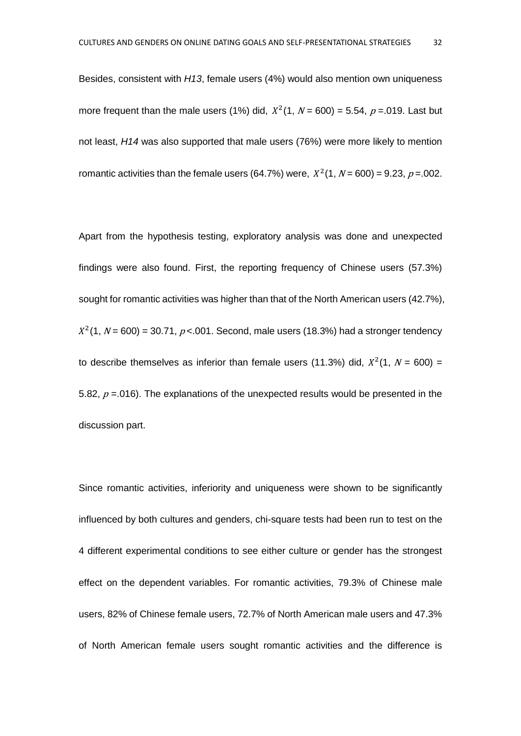Besides, consistent with *H13*, female users (4%) would also mention own uniqueness more frequent than the male users (1%) did, $X^2(1, N = 600) = 5.54$, $p = .019$. Last but not least, *H14* was also supported that male users (76%) were more likely to mention romantic activities than the female users (64.7%) were, $X^2(1, N = 600) = 9.23$, $p = .002$.

Apart from the hypothesis testing, exploratory analysis was done and unexpected findings were also found. First, the reporting frequency of Chinese users (57.3%) sought for romantic activities was higher than that of the North American users (42.7%), $X^2(1, N = 600) = 30.71$, $p < .001$. Second, male users (18.3%) had a stronger tendency to describe themselves as inferior than female users (11.3%) did, $X^2(1, N = 600) = 5.82$, $p = .016$). The explanations of the unexpected results would be presented in the discussion part.

Since romantic activities, inferiority and uniqueness were shown to be significantly influenced by both cultures and genders, chi-square tests had been run to test on the 4 different experimental conditions to see either culture or gender has the strongest effect on the dependent variables. For romantic activities, 79.3% of Chinese male users, 82% of Chinese female users, 72.7% of North American male users and 47.3% of North American female users sought romantic activities and the difference is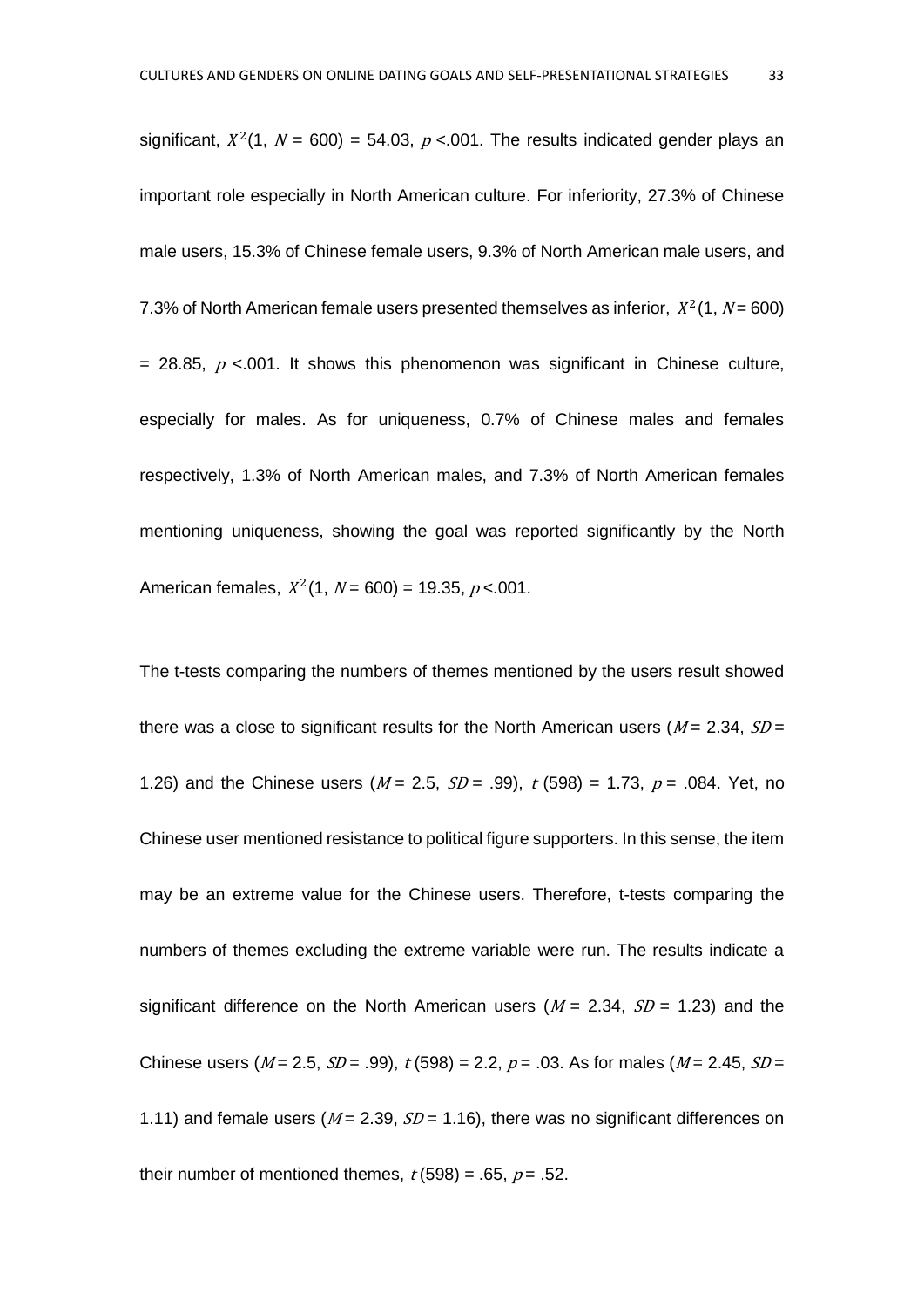significant, $X^2(1, N = 600) = 54.03$, $p < .001$. The results indicated gender plays an important role especially in North American culture. For inferiority, 27.3% of Chinese male users, 15.3% of Chinese female users, 9.3% of North American male users, and 7.3% of North American female users presented themselves as inferior, $X^2(1, N = 600) = 28.85$, $p < .001$. It shows this phenomenon was significant in Chinese culture, especially for males. As for uniqueness, 0.7% of Chinese males and females respectively, 1.3% of North American males, and 7.3% of North American females mentioning uniqueness, showing the goal was reported significantly by the North American females, $X^2(1, N = 600) = 19.35$, $p < .001$.

The t-tests comparing the numbers of themes mentioned by the users result showed there was a close to significant results for the North American users ($M = 2.34$, $SD = 1.26$) and the Chinese users ($M = 2.5$, $SD = .99$), $t(598) = 1.73$, $p = .084$. Yet, no Chinese user mentioned resistance to political figure supporters. In this sense, the item may be an extreme value for the Chinese users. Therefore, t-tests comparing the numbers of themes excluding the extreme variable were run. The results indicate a significant difference on the North American users ($M = 2.34$, $SD = 1.23$) and the Chinese users ($M = 2.5$, $SD = .99$), $t(598) = 2.2$, $p = .03$. As for males ($M = 2.45$, $SD = 1.11$) and female users ($M = 2.39$, $SD = 1.16$), there was no significant differences on their number of mentioned themes, $t(598) = .65$, $p = .52$.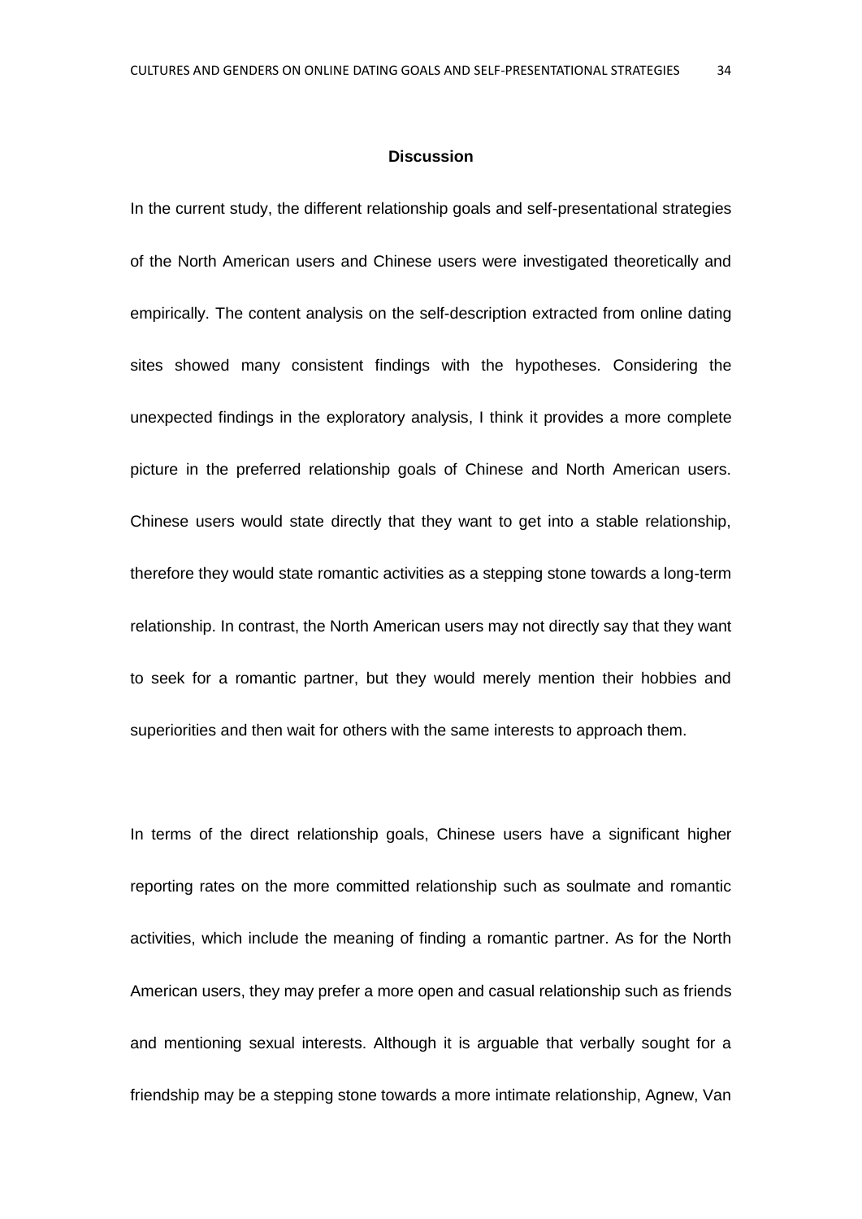## Discussion

In the current study, the different relationship goals and self-presentational strategies of the North American users and Chinese users were investigated theoretically and empirically. The content analysis on the self-description extracted from online dating sites showed many consistent findings with the hypotheses. Considering the unexpected findings in the exploratory analysis, I think it provides a more complete picture in the preferred relationship goals of Chinese and North American users. Chinese users would state directly that they want to get into a stable relationship, therefore they would state romantic activities as a stepping stone towards a long-term relationship. In contrast, the North American users may not directly say that they want to seek for a romantic partner, but they would merely mention their hobbies and superiorities and then wait for others with the same interests to approach them.

In terms of the direct relationship goals, Chinese users have a significant higher reporting rates on the more committed relationship such as soulmate and romantic activities, which include the meaning of finding a romantic partner. As for the North American users, they may prefer a more open and casual relationship such as friends and mentioning sexual interests. Although it is arguable that verbally sought for a friendship may be a stepping stone towards a more intimate relationship, Agnew, Van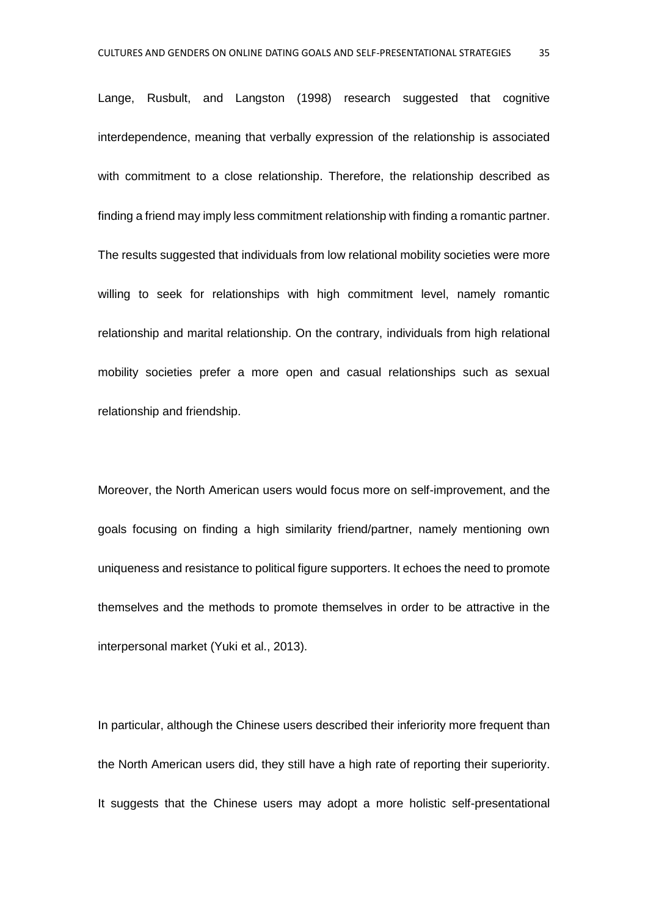Lange, Rusbult, and Langston (1998) research suggested that cognitive interdependence, meaning that verbally expression of the relationship is associated with commitment to a close relationship. Therefore, the relationship described as finding a friend may imply less commitment relationship with finding a romantic partner. The results suggested that individuals from low relational mobility societies were more willing to seek for relationships with high commitment level, namely romantic relationship and marital relationship. On the contrary, individuals from high relational mobility societies prefer a more open and casual relationships such as sexual relationship and friendship.

Moreover, the North American users would focus more on self-improvement, and the goals focusing on finding a high similarity friend/partner, namely mentioning own uniqueness and resistance to political figure supporters. It echoes the need to promote themselves and the methods to promote themselves in order to be attractive in the interpersonal market (Yuki et al., 2013).

In particular, although the Chinese users described their inferiority more frequent than the North American users did, they still have a high rate of reporting their superiority. It suggests that the Chinese users may adopt a more holistic self-presentational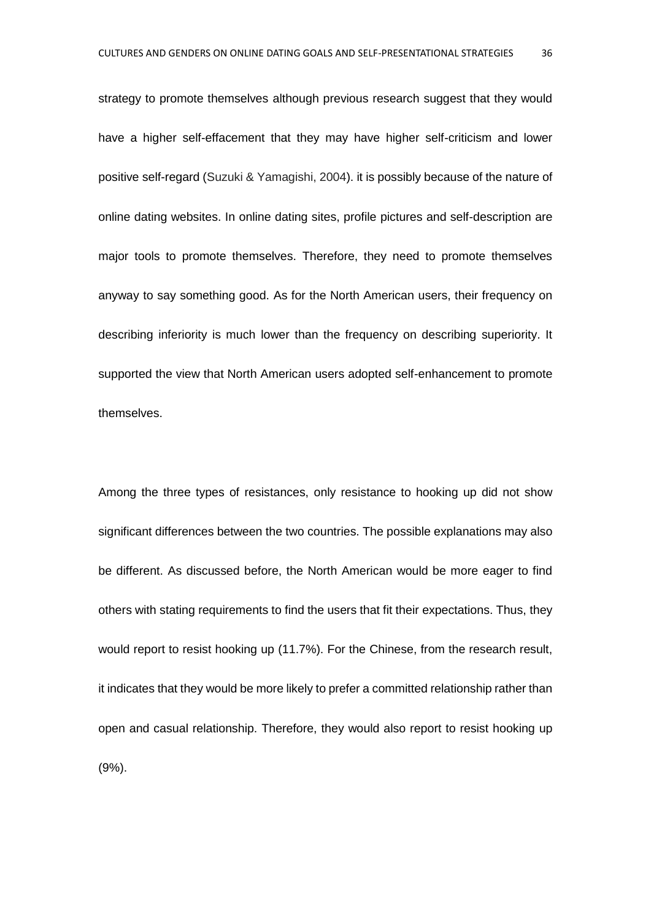strategy to promote themselves although previous research suggest that they would have a higher self-effacement that they may have higher self-criticism and lower positive self-regard (Suzuki & Yamagishi, 2004). it is possibly because of the nature of online dating websites. In online dating sites, profile pictures and self-description are major tools to promote themselves. Therefore, they need to promote themselves anyway to say something good. As for the North American users, their frequency on describing inferiority is much lower than the frequency on describing superiority. It supported the view that North American users adopted self-enhancement to promote themselves.

Among the three types of resistances, only resistance to hooking up did not show significant differences between the two countries. The possible explanations may also be different. As discussed before, the North American would be more eager to find others with stating requirements to find the users that fit their expectations. Thus, they would report to resist hooking up (11.7%). For the Chinese, from the research result, it indicates that they would be more likely to prefer a committed relationship rather than open and casual relationship. Therefore, they would also report to resist hooking up (9%).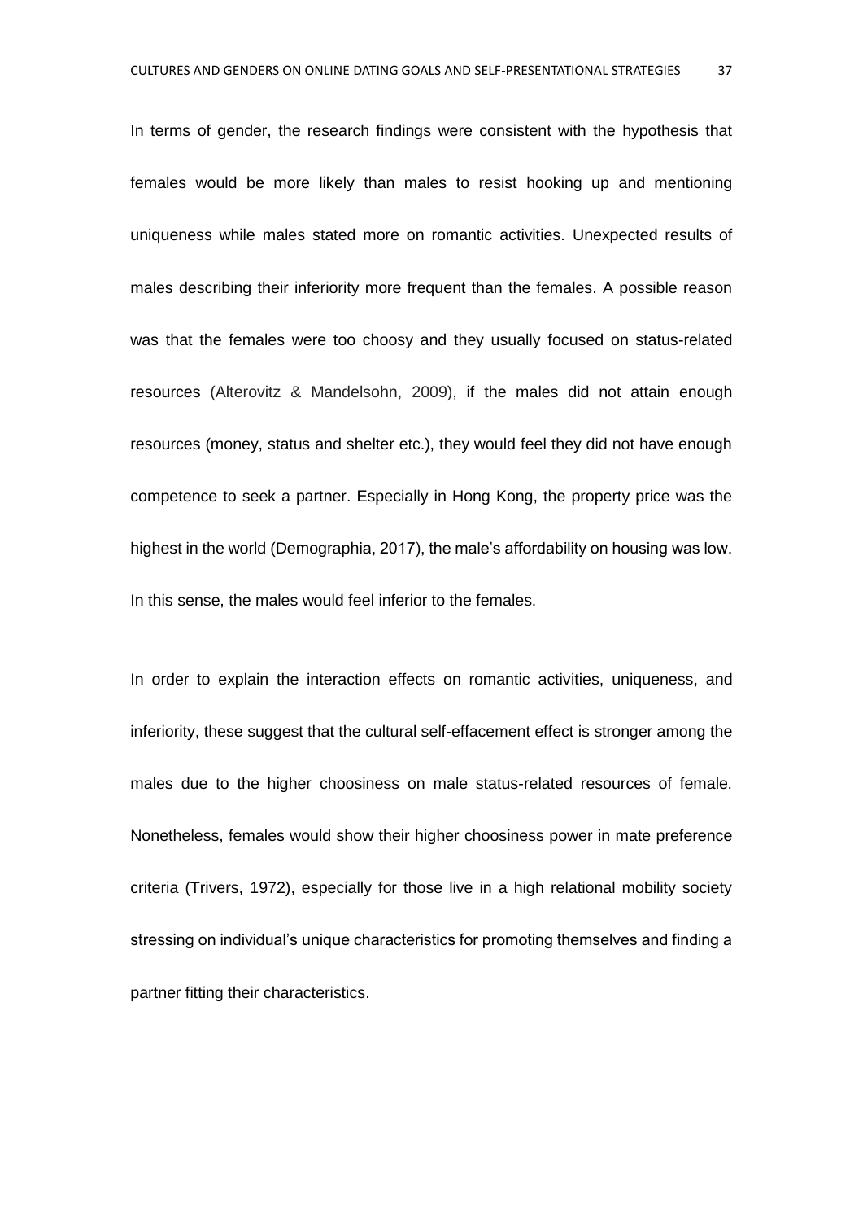In terms of gender, the research findings were consistent with the hypothesis that females would be more likely than males to resist hooking up and mentioning uniqueness while males stated more on romantic activities. Unexpected results of males describing their inferiority more frequent than the females. A possible reason was that the females were too choosy and they usually focused on status-related resources (Alterovitz & Mandelsohn, 2009), if the males did not attain enough resources (money, status and shelter etc.), they would feel they did not have enough competence to seek a partner. Especially in Hong Kong, the property price was the highest in the world (Demographia, 2017), the male's affordability on housing was low. In this sense, the males would feel inferior to the females.

In order to explain the interaction effects on romantic activities, uniqueness, and inferiority, these suggest that the cultural self-effacement effect is stronger among the males due to the higher choosiness on male status-related resources of female. Nonetheless, females would show their higher choosiness power in mate preference criteria (Trivers, 1972), especially for those live in a high relational mobility society stressing on individual's unique characteristics for promoting themselves and finding a partner fitting their characteristics.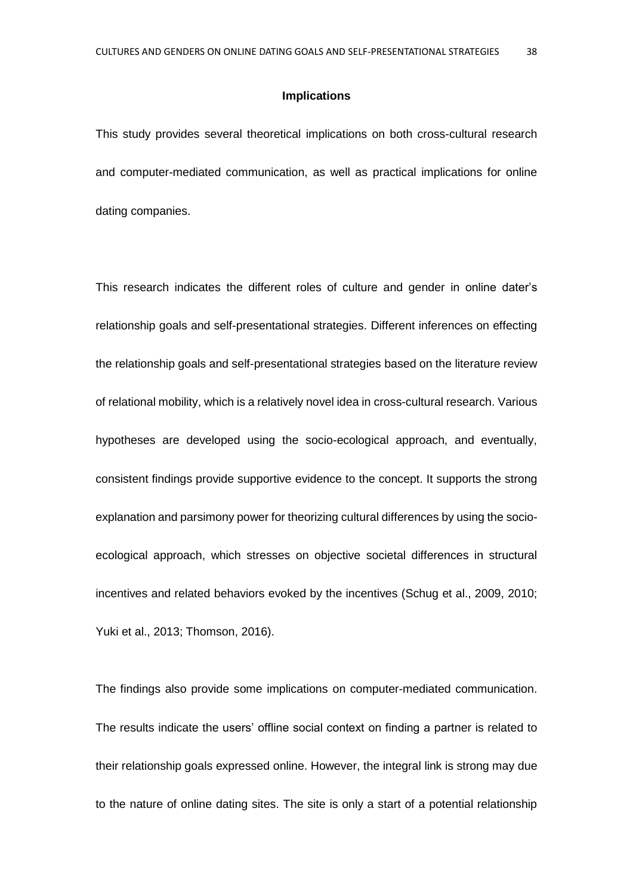## Implications

This study provides several theoretical implications on both cross-cultural research and computer-mediated communication, as well as practical implications for online dating companies.

This research indicates the different roles of culture and gender in online dater's relationship goals and self-presentational strategies. Different inferences on effecting the relationship goals and self-presentational strategies based on the literature review of relational mobility, which is a relatively novel idea in cross-cultural research. Various hypotheses are developed using the socio-ecological approach, and eventually, consistent findings provide supportive evidence to the concept. It supports the strong explanation and parsimony power for theorizing cultural differences by using the socio-ecological approach, which stresses on objective societal differences in structural incentives and related behaviors evoked by the incentives (Schug et al., 2009, 2010; Yuki et al., 2013; Thomson, 2016).

The findings also provide some implications on computer-mediated communication. The results indicate the users' offline social context on finding a partner is related to their relationship goals expressed online. However, the integral link is strong may due to the nature of online dating sites. The site is only a start of a potential relationship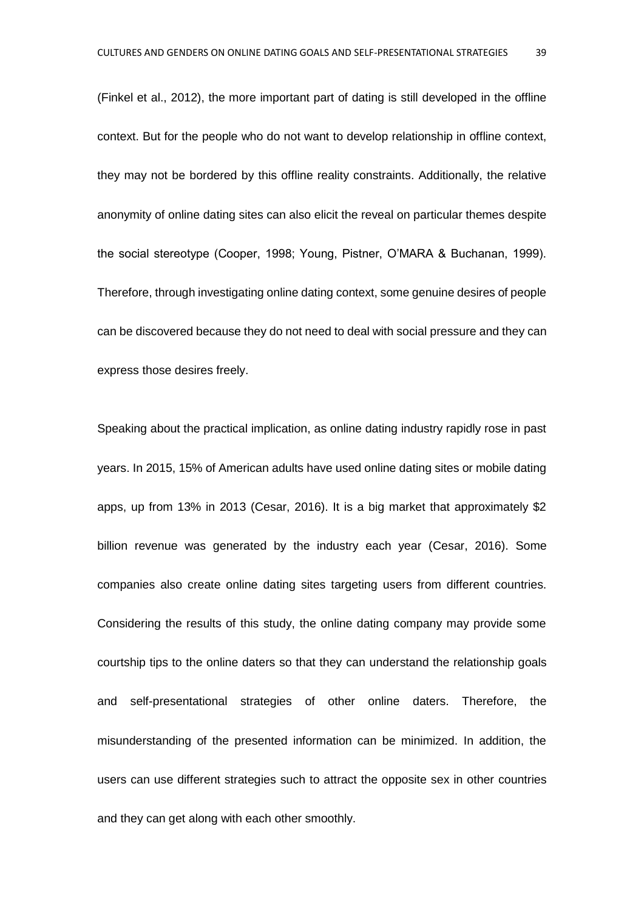(Finkel et al., 2012), the more important part of dating is still developed in the offline context. But for the people who do not want to develop relationship in offline context, they may not be bordered by this offline reality constraints. Additionally, the relative anonymity of online dating sites can also elicit the reveal on particular themes despite the social stereotype (Cooper, 1998; Young, Pistner, O'MARA & Buchanan, 1999). Therefore, through investigating online dating context, some genuine desires of people can be discovered because they do not need to deal with social pressure and they can express those desires freely.

Speaking about the practical implication, as online dating industry rapidly rose in past years. In 2015, 15% of American adults have used online dating sites or mobile dating apps, up from 13% in 2013 (Cesar, 2016). It is a big market that approximately $2 billion revenue was generated by the industry each year (Cesar, 2016). Some companies also create online dating sites targeting users from different countries. Considering the results of this study, the online dating company may provide some courtship tips to the online daters so that they can understand the relationship goals and self-presentational strategies of other online daters. Therefore, the misunderstanding of the presented information can be minimized. In addition, the users can use different strategies such to attract the opposite sex in other countries and they can get along with each other smoothly.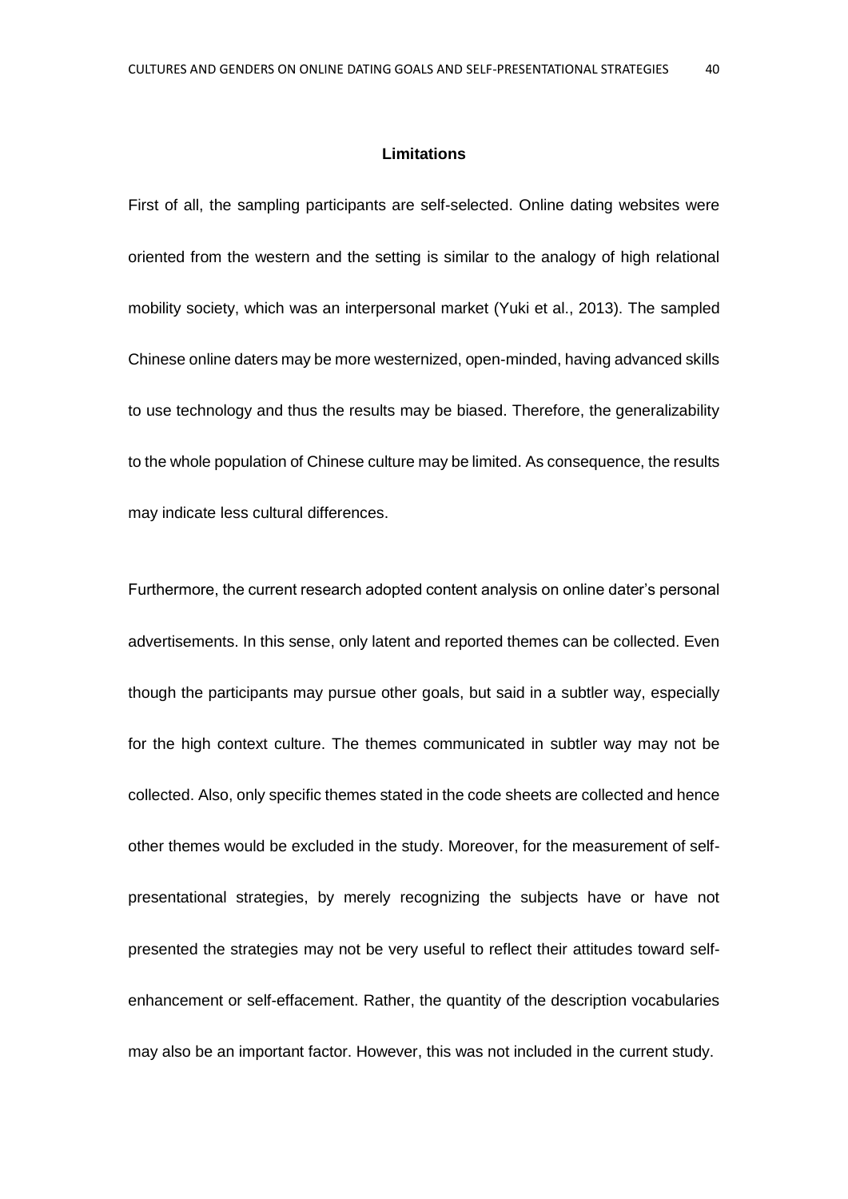## Limitations

First of all, the sampling participants are self-selected. Online dating websites were oriented from the western and the setting is similar to the analogy of high relational mobility society, which was an interpersonal market (Yuki et al., 2013). The sampled Chinese online daters may be more westernized, open-minded, having advanced skills to use technology and thus the results may be biased. Therefore, the generalizability to the whole population of Chinese culture may be limited. As consequence, the results may indicate less cultural differences.

Furthermore, the current research adopted content analysis on online dater's personal advertisements. In this sense, only latent and reported themes can be collected. Even though the participants may pursue other goals, but said in a subtler way, especially for the high context culture. The themes communicated in subtler way may not be collected. Also, only specific themes stated in the code sheets are collected and hence other themes would be excluded in the study. Moreover, for the measurement of self-presentational strategies, by merely recognizing the subjects have or have not presented the strategies may not be very useful to reflect their attitudes toward self-enhancement or self-effacement. Rather, the quantity of the description vocabularies may also be an important factor. However, this was not included in the current study.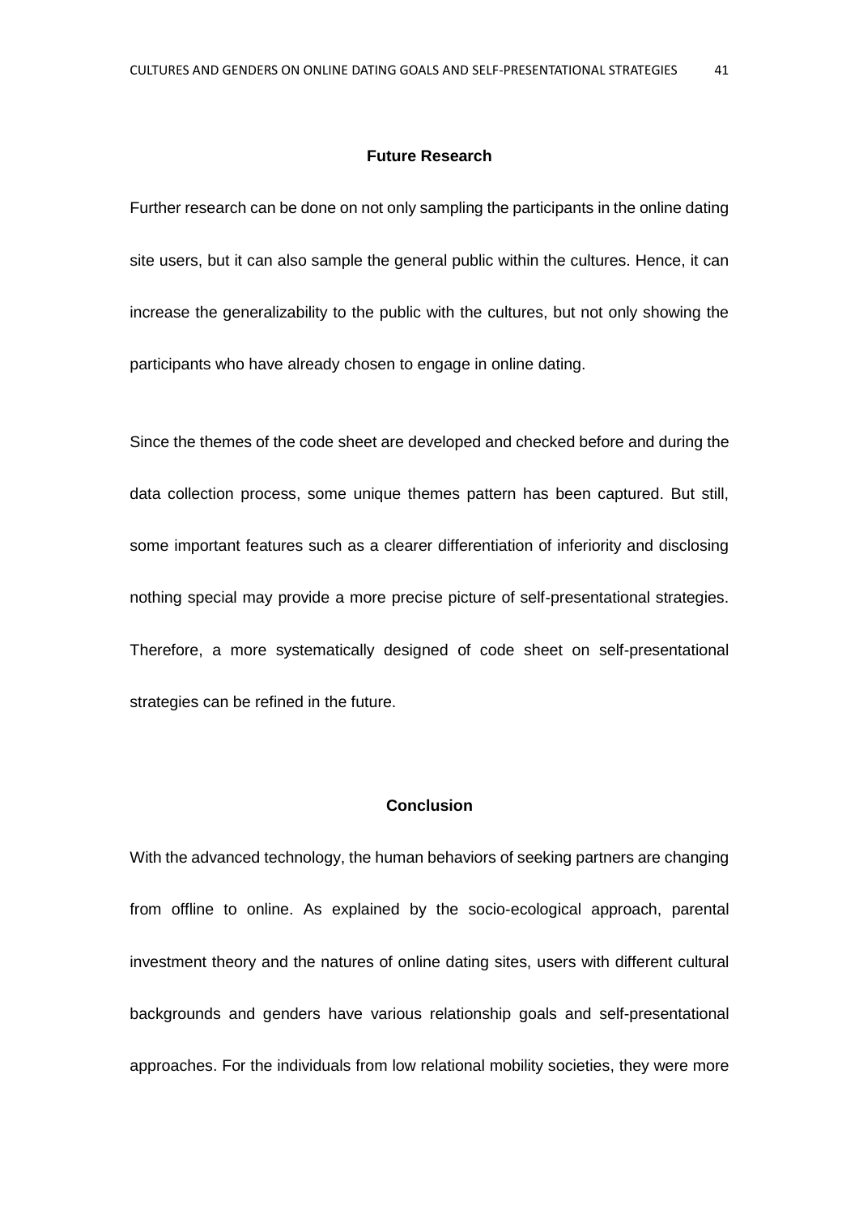## Future Research

Further research can be done on not only sampling the participants in the online dating site users, but it can also sample the general public within the cultures. Hence, it can increase the generalizability to the public with the cultures, but not only showing the participants who have already chosen to engage in online dating.

Since the themes of the code sheet are developed and checked before and during the data collection process, some unique themes pattern has been captured. But still, some important features such as a clearer differentiation of inferiority and disclosing nothing special may provide a more precise picture of self-presentational strategies. Therefore, a more systematically designed of code sheet on self-presentational strategies can be refined in the future.

## Conclusion

With the advanced technology, the human behaviors of seeking partners are changing from offline to online. As explained by the socio-ecological approach, parental investment theory and the natures of online dating sites, users with different cultural backgrounds and genders have various relationship goals and self-presentational approaches. For the individuals from low relational mobility societies, they were more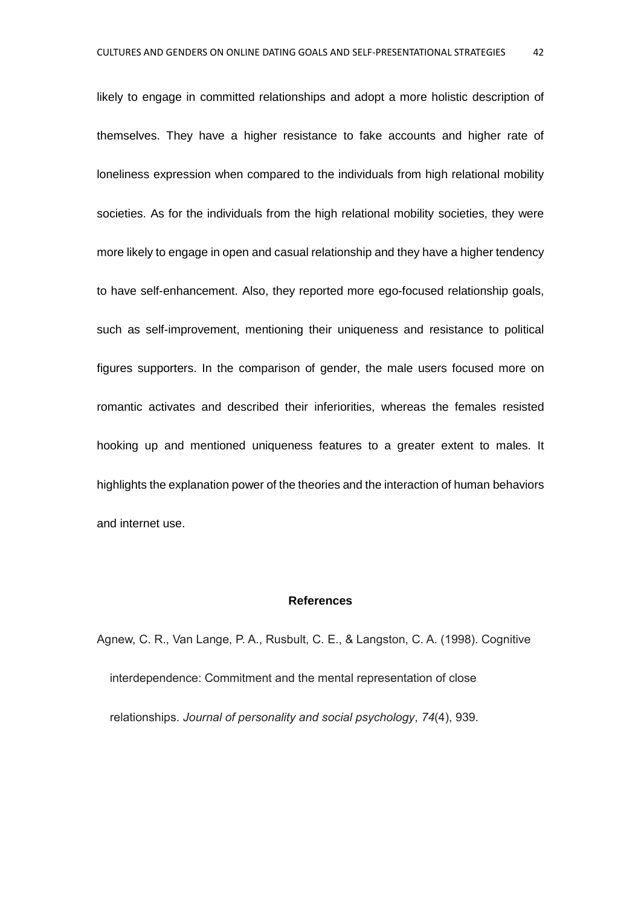likely to engage in committed relationships and adopt a more holistic description of themselves. They have a higher resistance to fake accounts and higher rate of loneliness expression when compared to the individuals from high relational mobility societies. As for the individuals from the high relational mobility societies, they were more likely to engage in open and casual relationship and they have a higher tendency to have self-enhancement. Also, they reported more ego-focused relationship goals, such as self-improvement, mentioning their uniqueness and resistance to political figures supporters. In the comparison of gender, the male users focused more on romantic activates and described their inferiorities, whereas the females resisted hooking up and mentioned uniqueness features to a greater extent to males. It highlights the explanation power of the theories and the interaction of human behaviors and internet use.

## References

Agnew, C. R., Van Lange, P. A., Rusbult, C. E., & Langston, C. A. (1998). Cognitive interdependence: Commitment and the mental representation of close relationships. *Journal of personality and social psychology*, *74*(4), 939.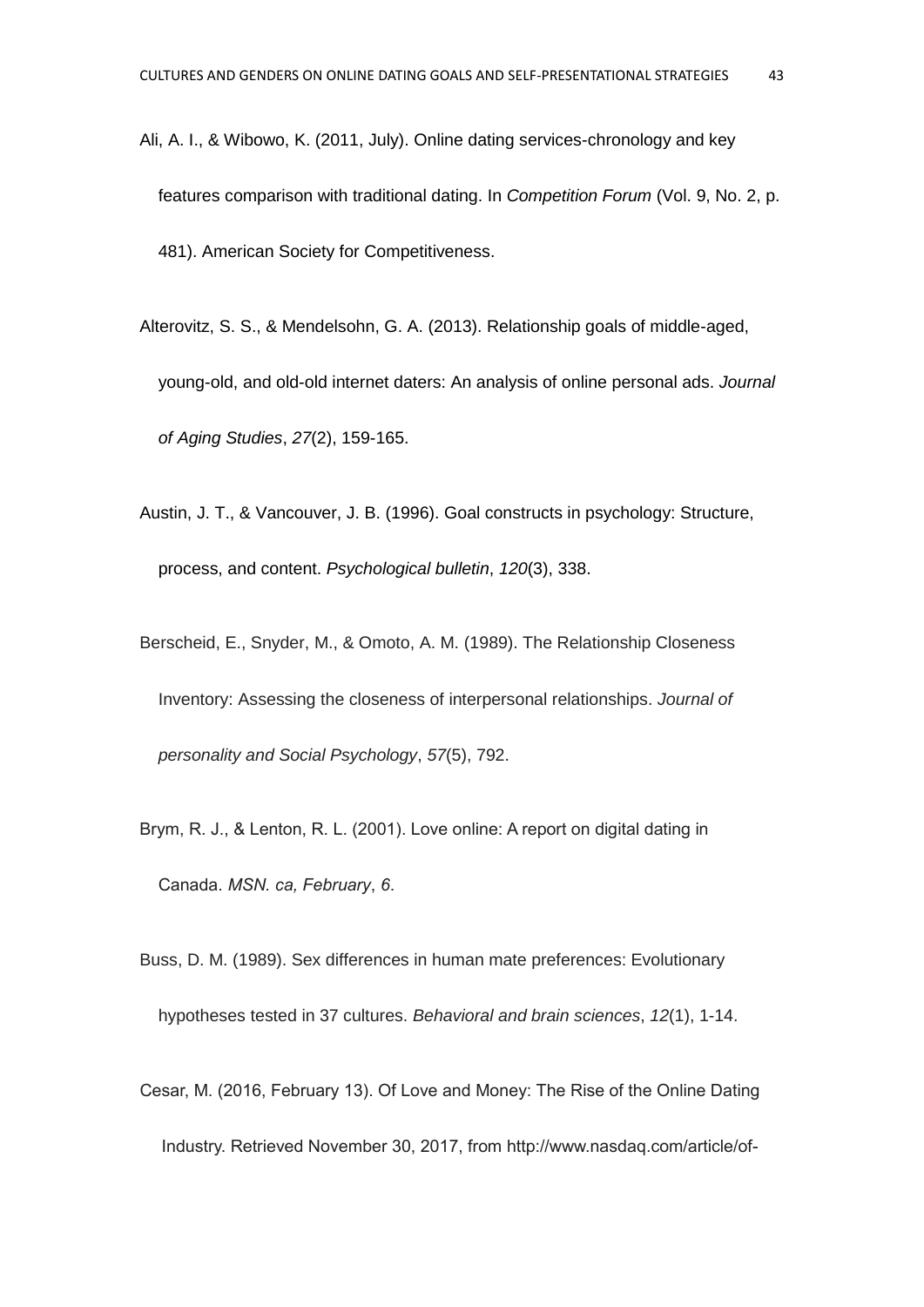Ali, A. I., & Wibowo, K. (2011, July). Online dating services-chronology and key features comparison with traditional dating. In *Competition Forum* (Vol. 9, No. 2, p. 481). American Society for Competitiveness.

Alterovitz, S. S., & Mendelsohn, G. A. (2013). Relationship goals of middle-aged, young-old, and old-old internet daters: An analysis of online personal ads. *Journal of Aging Studies*, *27*(2), 159-165.

Austin, J. T., & Vancouver, J. B. (1996). Goal constructs in psychology: Structure, process, and content. *Psychological bulletin*, *120*(3), 338.

Berscheid, E., Snyder, M., & Omoto, A. M. (1989). The Relationship Closeness Inventory: Assessing the closeness of interpersonal relationships. *Journal of personality and Social Psychology*, *57*(5), 792.

Brym, R. J., & Lenton, R. L. (2001). Love online: A report on digital dating in Canada. *MSN. ca, February*, *6*.

Buss, D. M. (1989). Sex differences in human mate preferences: Evolutionary hypotheses tested in 37 cultures. *Behavioral and brain sciences*, *12*(1), 1-14.

Cesar, M. (2016, February 13). Of Love and Money: The Rise of the Online Dating Industry. Retrieved November 30, 2017, from http://www.nasdaq.com/article/of-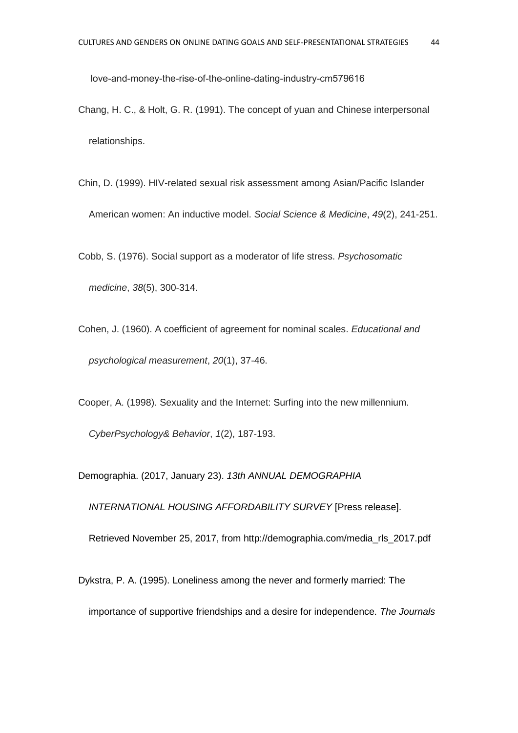love-and-money-the-rise-of-the-online-dating-industry-cm579616

Chang, H. C., & Holt, G. R. (1991). The concept of yuan and Chinese interpersonal relationships.

Chin, D. (1999). HIV-related sexual risk assessment among Asian/Pacific Islander American women: An inductive model. *Social Science & Medicine*, *49*(2), 241-251.

Cobb, S. (1976). Social support as a moderator of life stress. *Psychosomatic medicine*, *38*(5), 300-314.

Cohen, J. (1960). A coefficient of agreement for nominal scales. *Educational and psychological measurement*, *20*(1), 37-46.

Cooper, A. (1998). Sexuality and the Internet: Surfing into the new millennium. *CyberPsychology& Behavior*, *1*(2), 187-193.

Demographia. (2017, January 23). *13th ANNUAL DEMOGRAPHIA INTERNATIONAL HOUSING AFFORDABILITY SURVEY* [Press release]. Retrieved November 25, 2017, from http://demographia.com/media_rls_2017.pdf

Dykstra, P. A. (1995). Loneliness among the never and formerly married: The importance of supportive friendships and a desire for independence. *The Journals*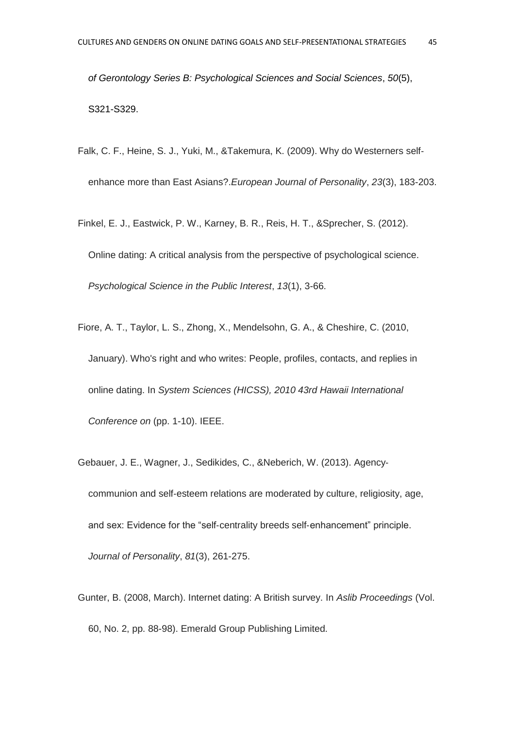*of Gerontology Series B: Psychological Sciences and Social Sciences*, *50*(5), S321-S329.

Falk, C. F., Heine, S. J., Yuki, M., &Takemura, K. (2009). Why do Westerners self-enhance more than East Asians?.*European Journal of Personality*, *23*(3), 183-203.

Finkel, E. J., Eastwick, P. W., Karney, B. R., Reis, H. T., &Sprecher, S. (2012). Online dating: A critical analysis from the perspective of psychological science. *Psychological Science in the Public Interest*, *13*(1), 3-66.

Fiore, A. T., Taylor, L. S., Zhong, X., Mendelsohn, G. A., & Cheshire, C. (2010, January). Who's right and who writes: People, profiles, contacts, and replies in online dating. In *System Sciences (HICSS), 2010 43rd Hawaii International Conference on* (pp. 1-10). IEEE.

Gebauer, J. E., Wagner, J., Sedikides, C., &Neberich, W. (2013). Agency-communion and self-esteem relations are moderated by culture, religiosity, age, and sex: Evidence for the "self-centrality breeds self-enhancement" principle. *Journal of Personality*, *81*(3), 261-275.

Gunter, B. (2008, March). Internet dating: A British survey. In *Aslib Proceedings* (Vol. 60, No. 2, pp. 88-98). Emerald Group Publishing Limited.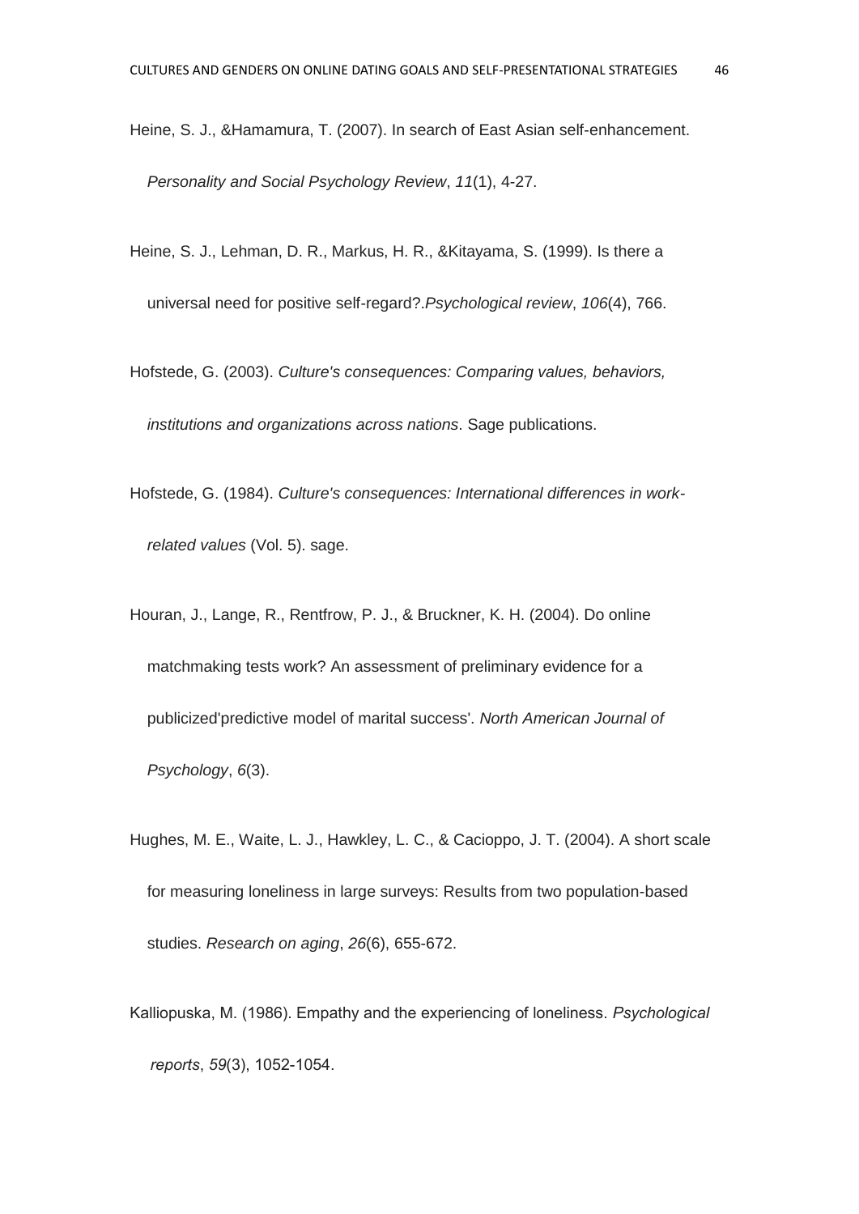Heine, S. J., &Hamamura, T. (2007). In search of East Asian self-enhancement. *Personality and Social Psychology Review*, *11*(1), 4-27.

Heine, S. J., Lehman, D. R., Markus, H. R., &Kitayama, S. (1999). Is there a universal need for positive self-regard?.*Psychological review*, *106*(4), 766.

Hofstede, G. (2003). *Culture's consequences: Comparing values, behaviors, institutions and organizations across nations*. Sage publications.

Hofstede, G. (1984). *Culture's consequences: International differences in work-related values* (Vol. 5). sage.

Houran, J., Lange, R., Rentfrow, P. J., & Bruckner, K. H. (2004). Do online matchmaking tests work? An assessment of preliminary evidence for a publicized'predictive model of marital success'. *North American Journal of Psychology*, *6*(3).

Hughes, M. E., Waite, L. J., Hawkley, L. C., & Cacioppo, J. T. (2004). A short scale for measuring loneliness in large surveys: Results from two population-based studies. *Research on aging*, *26*(6), 655-672.

Kalliopuska, M. (1986). Empathy and the experiencing of loneliness. *Psychological reports*, *59*(3), 1052-1054.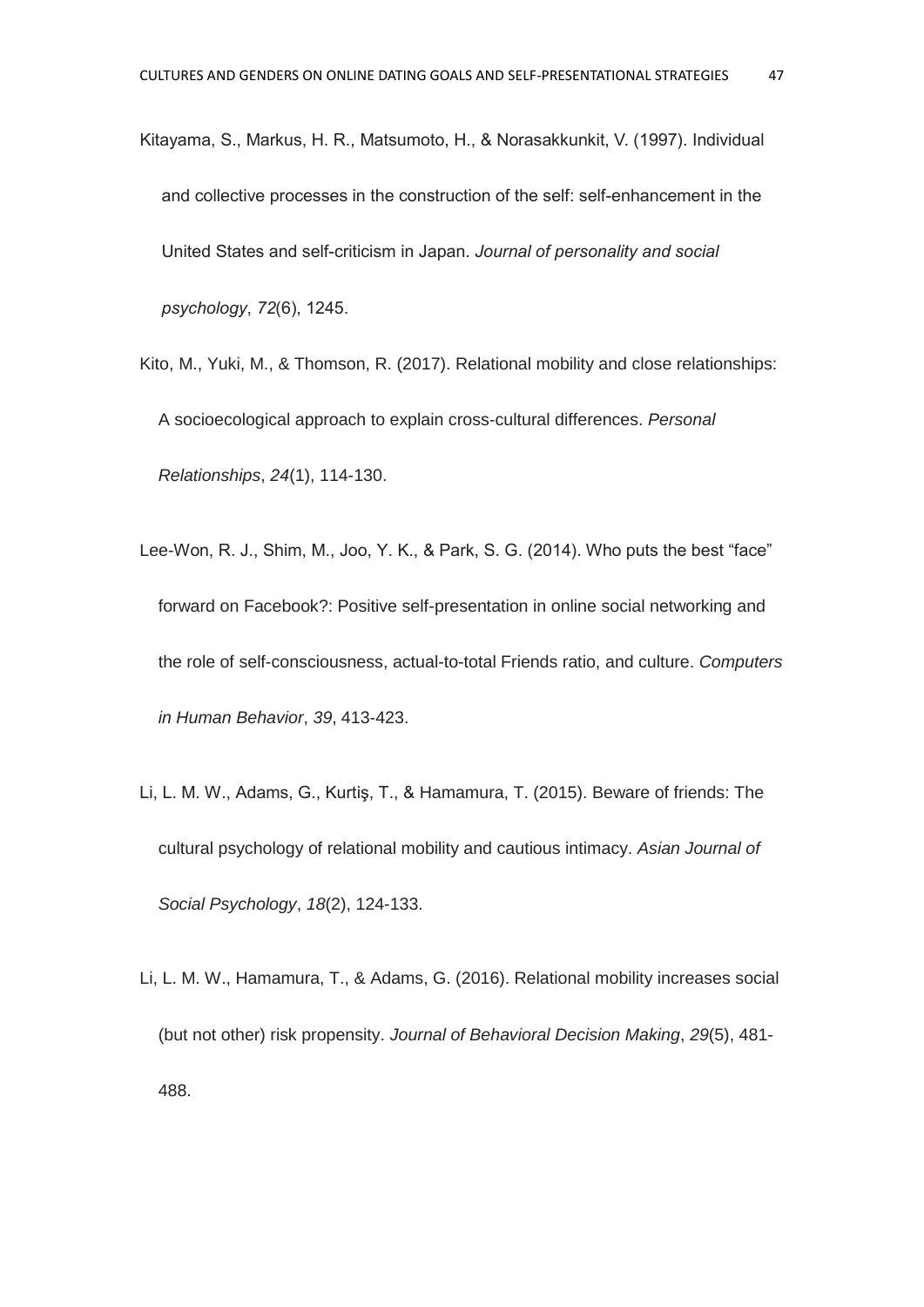Kitayama, S., Markus, H. R., Matsumoto, H., & Norasakkunkit, V. (1997). Individual and collective processes in the construction of the self: self-enhancement in the United States and self-criticism in Japan. *Journal of personality and social psychology*, *72*(6), 1245.

Kito, M., Yuki, M., & Thomson, R. (2017). Relational mobility and close relationships: A socioecological approach to explain cross-cultural differences. *Personal Relationships*, *24*(1), 114-130.

Lee-Won, R. J., Shim, M., Joo, Y. K., & Park, S. G. (2014). Who puts the best "face" forward on Facebook?: Positive self-presentation in online social networking and the role of self-consciousness, actual-to-total Friends ratio, and culture. *Computers in Human Behavior*, *39*, 413-423.

Li, L. M. W., Adams, G., Kurtiş, T., & Hamamura, T. (2015). Beware of friends: The cultural psychology of relational mobility and cautious intimacy. *Asian Journal of Social Psychology*, *18*(2), 124-133.

Li, L. M. W., Hamamura, T., & Adams, G. (2016). Relational mobility increases social (but not other) risk propensity. *Journal of Behavioral Decision Making*, *29*(5), 481-488.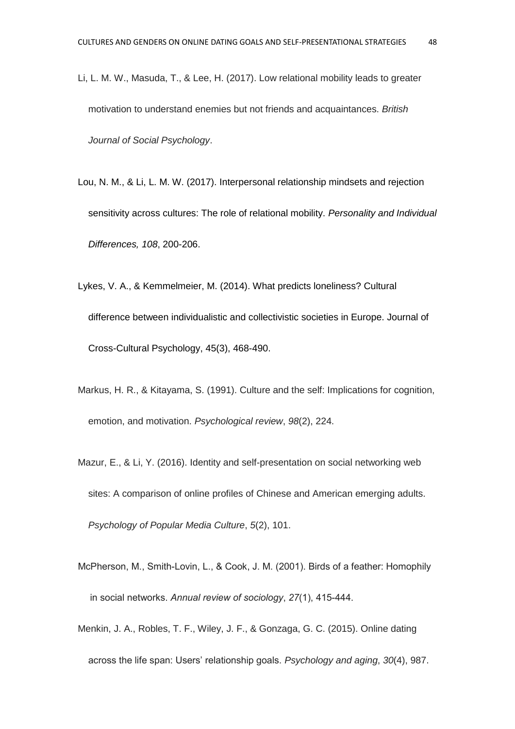Li, L. M. W., Masuda, T., & Lee, H. (2017). Low relational mobility leads to greater motivation to understand enemies but not friends and acquaintances. *British Journal of Social Psychology*.

Lou, N. M., & Li, L. M. W. (2017). Interpersonal relationship mindsets and rejection sensitivity across cultures: The role of relational mobility. *Personality and Individual Differences, 108*, 200-206.

Lykes, V. A., & Kemmelmeier, M. (2014). What predicts loneliness? Cultural difference between individualistic and collectivistic societies in Europe. Journal of Cross-Cultural Psychology, 45(3), 468-490.

Markus, H. R., & Kitayama, S. (1991). Culture and the self: Implications for cognition, emotion, and motivation. *Psychological review*, *98*(2), 224.

Mazur, E., & Li, Y. (2016). Identity and self-presentation on social networking web sites: A comparison of online profiles of Chinese and American emerging adults. *Psychology of Popular Media Culture*, *5*(2), 101.

McPherson, M., Smith-Lovin, L., & Cook, J. M. (2001). Birds of a feather: Homophily in social networks. *Annual review of sociology*, *27*(1), 415-444.

Menkin, J. A., Robles, T. F., Wiley, J. F., & Gonzaga, G. C. (2015). Online dating across the life span: Users' relationship goals. *Psychology and aging*, *30*(4), 987.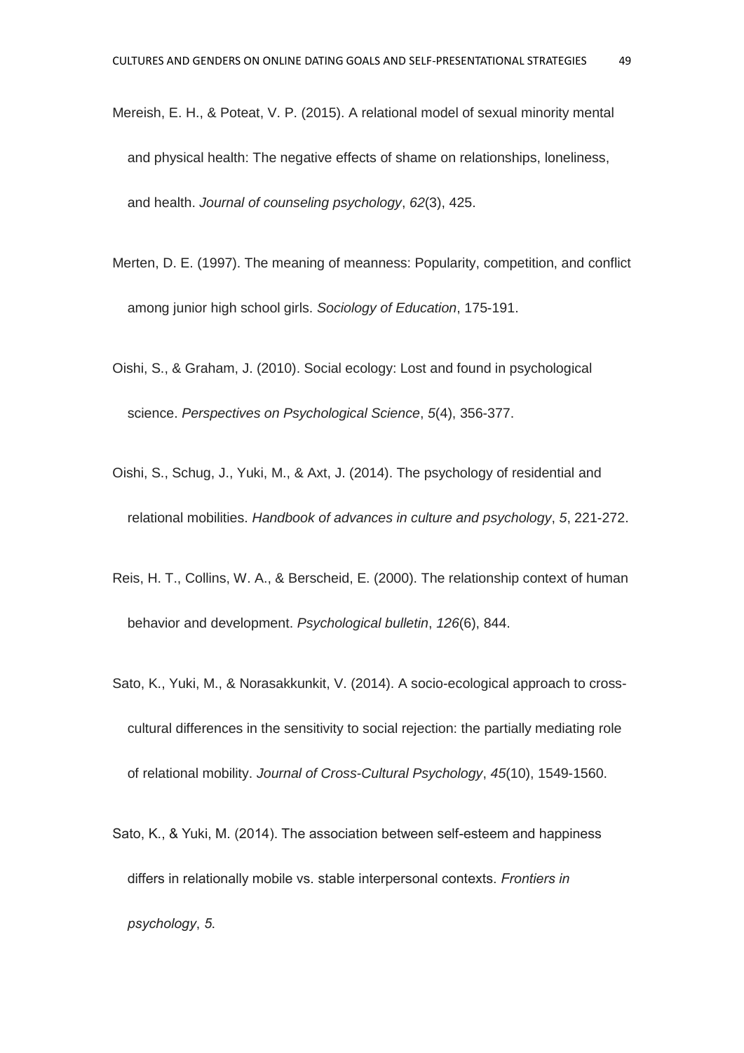Mereish, E. H., & Poteat, V. P. (2015). A relational model of sexual minority mental and physical health: The negative effects of shame on relationships, loneliness, and health. *Journal of counseling psychology*, *62*(3), 425.

Merten, D. E. (1997). The meaning of meanness: Popularity, competition, and conflict among junior high school girls. *Sociology of Education*, 175-191.

Oishi, S., & Graham, J. (2010). Social ecology: Lost and found in psychological science. *Perspectives on Psychological Science*, *5*(4), 356-377.

Oishi, S., Schug, J., Yuki, M., & Axt, J. (2014). The psychology of residential and relational mobilities. *Handbook of advances in culture and psychology*, *5*, 221-272.

Reis, H. T., Collins, W. A., & Berscheid, E. (2000). The relationship context of human behavior and development. *Psychological bulletin*, *126*(6), 844.

Sato, K., Yuki, M., & Norasakkunkit, V. (2014). A socio-ecological approach to cross-cultural differences in the sensitivity to social rejection: the partially mediating role of relational mobility. *Journal of Cross-Cultural Psychology*, *45*(10), 1549-1560.

Sato, K., & Yuki, M. (2014). The association between self-esteem and happiness differs in relationally mobile vs. stable interpersonal contexts. *Frontiers in psychology*, *5*.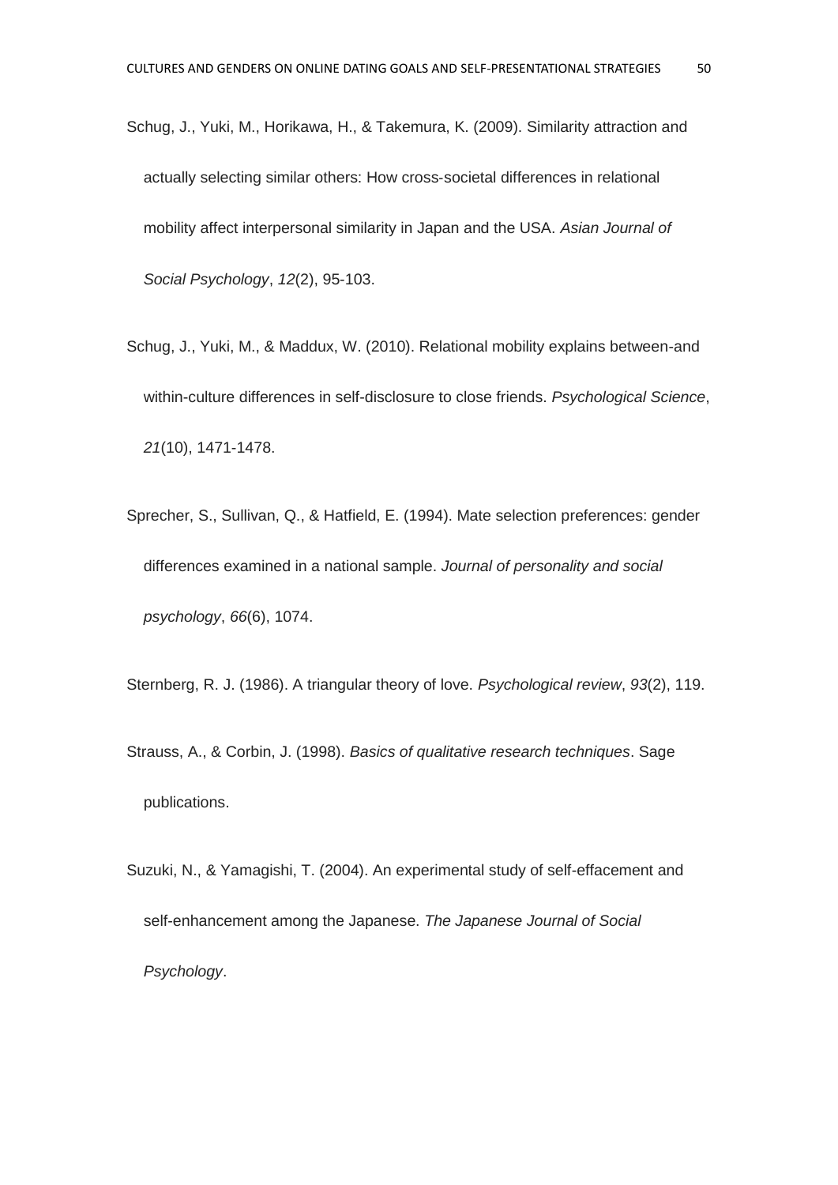Schug, J., Yuki, M., Horikawa, H., & Takemura, K. (2009). Similarity attraction and actually selecting similar others: How cross-societal differences in relational mobility affect interpersonal similarity in Japan and the USA. *Asian Journal of Social Psychology*, *12*(2), 95-103.

Schug, J., Yuki, M., & Maddux, W. (2010). Relational mobility explains between-and within-culture differences in self-disclosure to close friends. *Psychological Science*, *21*(10), 1471-1478.

Sprecher, S., Sullivan, Q., & Hatfield, E. (1994). Mate selection preferences: gender differences examined in a national sample. *Journal of personality and social psychology*, *66*(6), 1074.

Sternberg, R. J. (1986). A triangular theory of love. *Psychological review*, *93*(2), 119.

Strauss, A., & Corbin, J. (1998). *Basics of qualitative research techniques*. Sage publications.

Suzuki, N., & Yamagishi, T. (2004). An experimental study of self-effacement and self-enhancement among the Japanese. *The Japanese Journal of Social Psychology*.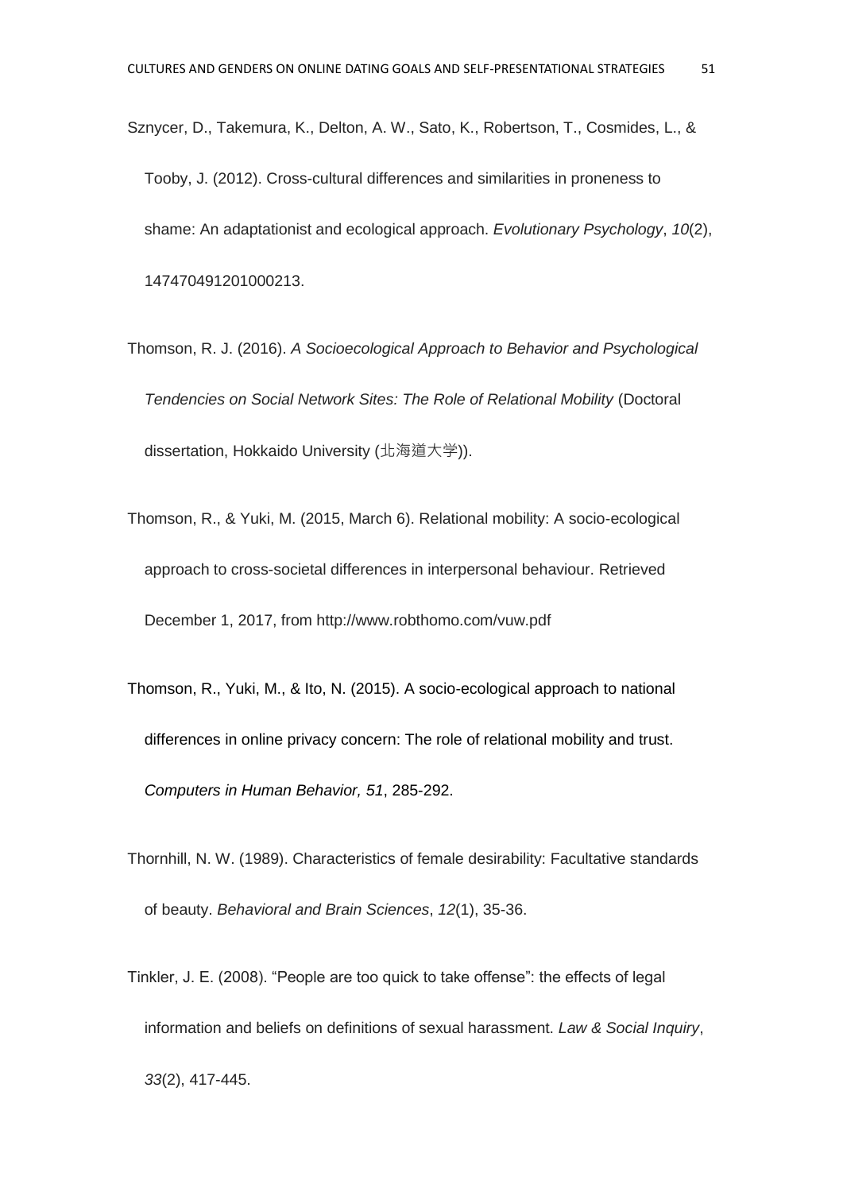Sznycer, D., Takemura, K., Delton, A. W., Sato, K., Robertson, T., Cosmides, L., & Tooby, J. (2012). Cross-cultural differences and similarities in proneness to shame: An adaptationist and ecological approach. *Evolutionary Psychology*, *10*(2), 147470491201000213.

Thomson, R. J. (2016). *A Socioecological Approach to Behavior and Psychological Tendencies on Social Network Sites: The Role of Relational Mobility* (Doctoral dissertation, Hokkaido University (北海道大学)).

Thomson, R., & Yuki, M. (2015, March 6). Relational mobility: A socio-ecological approach to cross-societal differences in interpersonal behaviour. Retrieved December 1, 2017, from http://www.robthomo.com/vuw.pdf

Thomson, R., Yuki, M., & Ito, N. (2015). A socio-ecological approach to national differences in online privacy concern: The role of relational mobility and trust. *Computers in Human Behavior, 51*, 285-292.

Thornhill, N. W. (1989). Characteristics of female desirability: Facultative standards of beauty. *Behavioral and Brain Sciences*, *12*(1), 35-36.

Tinkler, J. E. (2008). "People are too quick to take offense": the effects of legal information and beliefs on definitions of sexual harassment. *Law & Social Inquiry*, *33*(2), 417-445.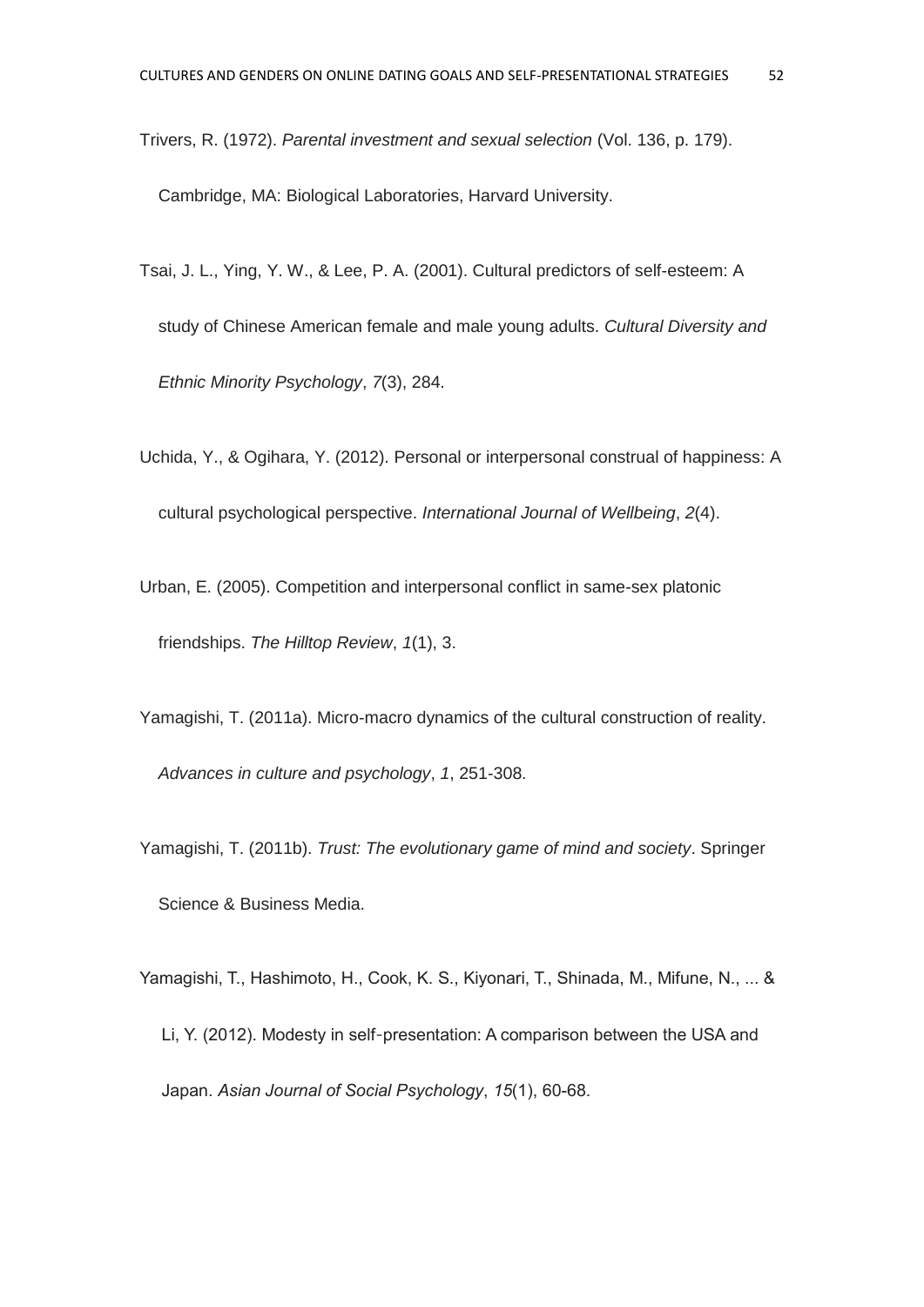Trivers, R. (1972). *Parental investment and sexual selection* (Vol. 136, p. 179). Cambridge, MA: Biological Laboratories, Harvard University.

Tsai, J. L., Ying, Y. W., & Lee, P. A. (2001). Cultural predictors of self-esteem: A study of Chinese American female and male young adults. *Cultural Diversity and Ethnic Minority Psychology*, *7*(3), 284.

Uchida, Y., & Ogihara, Y. (2012). Personal or interpersonal construal of happiness: A cultural psychological perspective. *International Journal of Wellbeing*, *2*(4).

Urban, E. (2005). Competition and interpersonal conflict in same-sex platonic friendships. *The Hilltop Review*, *1*(1), 3.

Yamagishi, T. (2011a). Micro-macro dynamics of the cultural construction of reality. *Advances in culture and psychology*, *1*, 251-308.

Yamagishi, T. (2011b). *Trust: The evolutionary game of mind and society*. Springer Science & Business Media.

Yamagishi, T., Hashimoto, H., Cook, K. S., Kiyonari, T., Shinada, M., Mifune, N., ... & Li, Y. (2012). Modesty in self‐presentation: A comparison between the USA and Japan. *Asian Journal of Social Psychology*, *15*(1), 60-68.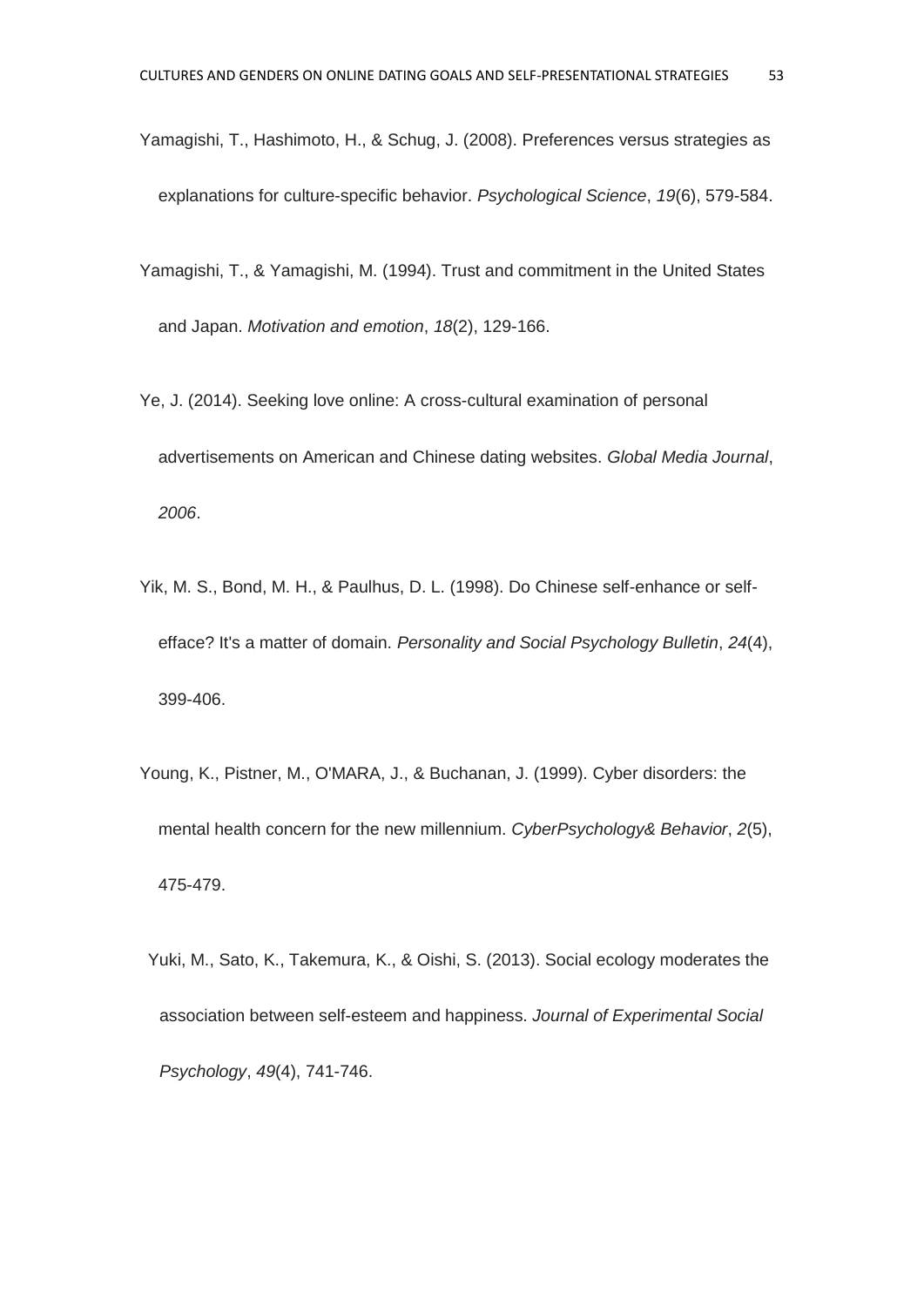Yamagishi, T., Hashimoto, H., & Schug, J. (2008). Preferences versus strategies as explanations for culture-specific behavior. *Psychological Science*, *19*(6), 579-584.

Yamagishi, T., & Yamagishi, M. (1994). Trust and commitment in the United States and Japan. *Motivation and emotion*, *18*(2), 129-166.

Ye, J. (2014). Seeking love online: A cross-cultural examination of personal advertisements on American and Chinese dating websites. *Global Media Journal*, *2006*.

Yik, M. S., Bond, M. H., & Paulhus, D. L. (1998). Do Chinese self-enhance or self-efface? It's a matter of domain. *Personality and Social Psychology Bulletin*, *24*(4), 399-406.

Young, K., Pistner, M., O'MARA, J., & Buchanan, J. (1999). Cyber disorders: the mental health concern for the new millennium. *CyberPsychology& Behavior*, *2*(5), 475-479.

Yuki, M., Sato, K., Takemura, K., & Oishi, S. (2013). Social ecology moderates the association between self-esteem and happiness. *Journal of Experimental Social Psychology*, *49*(4), 741-746.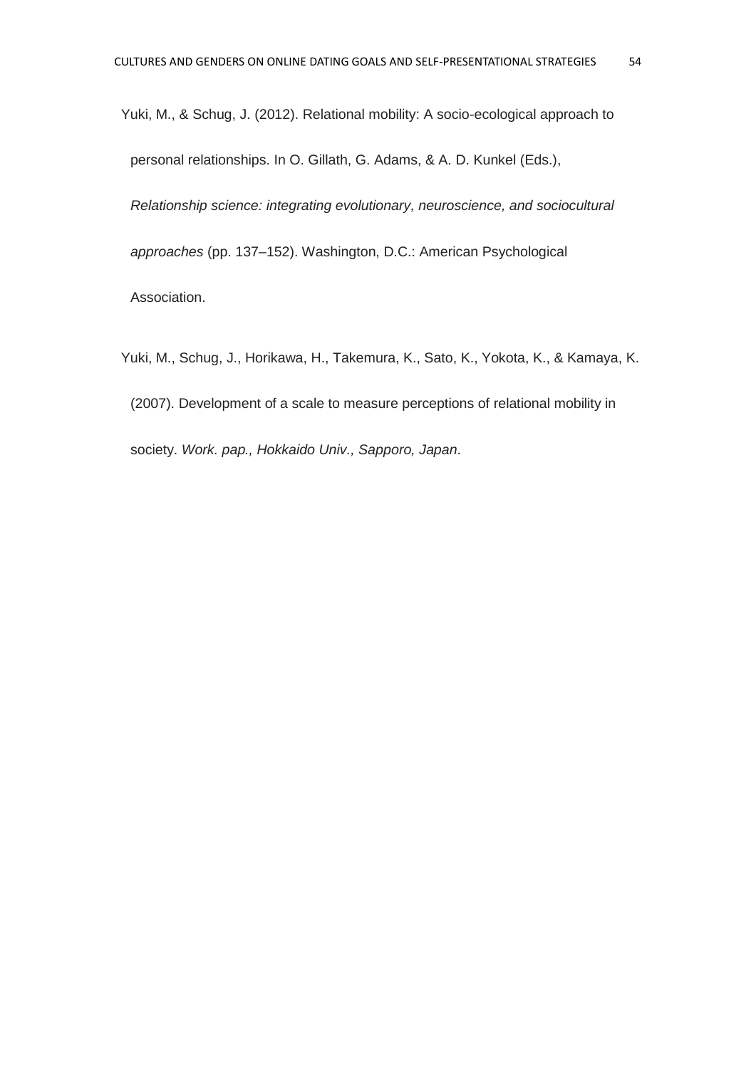Yuki, M., & Schug, J. (2012). Relational mobility: A socio-ecological approach to personal relationships. In O. Gillath, G. Adams, & A. D. Kunkel (Eds.), *Relationship science: integrating evolutionary, neuroscience, and sociocultural approaches* (pp. 137–152). Washington, D.C.: American Psychological Association.

Yuki, M., Schug, J., Horikawa, H., Takemura, K., Sato, K., Yokota, K., & Kamaya, K. (2007). Development of a scale to measure perceptions of relational mobility in society. *Work. pap., Hokkaido Univ., Sapporo, Japan*.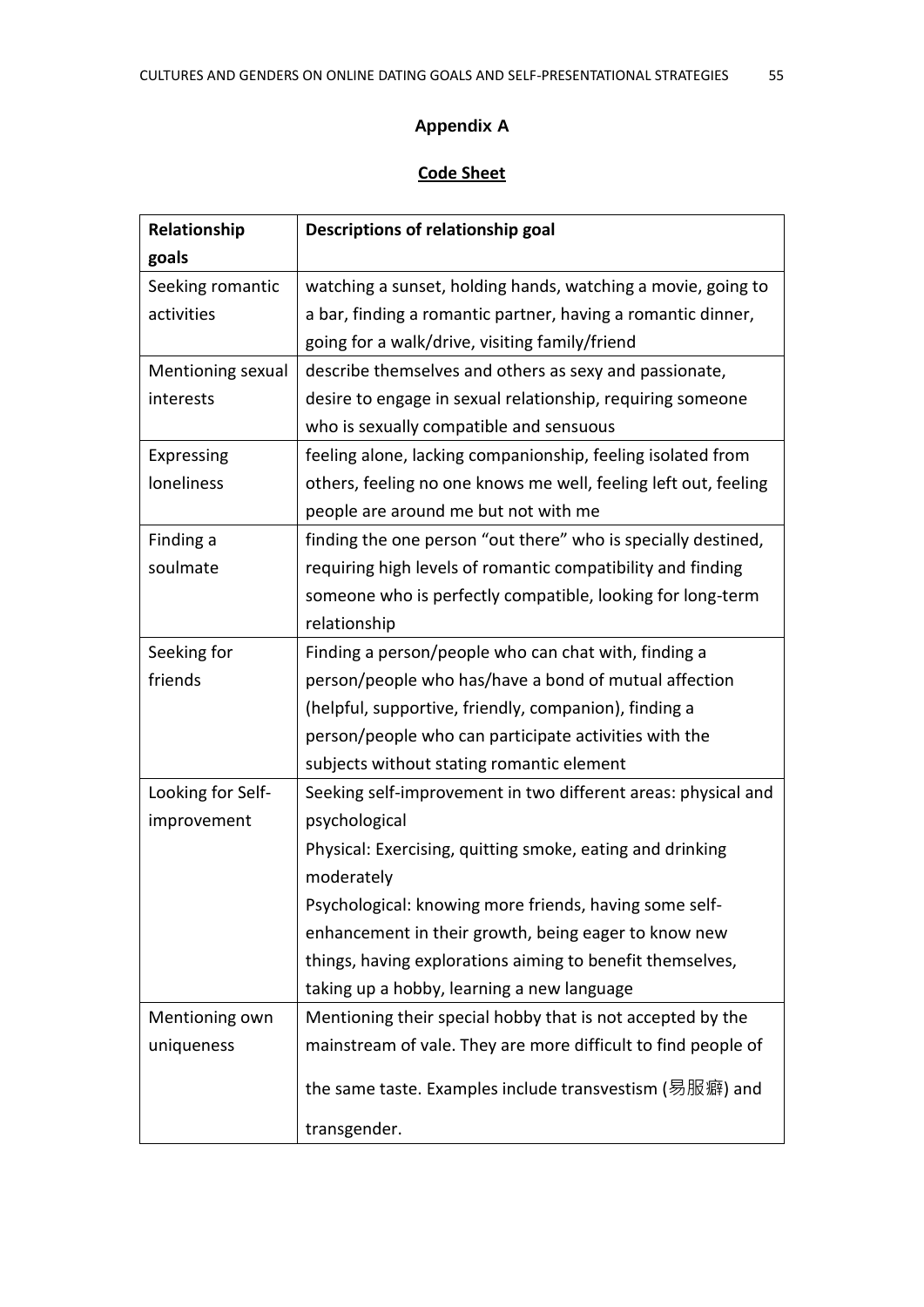# Appendix A

## Code Sheet

| Relationship goals | Descriptions of relationship goal |
|---|---|
| Seeking romantic activities | watching a sunset, holding hands, watching a movie, going to a bar, finding a romantic partner, having a romantic dinner, going for a walk/drive, visiting family/friend |
| Mentioning sexual interests | describe themselves and others as sexy and passionate, desire to engage in sexual relationship, requiring someone who is sexually compatible and sensuous |
| Expressing loneliness | feeling alone, lacking companionship, feeling isolated from others, feeling no one knows me well, feeling left out, feeling people are around me but not with me |
| Finding a soulmate | finding the one person "out there" who is specially destined, requiring high levels of romantic compatibility and finding someone who is perfectly compatible, looking for long-term relationship |
| Seeking for friends | Finding a person/people who can chat with, finding a person/people who has/have a bond of mutual affection (helpful, supportive, friendly, companion), finding a person/people who can participate activities with the subjects without stating romantic element |
| Looking for Self-improvement | Seeking self-improvement in two different areas: physical and psychological<br>Physical: Exercising, quitting smoke, eating and drinking moderately<br>Psychological: knowing more friends, having some self-enhancement in their growth, being eager to know new things, having explorations aiming to benefit themselves, taking up a hobby, learning a new language |
| Mentioning own uniqueness | Mentioning their special hobby that is not accepted by the mainstream of vale. They are more difficult to find people of the same taste. Examples include transvestism (易服癖) and transgender. |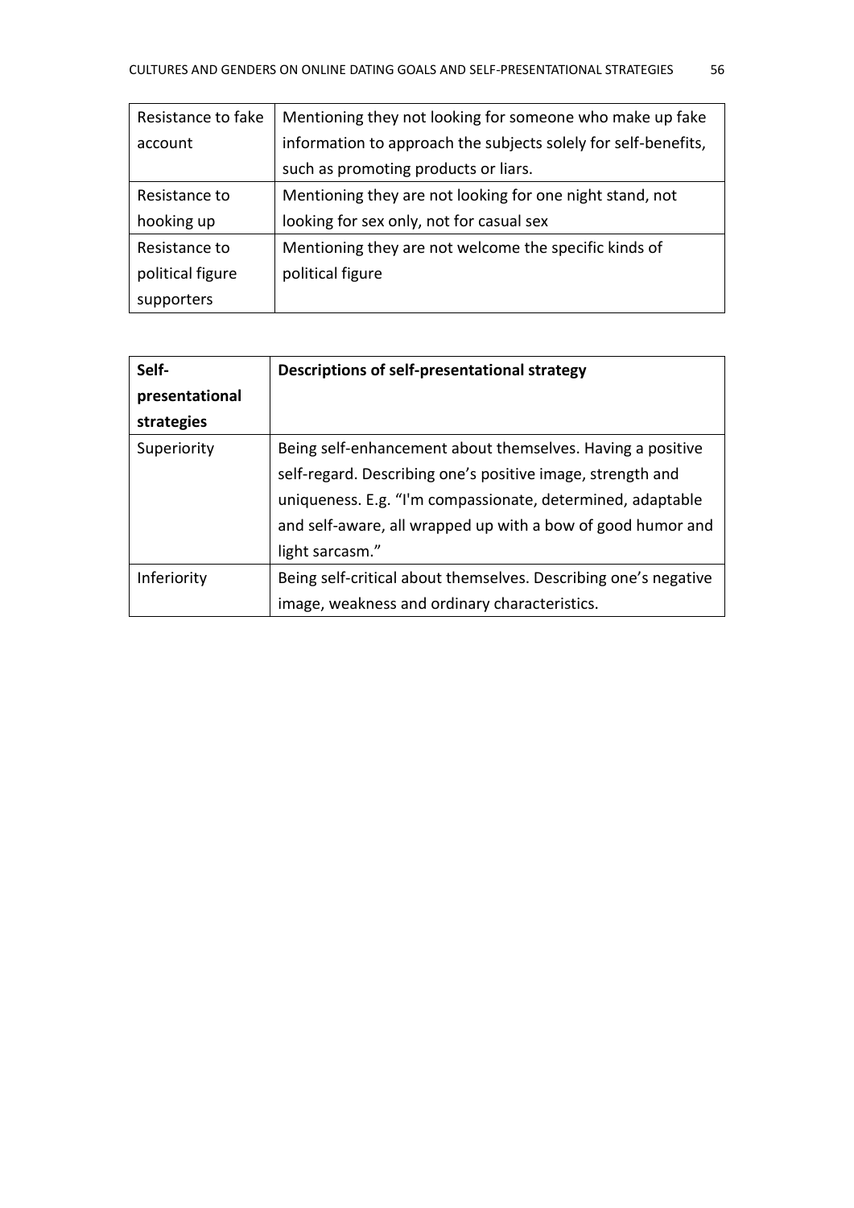| | |
|---|---|
| Resistance to fake account | Mentioning they not looking for someone who make up fake information to approach the subjects solely for self-benefits, such as promoting products or liars. |
| Resistance to hooking up | Mentioning they are not looking for one night stand, not looking for sex only, not for casual sex |
| Resistance to political figure supporters | Mentioning they are not welcome the specific kinds of political figure |

| **Self-presentational strategies** | **Descriptions of self-presentational strategy** |
|---|---|
| Superiority | Being self-enhancement about themselves. Having a positive self-regard. Describing one's positive image, strength and uniqueness. E.g. "I'm compassionate, determined, adaptable and self-aware, all wrapped up with a bow of good humor and light sarcasm." |
| Inferiority | Being self-critical about themselves. Describing one's negative image, weakness and ordinary characteristics. |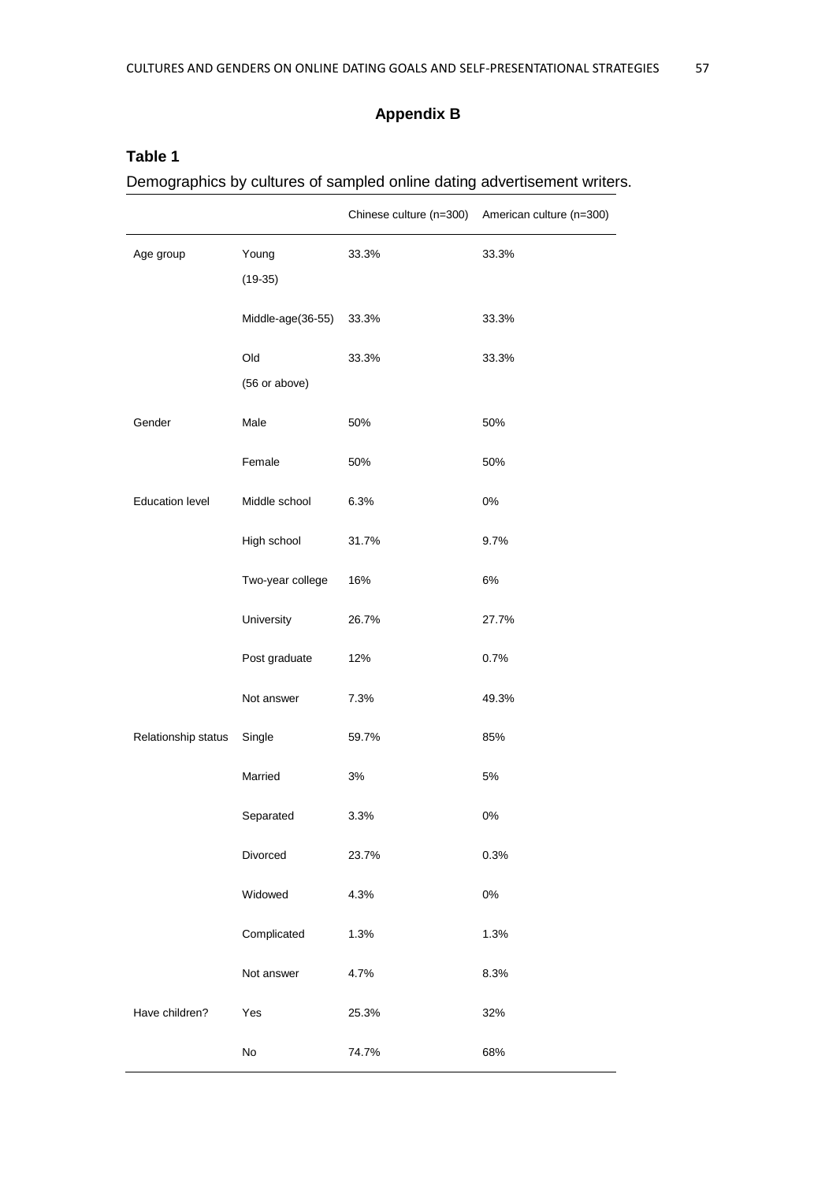## Appendix B

**Table 1**

Demographics by cultures of sampled online dating advertisement writers.

| | | Chinese culture (n=300) | American culture (n=300) |
|---|---|---|---|
| Age group | Young (19-35) | 33.3% | 33.3% |
| | Middle-age(36-55) | 33.3% | 33.3% |
| | Old (56 or above) | 33.3% | 33.3% |
| Gender | Male | 50% | 50% |
| | Female | 50% | 50% |
| Education level | Middle school | 6.3% | 0% |
| | High school | 31.7% | 9.7% |
| | Two-year college | 16% | 6% |
| | University | 26.7% | 27.7% |
| | Post graduate | 12% | 0.7% |
| | Not answer | 7.3% | 49.3% |
| Relationship status | Single | 59.7% | 85% |
| | Married | 3% | 5% |
| | Separated | 3.3% | 0% |
| | Divorced | 23.7% | 0.3% |
| | Widowed | 4.3% | 0% |
| | Complicated | 1.3% | 1.3% |
| | Not answer | 4.7% | 8.3% |
| Have children? | Yes | 25.3% | 32% |
| | No | 74.7% | 68% |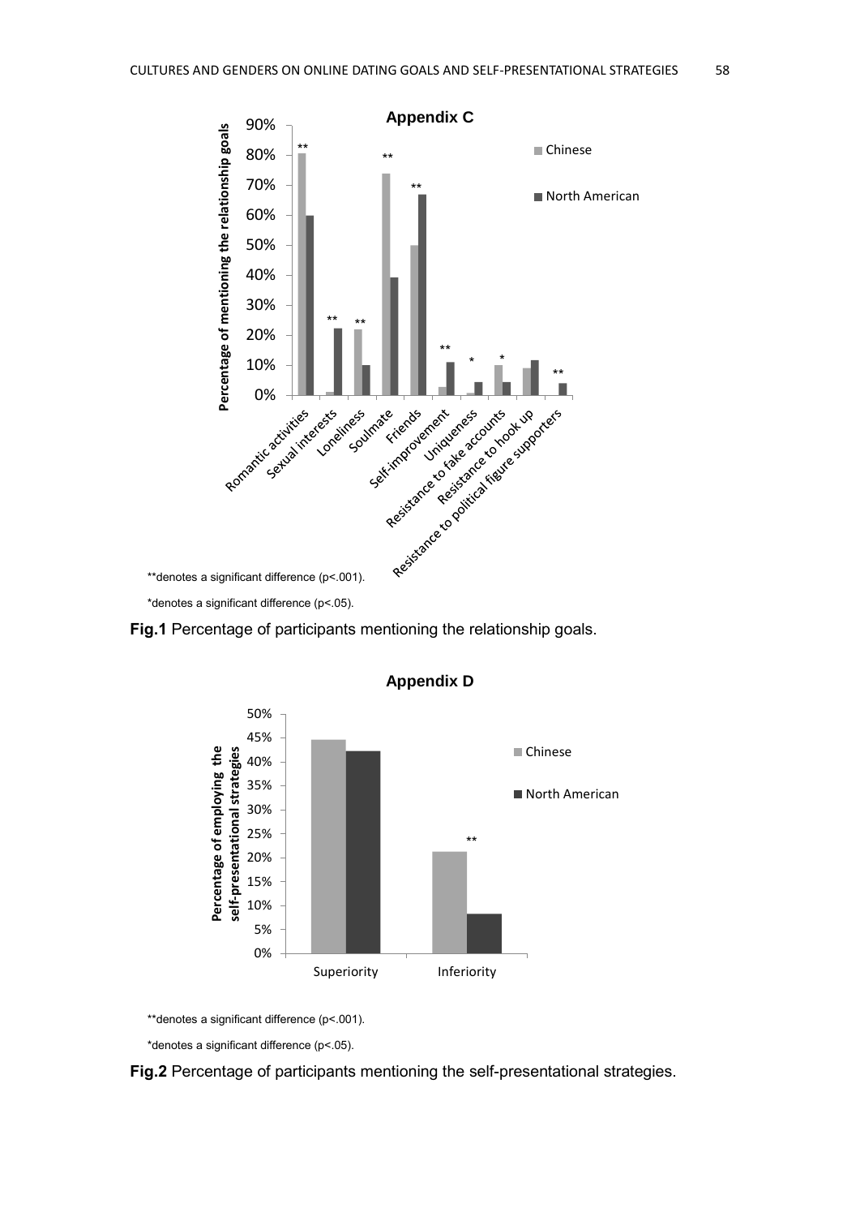## Appendix C

**Percentage of mentioning the relationship goals**

| Relationship goal | Chinese | North American | Significance |
|---|---|---|---|
| Romantic activities | ~81% | ~60% | ** |
| Sexual interests | ~1% | ~22% | ** |
| Loneliness | ~22% | ~10% | ** |
| Soulmate | ~74% | ~39% | ** |
| Friends | ~50% | ~67% | ** |
| Self-improvement | ~3% | ~11% | ** |
| Uniqueness | ~1% | ~4% | * |
| Resistance to fake accounts | ~10% | ~4% | * |
| Resistance to hook up | ~9% | ~12% | |
| Resistance to political figure supporters | 0% | ~4% | ** |

**denotes a significant difference (p<.001).

*denotes a significant difference (p<.05).

**Fig.1** Percentage of participants mentioning the relationship goals.

## Appendix D

**Percentage of employing the self-presentational strategies**

| Strategy | Chinese | North American | Significance |
|---|---|---|---|
| Superiority | ~45% | ~42% | |
| Inferiority | ~21% | ~8% | ** |

**denotes a significant difference (p<.001).

*denotes a significant difference (p<.05).

**Fig.2** Percentage of participants mentioning the self-presentational strategies.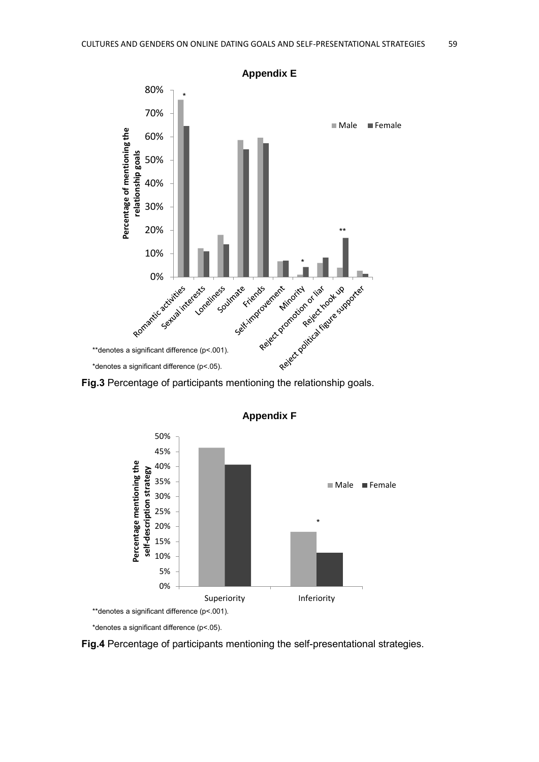## Appendix E

80%
70%
60%
50%
40%
30%
20%
10%
0%

Percentage of mentioning the relationship goals

Male
Female

*
**
*

Romantic activities
Sexual interests
Loneliness
Soulmate
Friends
Self-improvement
Minority
Reject promotion or liar
Reject hook up
Reject political figure supporter

**denotes a significant difference (p<.001).

*denotes a significant difference (p<.05).

**Fig.3** Percentage of participants mentioning the relationship goals.

## Appendix F

50%
45%
40%
35%
30%
25%
20%
15%
10%
5%
0%

Percentage mentioning the self-description strategy

Male
Female

*

Superiority
Inferiority

**denotes a significant difference (p<.001).

*denotes a significant difference (p<.05).

**Fig.4** Percentage of participants mentioning the self-presentational strategies.